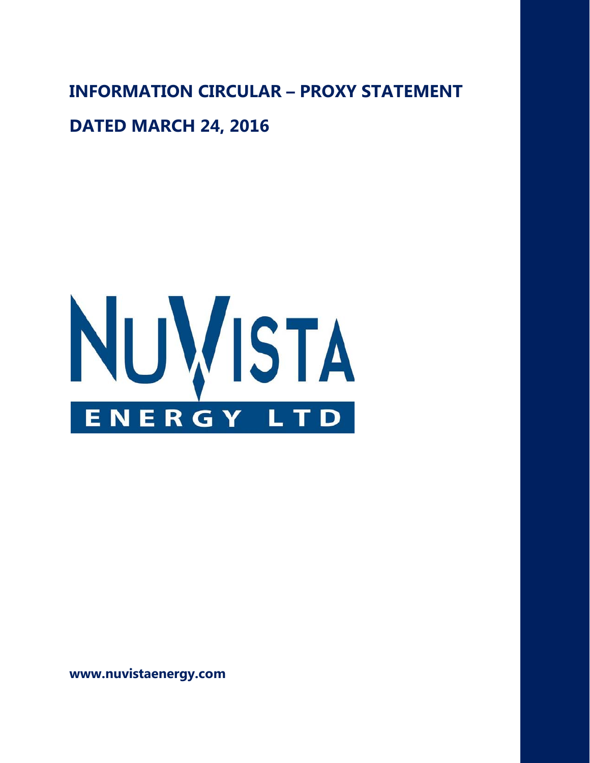# INFORMATION CIRCULAR – PROXY STATEMENT

# DATED MARCH 24, 2016

NUVISTA ENERGY LTD

**www.nuvistaenergy.com**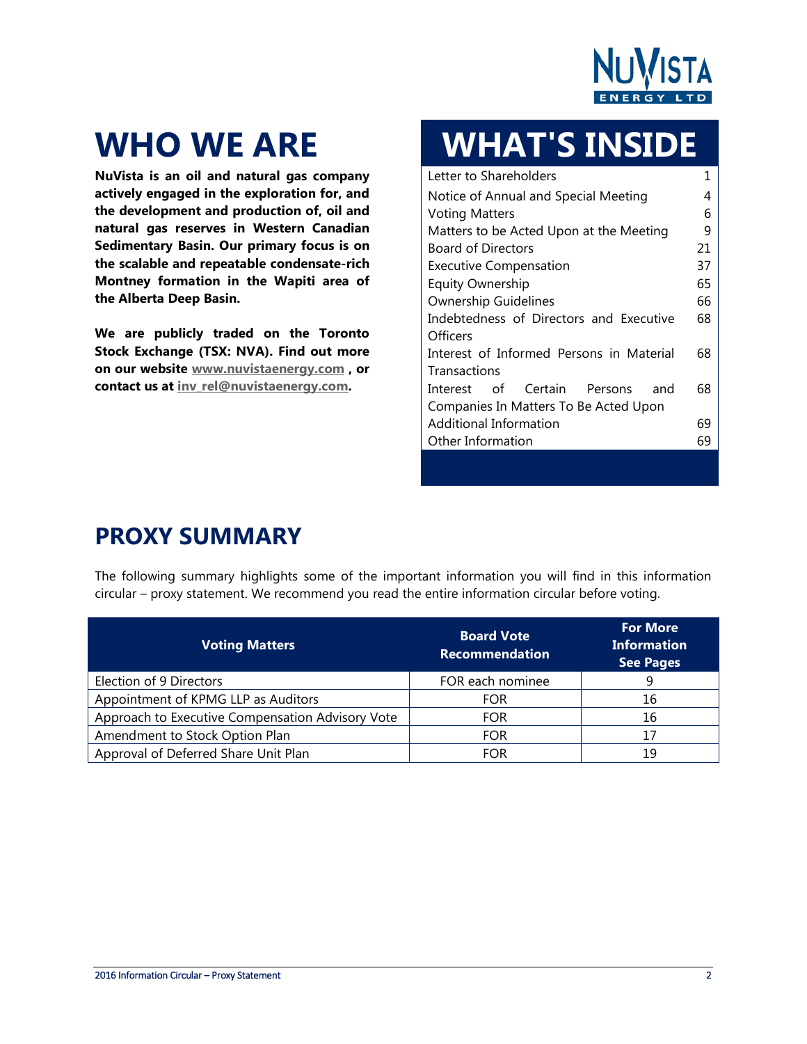# WHO WE ARE

**NuVista is an oil and natural gas company actively engaged in the exploration for, and the development and production of, oil and natural gas reserves in Western Canadian Sedimentary Basin. Our primary focus is on the scalable and repeatable condensate-rich Montney formation in the Wapiti area of the Alberta Deep Basin.**

**We are publicly traded on the Toronto Stock Exchange (TSX: NVA). Find out more on our website www.nuvistaenergy.com , or contact us at inv_rel@nuvistaenergy.com.**

# WHAT'S INSIDE

| | |
|---|---|
| Letter to Shareholders | 1 |
| Notice of Annual and Special Meeting | 4 |
| Voting Matters | 6 |
| Matters to be Acted Upon at the Meeting | 9 |
| Board of Directors | 21 |
| Executive Compensation | 37 |
| Equity Ownership | 65 |
| Ownership Guidelines | 66 |
| Indebtedness of Directors and Executive Officers | 68 |
| Interest of Informed Persons in Material Transactions | 68 |
| Interest of Certain Persons and Companies In Matters To Be Acted Upon | 68 |
| Additional Information | 69 |
| Other Information | 69 |

## PROXY SUMMARY

The following summary highlights some of the important information you will find in this information circular – proxy statement. We recommend you read the entire information circular before voting.

| Voting Matters | Board Vote Recommendation | For More Information See Pages |
|---|---|---|
| Election of 9 Directors | FOR each nominee | 9 |
| Appointment of KPMG LLP as Auditors | FOR | 16 |
| Approach to Executive Compensation Advisory Vote | FOR | 16 |
| Amendment to Stock Option Plan | FOR | 17 |
| Approval of Deferred Share Unit Plan | FOR | 19 |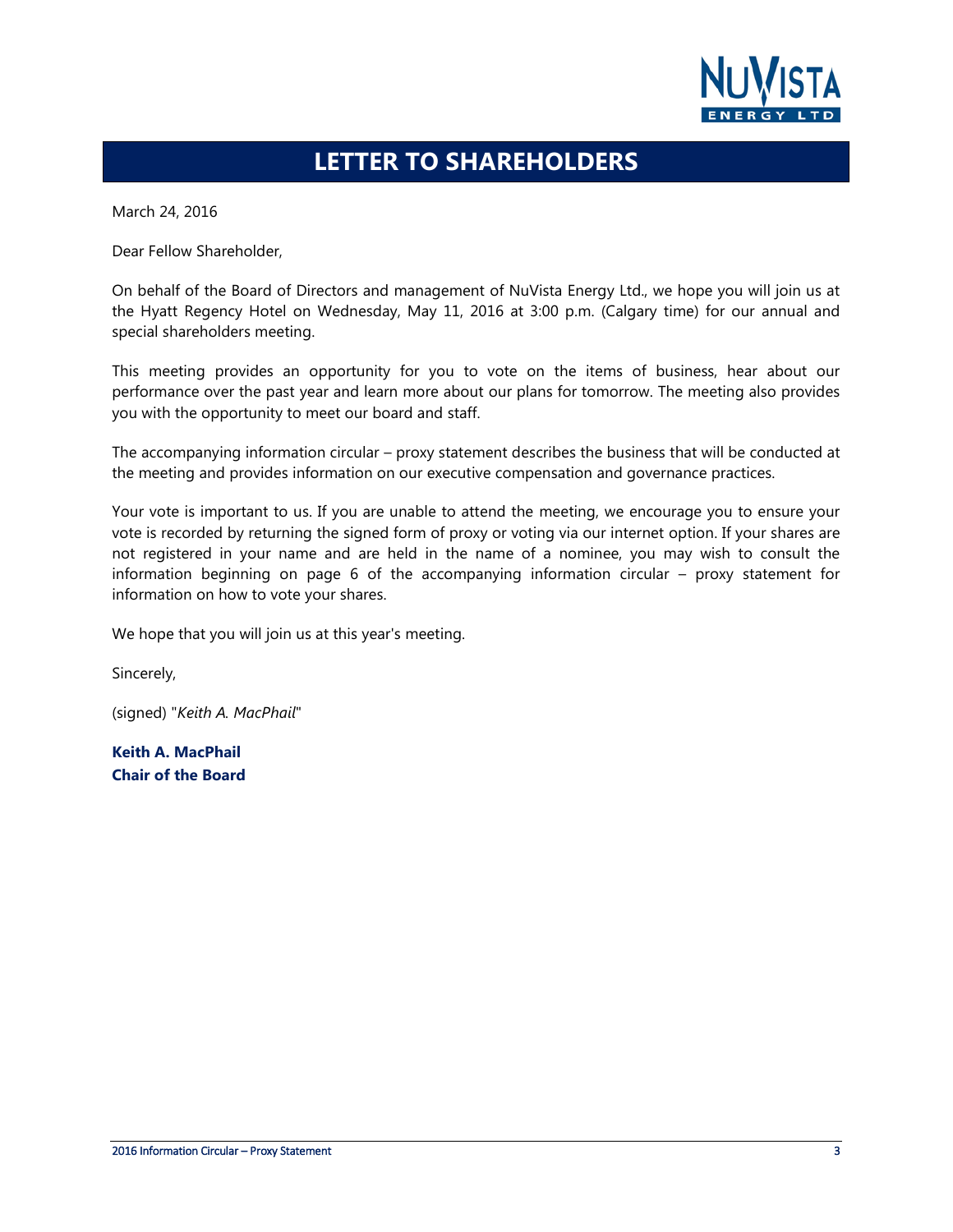# LETTER TO SHAREHOLDERS

March 24, 2016

Dear Fellow Shareholder,

On behalf of the Board of Directors and management of NuVista Energy Ltd., we hope you will join us at the Hyatt Regency Hotel on Wednesday, May 11, 2016 at 3:00 p.m. (Calgary time) for our annual and special shareholders meeting.

This meeting provides an opportunity for you to vote on the items of business, hear about our performance over the past year and learn more about our plans for tomorrow. The meeting also provides you with the opportunity to meet our board and staff.

The accompanying information circular – proxy statement describes the business that will be conducted at the meeting and provides information on our executive compensation and governance practices.

Your vote is important to us. If you are unable to attend the meeting, we encourage you to ensure your vote is recorded by returning the signed form of proxy or voting via our internet option. If your shares are not registered in your name and are held in the name of a nominee, you may wish to consult the information beginning on page 6 of the accompanying information circular – proxy statement for information on how to vote your shares.

We hope that you will join us at this year's meeting.

Sincerely,

(signed) "*Keith A. MacPhail*"

**Keith A. MacPhail**
**Chair of the Board**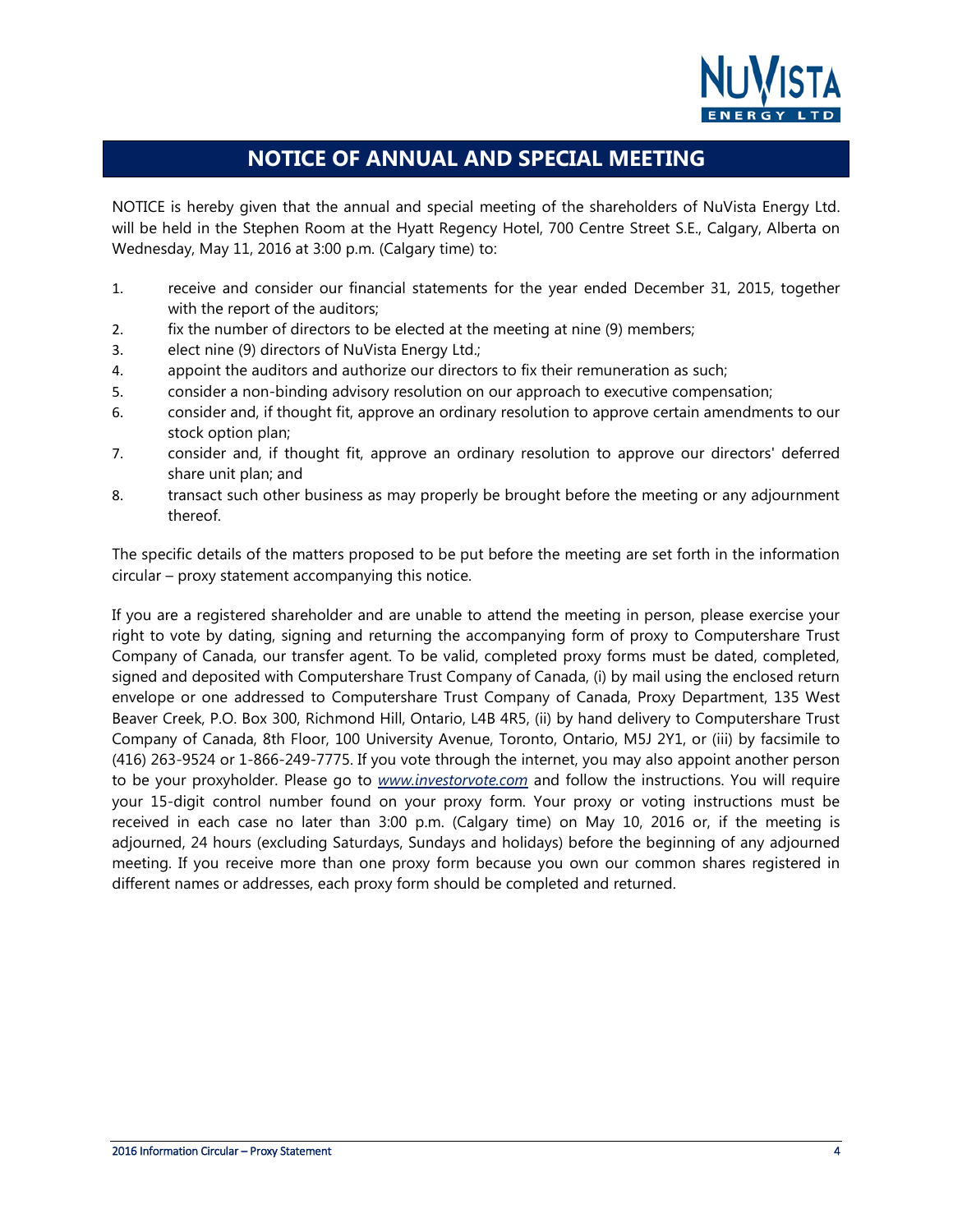# NOTICE OF ANNUAL AND SPECIAL MEETING

NOTICE is hereby given that the annual and special meeting of the shareholders of NuVista Energy Ltd. will be held in the Stephen Room at the Hyatt Regency Hotel, 700 Centre Street S.E., Calgary, Alberta on Wednesday, May 11, 2016 at 3:00 p.m. (Calgary time) to:

1. receive and consider our financial statements for the year ended December 31, 2015, together with the report of the auditors;
2. fix the number of directors to be elected at the meeting at nine (9) members;
3. elect nine (9) directors of NuVista Energy Ltd.;
4. appoint the auditors and authorize our directors to fix their remuneration as such;
5. consider a non-binding advisory resolution on our approach to executive compensation;
6. consider and, if thought fit, approve an ordinary resolution to approve certain amendments to our stock option plan;
7. consider and, if thought fit, approve an ordinary resolution to approve our directors' deferred share unit plan; and
8. transact such other business as may properly be brought before the meeting or any adjournment thereof.

The specific details of the matters proposed to be put before the meeting are set forth in the information circular – proxy statement accompanying this notice.

If you are a registered shareholder and are unable to attend the meeting in person, please exercise your right to vote by dating, signing and returning the accompanying form of proxy to Computershare Trust Company of Canada, our transfer agent. To be valid, completed proxy forms must be dated, completed, signed and deposited with Computershare Trust Company of Canada, (i) by mail using the enclosed return envelope or one addressed to Computershare Trust Company of Canada, Proxy Department, 135 West Beaver Creek, P.O. Box 300, Richmond Hill, Ontario, L4B 4R5, (ii) by hand delivery to Computershare Trust Company of Canada, 8th Floor, 100 University Avenue, Toronto, Ontario, M5J 2Y1, or (iii) by facsimile to (416) 263-9524 or 1-866-249-7775. If you vote through the internet, you may also appoint another person to be your proxyholder. Please go to *www.investorvote.com* and follow the instructions. You will require your 15-digit control number found on your proxy form. Your proxy or voting instructions must be received in each case no later than 3:00 p.m. (Calgary time) on May 10, 2016 or, if the meeting is adjourned, 24 hours (excluding Saturdays, Sundays and holidays) before the beginning of any adjourned meeting. If you receive more than one proxy form because you own our common shares registered in different names or addresses, each proxy form should be completed and returned.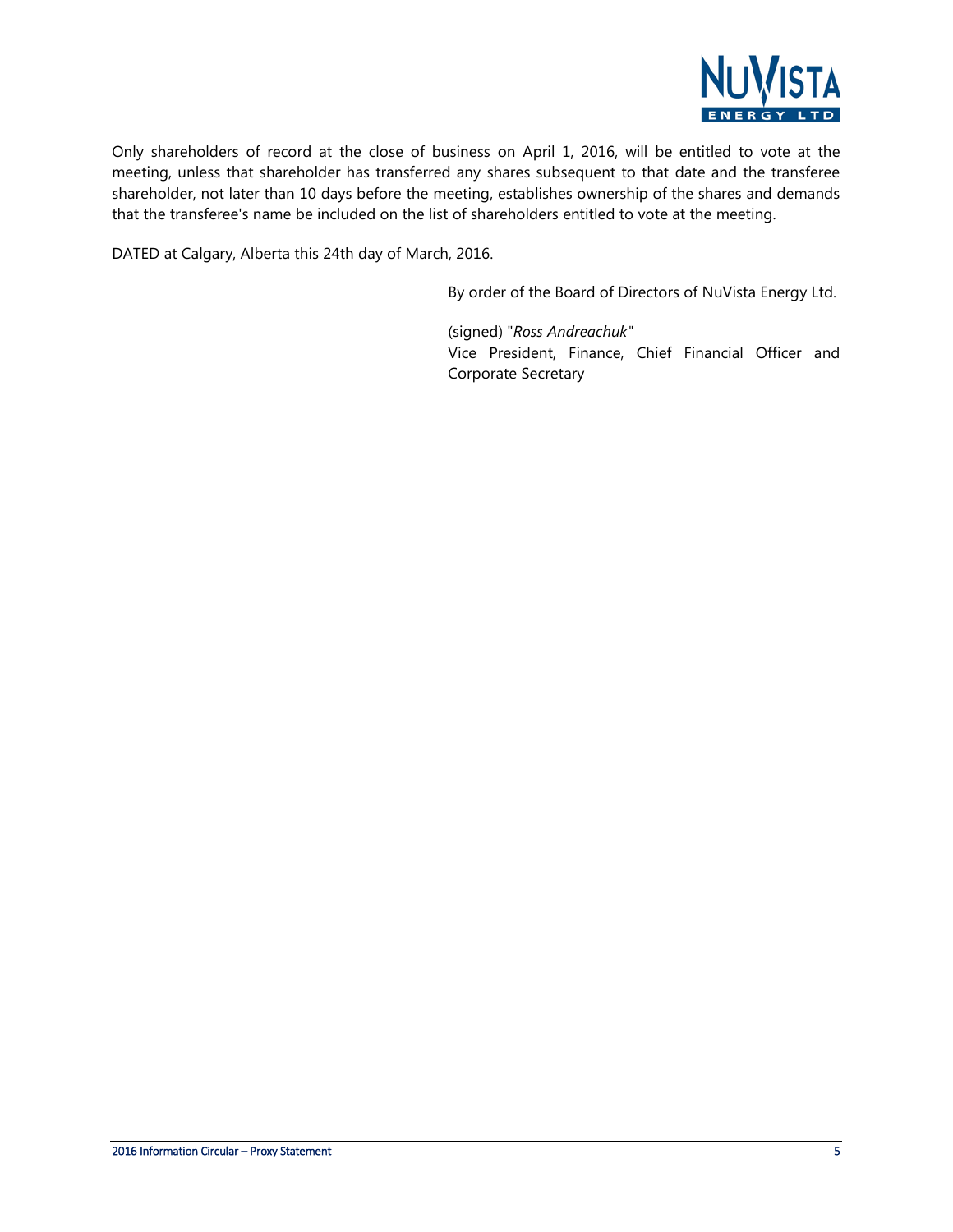Only shareholders of record at the close of business on April 1, 2016, will be entitled to vote at the meeting, unless that shareholder has transferred any shares subsequent to that date and the transferee shareholder, not later than 10 days before the meeting, establishes ownership of the shares and demands that the transferee's name be included on the list of shareholders entitled to vote at the meeting.

DATED at Calgary, Alberta this 24th day of March, 2016.

By order of the Board of Directors of NuVista Energy Ltd.

(signed) "*Ross Andreachuk*"
Vice President, Finance, Chief Financial Officer and Corporate Secretary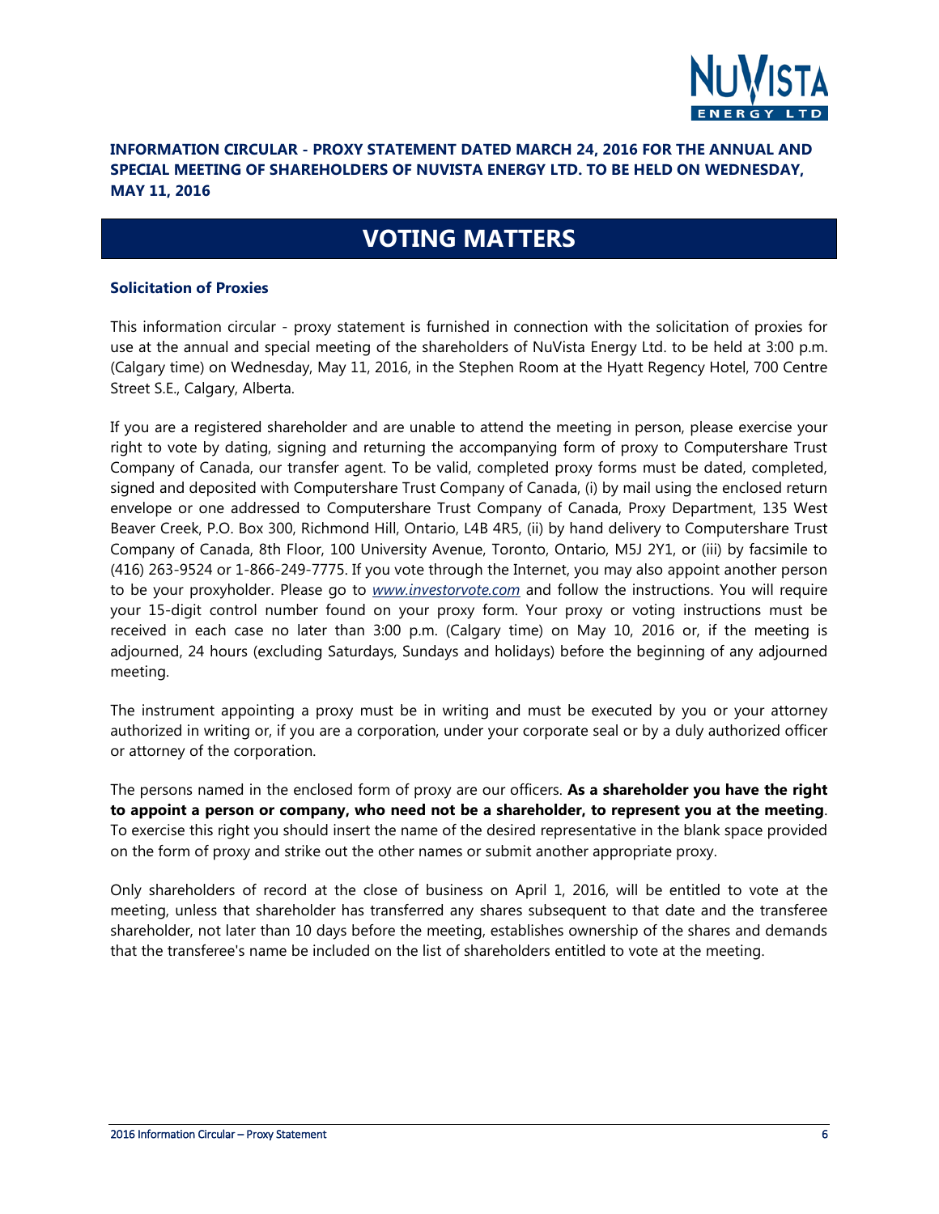**INFORMATION CIRCULAR - PROXY STATEMENT DATED MARCH 24, 2016 FOR THE ANNUAL AND SPECIAL MEETING OF SHAREHOLDERS OF NUVISTA ENERGY LTD. TO BE HELD ON WEDNESDAY, MAY 11, 2016**

# VOTING MATTERS

### Solicitation of Proxies

This information circular - proxy statement is furnished in connection with the solicitation of proxies for use at the annual and special meeting of the shareholders of NuVista Energy Ltd. to be held at 3:00 p.m. (Calgary time) on Wednesday, May 11, 2016, in the Stephen Room at the Hyatt Regency Hotel, 700 Centre Street S.E., Calgary, Alberta.

If you are a registered shareholder and are unable to attend the meeting in person, please exercise your right to vote by dating, signing and returning the accompanying form of proxy to Computershare Trust Company of Canada, our transfer agent. To be valid, completed proxy forms must be dated, completed, signed and deposited with Computershare Trust Company of Canada, (i) by mail using the enclosed return envelope or one addressed to Computershare Trust Company of Canada, Proxy Department, 135 West Beaver Creek, P.O. Box 300, Richmond Hill, Ontario, L4B 4R5, (ii) by hand delivery to Computershare Trust Company of Canada, 8th Floor, 100 University Avenue, Toronto, Ontario, M5J 2Y1, or (iii) by facsimile to (416) 263-9524 or 1-866-249-7775. If you vote through the Internet, you may also appoint another person to be your proxyholder. Please go to *www.investorvote.com* and follow the instructions. You will require your 15-digit control number found on your proxy form. Your proxy or voting instructions must be received in each case no later than 3:00 p.m. (Calgary time) on May 10, 2016 or, if the meeting is adjourned, 24 hours (excluding Saturdays, Sundays and holidays) before the beginning of any adjourned meeting.

The instrument appointing a proxy must be in writing and must be executed by you or your attorney authorized in writing or, if you are a corporation, under your corporate seal or by a duly authorized officer or attorney of the corporation.

The persons named in the enclosed form of proxy are our officers. **As a shareholder you have the right to appoint a person or company, who need not be a shareholder, to represent you at the meeting**. To exercise this right you should insert the name of the desired representative in the blank space provided on the form of proxy and strike out the other names or submit another appropriate proxy.

Only shareholders of record at the close of business on April 1, 2016, will be entitled to vote at the meeting, unless that shareholder has transferred any shares subsequent to that date and the transferee shareholder, not later than 10 days before the meeting, establishes ownership of the shares and demands that the transferee's name be included on the list of shareholders entitled to vote at the meeting.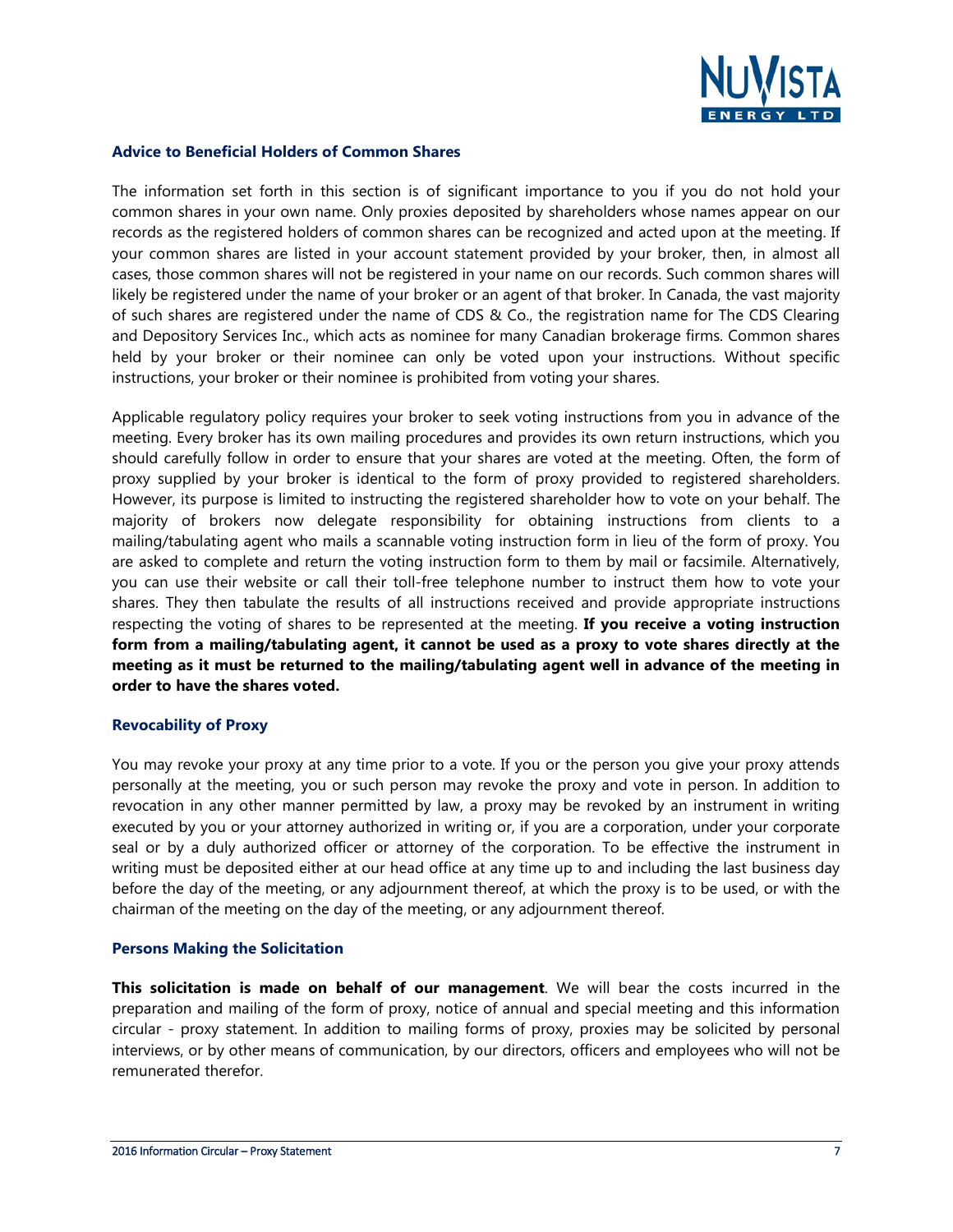### Advice to Beneficial Holders of Common Shares

The information set forth in this section is of significant importance to you if you do not hold your common shares in your own name. Only proxies deposited by shareholders whose names appear on our records as the registered holders of common shares can be recognized and acted upon at the meeting. If your common shares are listed in your account statement provided by your broker, then, in almost all cases, those common shares will not be registered in your name on our records. Such common shares will likely be registered under the name of your broker or an agent of that broker. In Canada, the vast majority of such shares are registered under the name of CDS & Co., the registration name for The CDS Clearing and Depository Services Inc., which acts as nominee for many Canadian brokerage firms. Common shares held by your broker or their nominee can only be voted upon your instructions. Without specific instructions, your broker or their nominee is prohibited from voting your shares.

Applicable regulatory policy requires your broker to seek voting instructions from you in advance of the meeting. Every broker has its own mailing procedures and provides its own return instructions, which you should carefully follow in order to ensure that your shares are voted at the meeting. Often, the form of proxy supplied by your broker is identical to the form of proxy provided to registered shareholders. However, its purpose is limited to instructing the registered shareholder how to vote on your behalf. The majority of brokers now delegate responsibility for obtaining instructions from clients to a mailing/tabulating agent who mails a scannable voting instruction form in lieu of the form of proxy. You are asked to complete and return the voting instruction form to them by mail or facsimile. Alternatively, you can use their website or call their toll-free telephone number to instruct them how to vote your shares. They then tabulate the results of all instructions received and provide appropriate instructions respecting the voting of shares to be represented at the meeting. **If you receive a voting instruction form from a mailing/tabulating agent, it cannot be used as a proxy to vote shares directly at the meeting as it must be returned to the mailing/tabulating agent well in advance of the meeting in order to have the shares voted.**

### Revocability of Proxy

You may revoke your proxy at any time prior to a vote. If you or the person you give your proxy attends personally at the meeting, you or such person may revoke the proxy and vote in person. In addition to revocation in any other manner permitted by law, a proxy may be revoked by an instrument in writing executed by you or your attorney authorized in writing or, if you are a corporation, under your corporate seal or by a duly authorized officer or attorney of the corporation. To be effective the instrument in writing must be deposited either at our head office at any time up to and including the last business day before the day of the meeting, or any adjournment thereof, at which the proxy is to be used, or with the chairman of the meeting on the day of the meeting, or any adjournment thereof.

### Persons Making the Solicitation

**This solicitation is made on behalf of our management**. We will bear the costs incurred in the preparation and mailing of the form of proxy, notice of annual and special meeting and this information circular - proxy statement. In addition to mailing forms of proxy, proxies may be solicited by personal interviews, or by other means of communication, by our directors, officers and employees who will not be remunerated therefor.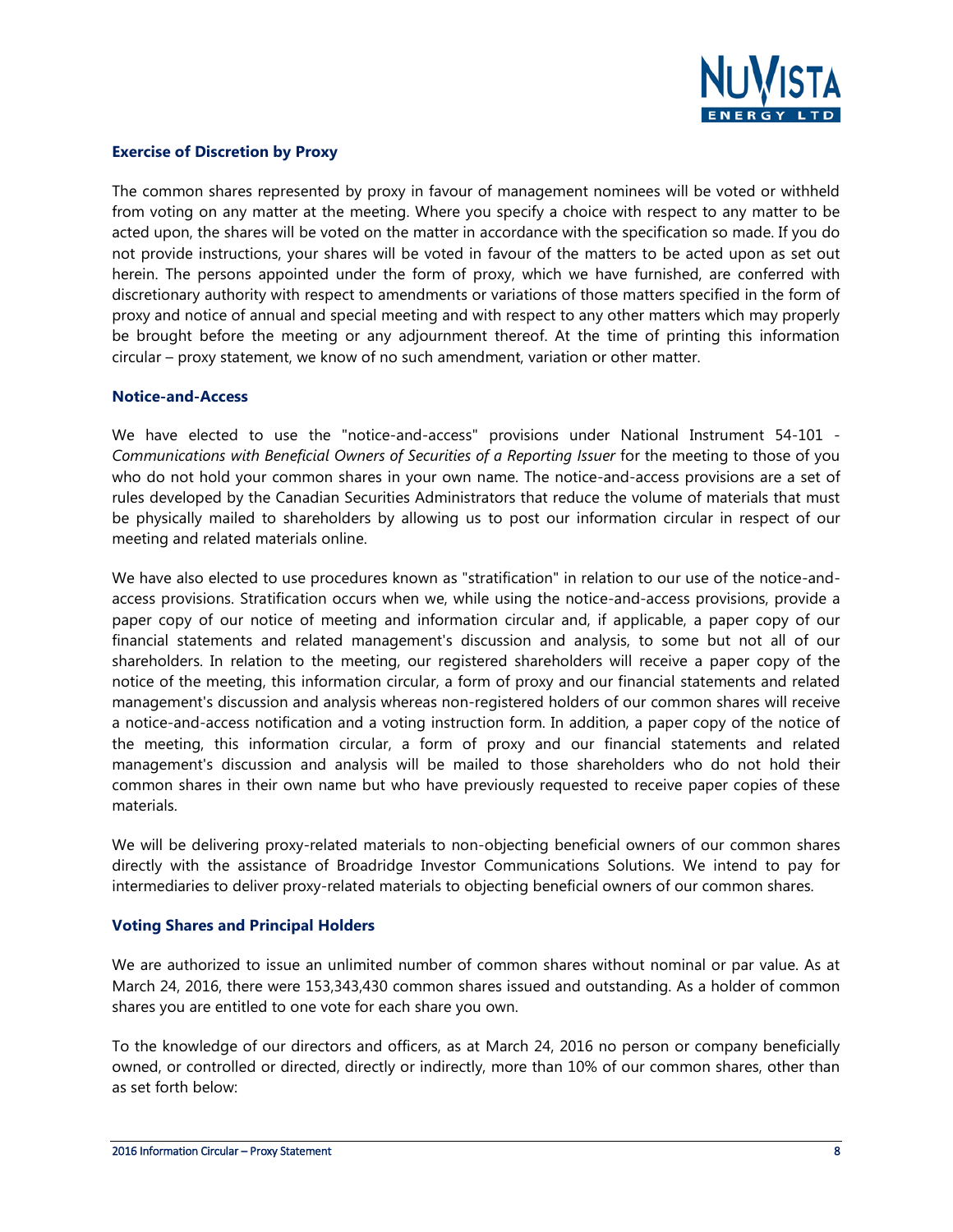### Exercise of Discretion by Proxy

The common shares represented by proxy in favour of management nominees will be voted or withheld from voting on any matter at the meeting. Where you specify a choice with respect to any matter to be acted upon, the shares will be voted on the matter in accordance with the specification so made. If you do not provide instructions, your shares will be voted in favour of the matters to be acted upon as set out herein. The persons appointed under the form of proxy, which we have furnished, are conferred with discretionary authority with respect to amendments or variations of those matters specified in the form of proxy and notice of annual and special meeting and with respect to any other matters which may properly be brought before the meeting or any adjournment thereof. At the time of printing this information circular – proxy statement, we know of no such amendment, variation or other matter.

### Notice-and-Access

We have elected to use the "notice-and-access" provisions under National Instrument 54-101 - *Communications with Beneficial Owners of Securities of a Reporting Issuer* for the meeting to those of you who do not hold your common shares in your own name. The notice-and-access provisions are a set of rules developed by the Canadian Securities Administrators that reduce the volume of materials that must be physically mailed to shareholders by allowing us to post our information circular in respect of our meeting and related materials online.

We have also elected to use procedures known as "stratification" in relation to our use of the notice-and-access provisions. Stratification occurs when we, while using the notice-and-access provisions, provide a paper copy of our notice of meeting and information circular and, if applicable, a paper copy of our financial statements and related management's discussion and analysis, to some but not all of our shareholders. In relation to the meeting, our registered shareholders will receive a paper copy of the notice of the meeting, this information circular, a form of proxy and our financial statements and related management's discussion and analysis whereas non-registered holders of our common shares will receive a notice-and-access notification and a voting instruction form. In addition, a paper copy of the notice of the meeting, this information circular, a form of proxy and our financial statements and related management's discussion and analysis will be mailed to those shareholders who do not hold their common shares in their own name but who have previously requested to receive paper copies of these materials.

We will be delivering proxy-related materials to non-objecting beneficial owners of our common shares directly with the assistance of Broadridge Investor Communications Solutions. We intend to pay for intermediaries to deliver proxy-related materials to objecting beneficial owners of our common shares.

### Voting Shares and Principal Holders

We are authorized to issue an unlimited number of common shares without nominal or par value. As at March 24, 2016, there were 153,343,430 common shares issued and outstanding. As a holder of common shares you are entitled to one vote for each share you own.

To the knowledge of our directors and officers, as at March 24, 2016 no person or company beneficially owned, or controlled or directed, directly or indirectly, more than 10% of our common shares, other than as set forth below: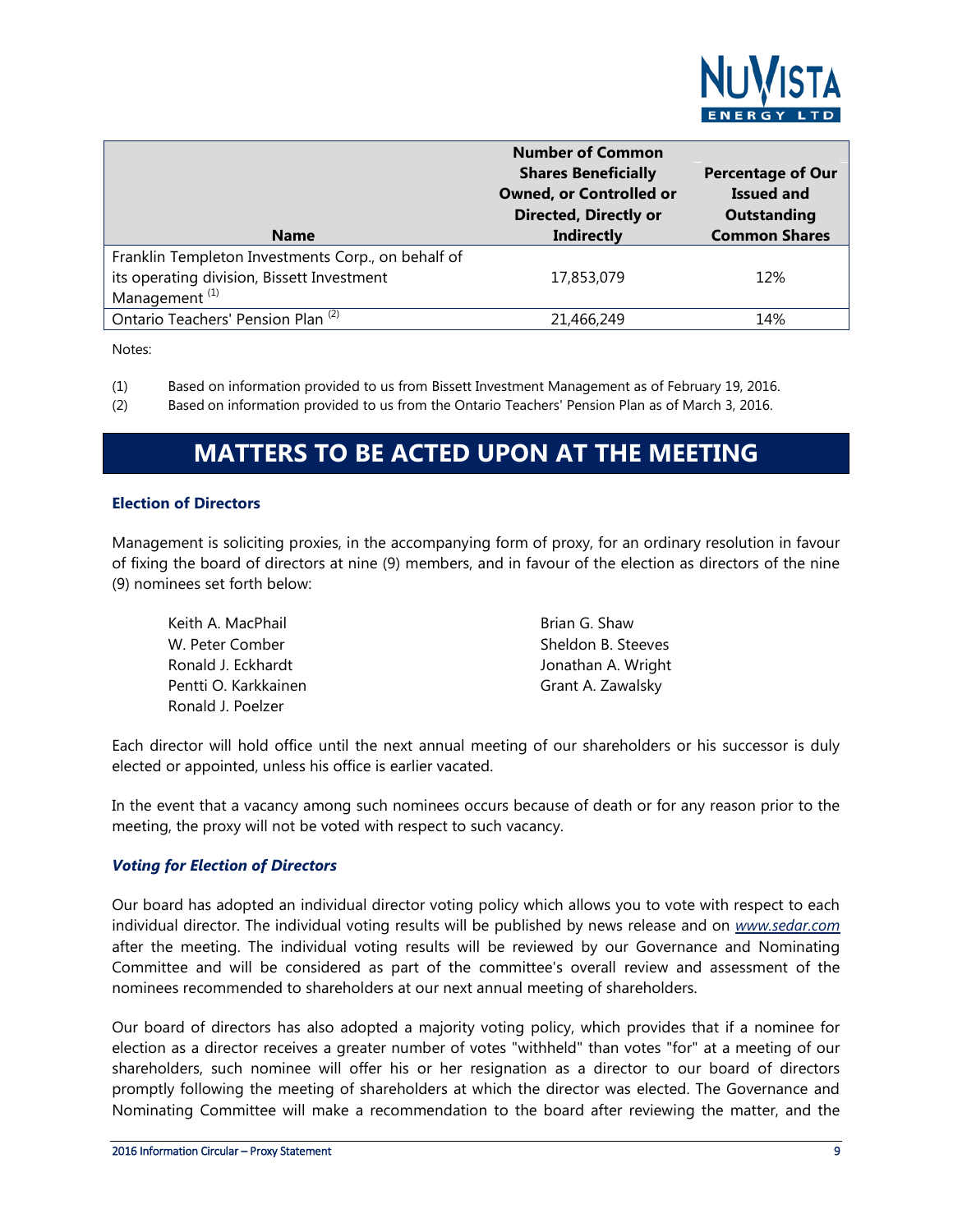| Name | Number of Common Shares Beneficially Owned, or Controlled or Directed, Directly or Indirectly | Percentage of Our Issued and Outstanding Common Shares |
|---|---|---|
| Franklin Templeton Investments Corp., on behalf of its operating division, Bissett Investment Management [(1)] | 17,853,079 | 12% |
| Ontario Teachers' Pension Plan [(2)] | 21,466,249 | 14% |

Notes:

(1) Based on information provided to us from Bissett Investment Management as of February 19, 2016.

(2) Based on information provided to us from the Ontario Teachers' Pension Plan as of March 3, 2016.

# MATTERS TO BE ACTED UPON AT THE MEETING

## Election of Directors

Management is soliciting proxies, in the accompanying form of proxy, for an ordinary resolution in favour of fixing the board of directors at nine (9) members, and in favour of the election as directors of the nine (9) nominees set forth below:

- Keith A. MacPhail
- W. Peter Comber
- Ronald J. Eckhardt
- Pentti O. Karkkainen
- Ronald J. Poelzer
- Brian G. Shaw
- Sheldon B. Steeves
- Jonathan A. Wright
- Grant A. Zawalsky

Each director will hold office until the next annual meeting of our shareholders or his successor is duly elected or appointed, unless his office is earlier vacated.

In the event that a vacancy among such nominees occurs because of death or for any reason prior to the meeting, the proxy will not be voted with respect to such vacancy.

### *Voting for Election of Directors*

Our board has adopted an individual director voting policy which allows you to vote with respect to each individual director. The individual voting results will be published by news release and on *www.sedar.com* after the meeting. The individual voting results will be reviewed by our Governance and Nominating Committee and will be considered as part of the committee's overall review and assessment of the nominees recommended to shareholders at our next annual meeting of shareholders.

Our board of directors has also adopted a majority voting policy, which provides that if a nominee for election as a director receives a greater number of votes "withheld" than votes "for" at a meeting of our shareholders, such nominee will offer his or her resignation as a director to our board of directors promptly following the meeting of shareholders at which the director was elected. The Governance and Nominating Committee will make a recommendation to the board after reviewing the matter, and the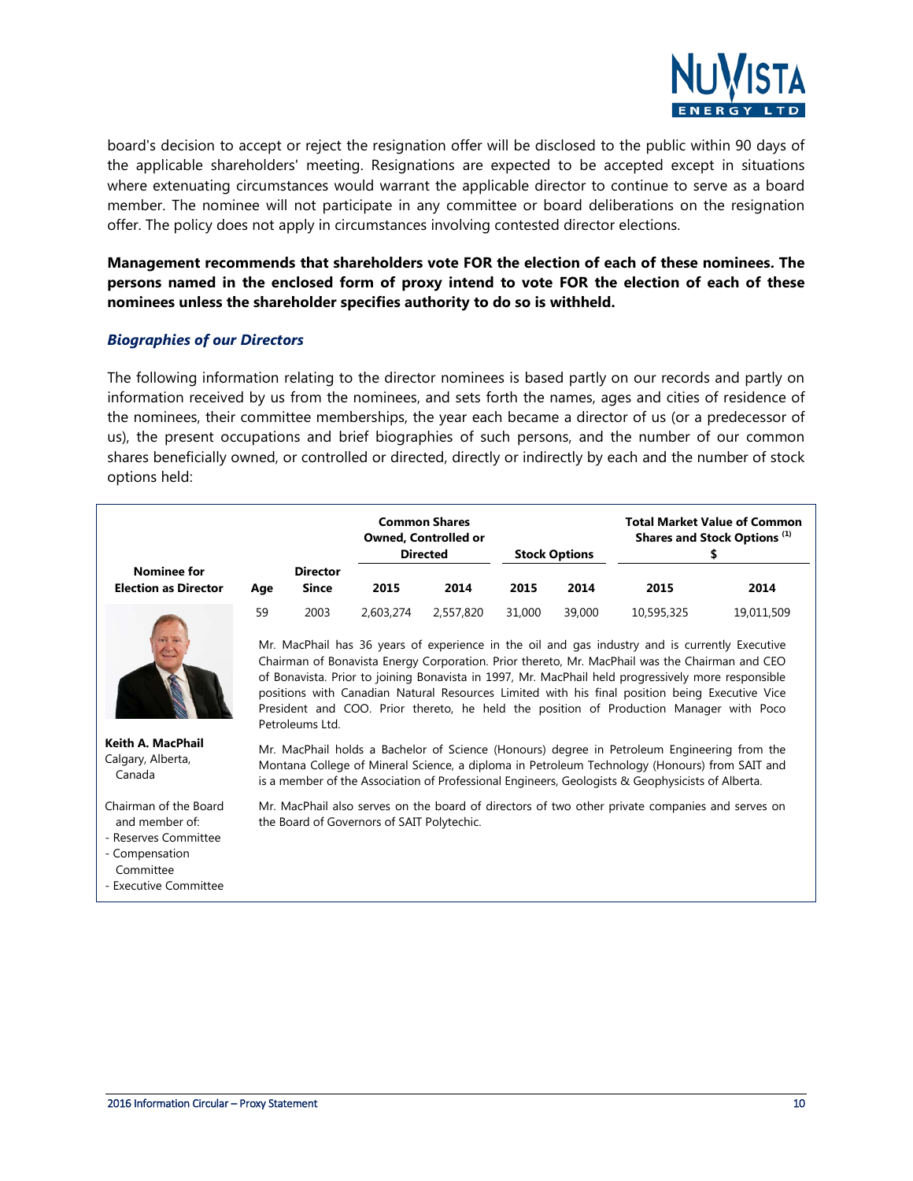board's decision to accept or reject the resignation offer will be disclosed to the public within 90 days of the applicable shareholders' meeting. Resignations are expected to be accepted except in situations where extenuating circumstances would warrant the applicable director to continue to serve as a board member. The nominee will not participate in any committee or board deliberations on the resignation offer. The policy does not apply in circumstances involving contested director elections.

**Management recommends that shareholders vote FOR the election of each of these nominees. The persons named in the enclosed form of proxy intend to vote FOR the election of each of these nominees unless the shareholder specifies authority to do so is withheld.**

### *Biographies of our Directors*

The following information relating to the director nominees is based partly on our records and partly on information received by us from the nominees, and sets forth the names, ages and cities of residence of the nominees, their committee memberships, the year each became a director of us (or a predecessor of us), the present occupations and brief biographies of such persons, and the number of our common shares beneficially owned, or controlled or directed, directly or indirectly by each and the number of stock options held:

| Nominee for Election as Director | Age | Director Since | Common Shares Owned, Controlled or Directed | | Stock Options | | Total Market Value of Common Shares and Stock Options [1] $ | |
|---|---|---|---|---|---|---|---|---|
| | | | 2015 | 2014 | 2015 | 2014 | 2015 | 2014 |
| **Keith A. MacPhail** Calgary, Alberta, Canada | 59 | 2003 | 2,603,274 | 2,557,820 | 31,000 | 39,000 | 10,595,325 | 19,011,509 |

**Keith A. MacPhail**
Calgary, Alberta, Canada

Chairman of the Board and member of:
- Reserves Committee
- Compensation Committee
- Executive Committee

Mr. MacPhail has 36 years of experience in the oil and gas industry and is currently Executive Chairman of Bonavista Energy Corporation. Prior thereto, Mr. MacPhail was the Chairman and CEO of Bonavista. Prior to joining Bonavista in 1997, Mr. MacPhail held progressively more responsible positions with Canadian Natural Resources Limited with his final position being Executive Vice President and COO. Prior thereto, he held the position of Production Manager with Poco Petroleums Ltd.

Mr. MacPhail holds a Bachelor of Science (Honours) degree in Petroleum Engineering from the Montana College of Mineral Science, a diploma in Petroleum Technology (Honours) from SAIT and is a member of the Association of Professional Engineers, Geologists & Geophysicists of Alberta.

Mr. MacPhail also serves on the board of directors of two other private companies and serves on the Board of Governors of SAIT Polytechic.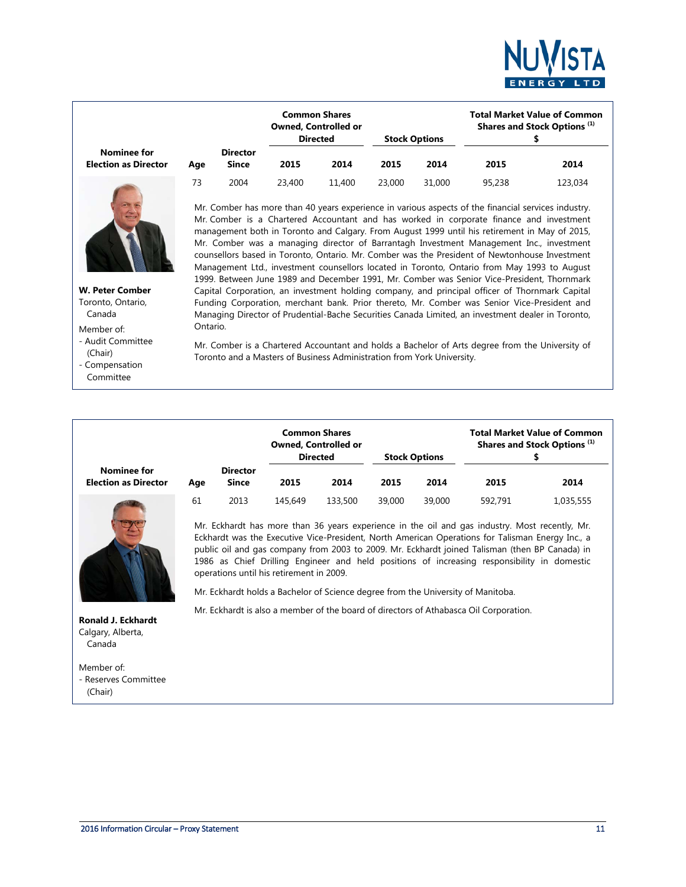| Nominee for Election as Director | Age | Director Since | Common Shares Owned, Controlled or Directed 2015 | Common Shares Owned, Controlled or Directed 2014 | Stock Options 2015 | Stock Options 2014 | Total Market Value of Common Shares and Stock Options [(1)] $ 2015 | Total Market Value of Common Shares and Stock Options [(1)] $ 2014 |
|---|---|---|---|---|---|---|---|---|
| W. Peter Comber | 73 | 2004 | 23,400 | 11,400 | 23,000 | 31,000 | 95,238 | 123,034 |

**W. Peter Comber**
Toronto, Ontario, Canada

Member of:
- Audit Committee (Chair)
- Compensation Committee

Mr. Comber has more than 40 years experience in various aspects of the financial services industry. Mr. Comber is a Chartered Accountant and has worked in corporate finance and investment management both in Toronto and Calgary. From August 1999 until his retirement in May of 2015, Mr. Comber was a managing director of Barrantagh Investment Management Inc., investment counsellors based in Toronto, Ontario. Mr. Comber was the President of Newtonhouse Investment Management Ltd., investment counsellors located in Toronto, Ontario from May 1993 to August 1999. Between June 1989 and December 1991, Mr. Comber was Senior Vice-President, Thornmark Capital Corporation, an investment holding company, and principal officer of Thornmark Capital Funding Corporation, merchant bank. Prior thereto, Mr. Comber was Senior Vice-President and Managing Director of Prudential-Bache Securities Canada Limited, an investment dealer in Toronto, Ontario.

Mr. Comber is a Chartered Accountant and holds a Bachelor of Arts degree from the University of Toronto and a Masters of Business Administration from York University.

| Nominee for Election as Director | Age | Director Since | Common Shares Owned, Controlled or Directed 2015 | Common Shares Owned, Controlled or Directed 2014 | Stock Options 2015 | Stock Options 2014 | Total Market Value of Common Shares and Stock Options [(1)] $ 2015 | Total Market Value of Common Shares and Stock Options [(1)] $ 2014 |
|---|---|---|---|---|---|---|---|---|
| Ronald J. Eckhardt | 61 | 2013 | 145,649 | 133,500 | 39,000 | 39,000 | 592,791 | 1,035,555 |

**Ronald J. Eckhardt**
Calgary, Alberta, Canada

Member of:
- Reserves Committee (Chair)

Mr. Eckhardt has more than 36 years experience in the oil and gas industry. Most recently, Mr. Eckhardt was the Executive Vice-President, North American Operations for Talisman Energy Inc., a public oil and gas company from 2003 to 2009. Mr. Eckhardt joined Talisman (then BP Canada) in 1986 as Chief Drilling Engineer and held positions of increasing responsibility in domestic operations until his retirement in 2009.

Mr. Eckhardt holds a Bachelor of Science degree from the University of Manitoba.

Mr. Eckhardt is also a member of the board of directors of Athabasca Oil Corporation.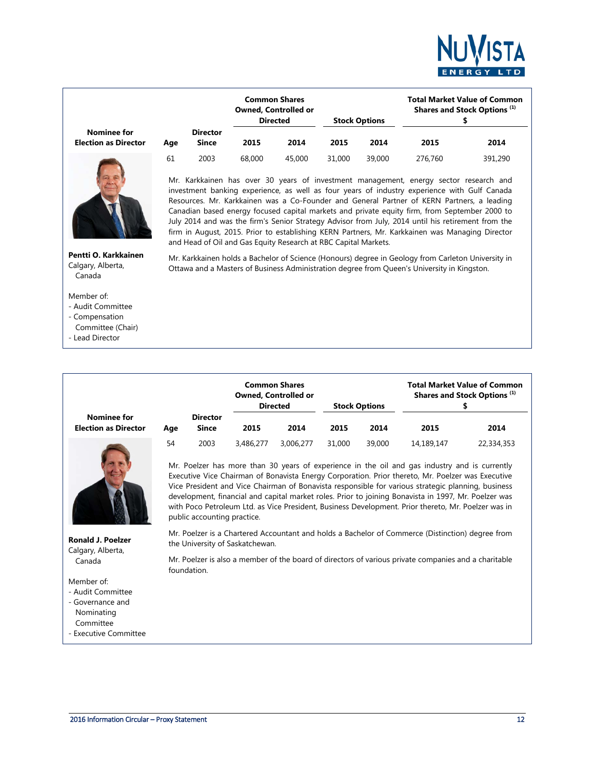| Nominee for Election as Director | Age | Director Since | Common Shares Owned, Controlled or Directed 2015 | Common Shares Owned, Controlled or Directed 2014 | Stock Options 2015 | Stock Options 2014 | Total Market Value of Common Shares and Stock Options [(1)] $ 2015 | Total Market Value of Common Shares and Stock Options [(1)] $ 2014 |
|---|---|---|---|---|---|---|---|---|
| **Pentti O. Karkkainen** | 61 | 2003 | 68,000 | 45,000 | 31,000 | 39,000 | 276,760 | 391,290 |

**Pentti O. Karkkainen**
Calgary, Alberta, Canada

Member of:
- Audit Committee
- Compensation Committee (Chair)
- Lead Director

Mr. Karkkainen has over 30 years of investment management, energy sector research and investment banking experience, as well as four years of industry experience with Gulf Canada Resources. Mr. Karkkainen was a Co-Founder and General Partner of KERN Partners, a leading Canadian based energy focused capital markets and private equity firm, from September 2000 to July 2014 and was the firm's Senior Strategy Advisor from July, 2014 until his retirement from the firm in August, 2015. Prior to establishing KERN Partners, Mr. Karkkainen was Managing Director and Head of Oil and Gas Equity Research at RBC Capital Markets.

Mr. Karkkainen holds a Bachelor of Science (Honours) degree in Geology from Carleton University in Ottawa and a Masters of Business Administration degree from Queen's University in Kingston.

| Nominee for Election as Director | Age | Director Since | Common Shares Owned, Controlled or Directed 2015 | Common Shares Owned, Controlled or Directed 2014 | Stock Options 2015 | Stock Options 2014 | Total Market Value of Common Shares and Stock Options [(1)] $ 2015 | Total Market Value of Common Shares and Stock Options [(1)] $ 2014 |
|---|---|---|---|---|---|---|---|---|
| **Ronald J. Poelzer** | 54 | 2003 | 3,486,277 | 3,006,277 | 31,000 | 39,000 | 14,189,147 | 22,334,353 |

**Ronald J. Poelzer**
Calgary, Alberta, Canada

Member of:
- Audit Committee
- Governance and Nominating Committee
- Executive Committee

Mr. Poelzer has more than 30 years of experience in the oil and gas industry and is currently Executive Vice Chairman of Bonavista Energy Corporation. Prior thereto, Mr. Poelzer was Executive Vice President and Vice Chairman of Bonavista responsible for various strategic planning, business development, financial and capital market roles. Prior to joining Bonavista in 1997, Mr. Poelzer was with Poco Petroleum Ltd. as Vice President, Business Development. Prior thereto, Mr. Poelzer was in public accounting practice.

Mr. Poelzer is a Chartered Accountant and holds a Bachelor of Commerce (Distinction) degree from the University of Saskatchewan.

Mr. Poelzer is also a member of the board of directors of various private companies and a charitable foundation.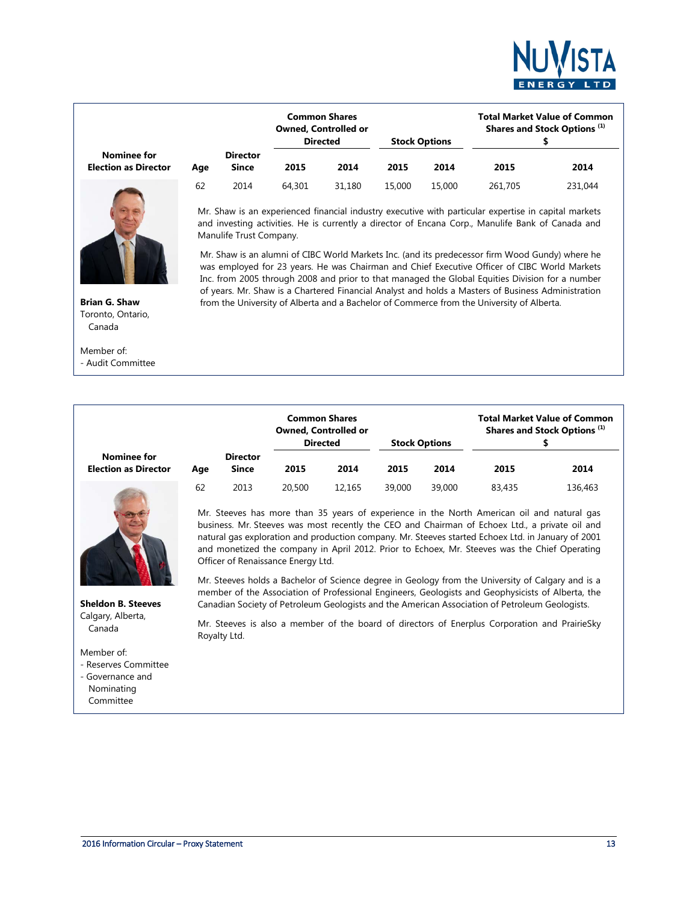| Nominee for Election as Director | Age | Director Since | Common Shares Owned, Controlled or Directed | | Stock Options | | Total Market Value of Common Shares and Stock Options [(1)] $ | |
|---|---|---|---|---|---|---|---|---|
| | | | 2015 | 2014 | 2015 | 2014 | 2015 | 2014 |
| | 62 | 2014 | 64,301 | 31,180 | 15,000 | 15,000 | 261,705 | 231,044 |

**Brian G. Shaw**
Toronto, Ontario, Canada

Member of:
- Audit Committee

Mr. Shaw is an experienced financial industry executive with particular expertise in capital markets and investing activities. He is currently a director of Encana Corp., Manulife Bank of Canada and Manulife Trust Company.

Mr. Shaw is an alumni of CIBC World Markets Inc. (and its predecessor firm Wood Gundy) where he was employed for 23 years. He was Chairman and Chief Executive Officer of CIBC World Markets Inc. from 2005 through 2008 and prior to that managed the Global Equities Division for a number of years. Mr. Shaw is a Chartered Financial Analyst and holds a Masters of Business Administration from the University of Alberta and a Bachelor of Commerce from the University of Alberta.

| Nominee for Election as Director | Age | Director Since | Common Shares Owned, Controlled or Directed | | Stock Options | | Total Market Value of Common Shares and Stock Options [(1)] $ | |
|---|---|---|---|---|---|---|---|---|
| | | | 2015 | 2014 | 2015 | 2014 | 2015 | 2014 |
| | 62 | 2013 | 20,500 | 12,165 | 39,000 | 39,000 | 83,435 | 136,463 |

**Sheldon B. Steeves**
Calgary, Alberta, Canada

Member of:
- Reserves Committee
- Governance and Nominating Committee

Mr. Steeves has more than 35 years of experience in the North American oil and natural gas business. Mr. Steeves was most recently the CEO and Chairman of Echoex Ltd., a private oil and natural gas exploration and production company. Mr. Steeves started Echoex Ltd. in January of 2001 and monetized the company in April 2012. Prior to Echoex, Mr. Steeves was the Chief Operating Officer of Renaissance Energy Ltd.

Mr. Steeves holds a Bachelor of Science degree in Geology from the University of Calgary and is a member of the Association of Professional Engineers, Geologists and Geophysicists of Alberta, the Canadian Society of Petroleum Geologists and the American Association of Petroleum Geologists.

Mr. Steeves is also a member of the board of directors of Enerplus Corporation and PrairieSky Royalty Ltd.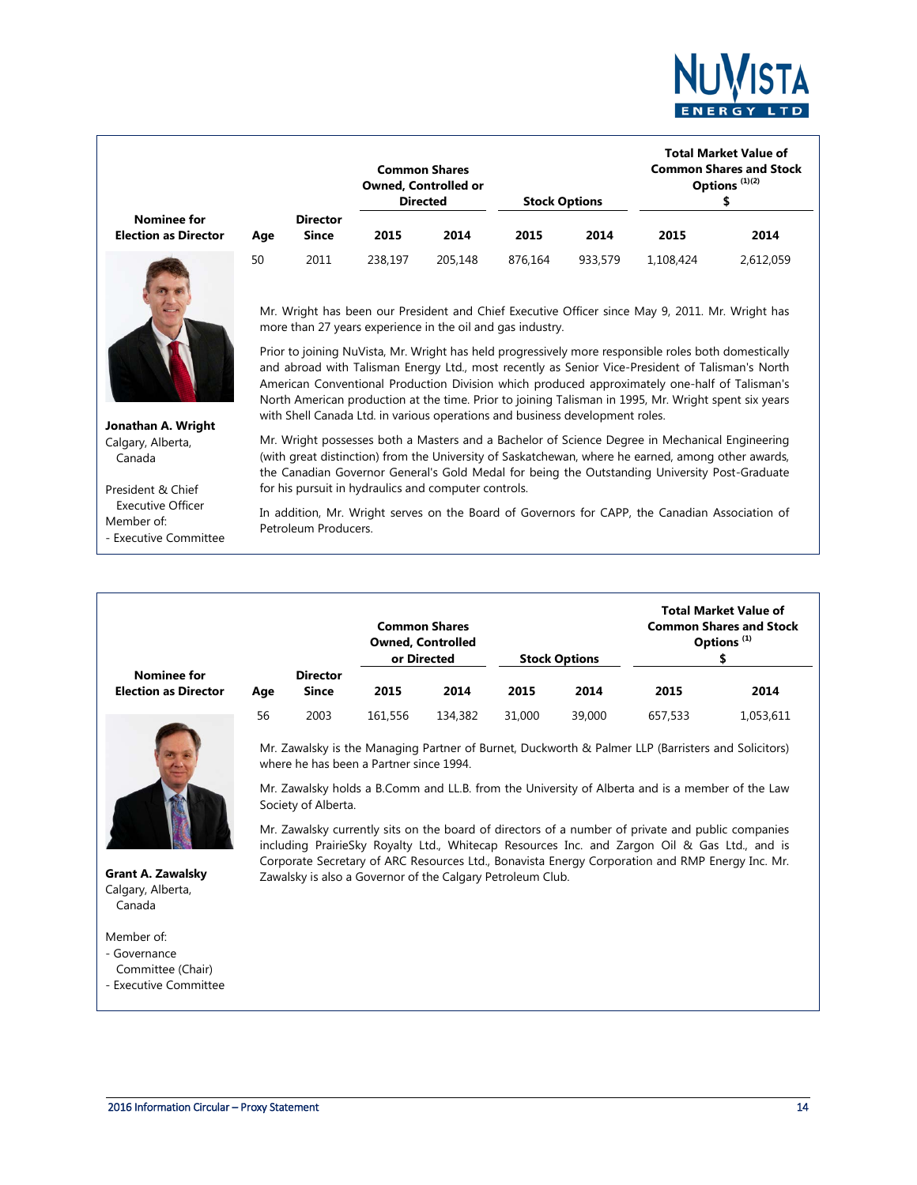| Nominee for Election as Director | Age | Director Since | Common Shares Owned, Controlled or Directed | | Stock Options | | Total Market Value of Common Shares and Stock Options [(1)(2)] $ | |
|---|---|---|---|---|---|---|---|---|
| | | | 2015 | 2014 | 2015 | 2014 | 2015 | 2014 |
| Jonathan A. Wright | 50 | 2011 | 238,197 | 205,148 | 876,164 | 933,579 | 1,108,424 | 2,612,059 |

**Jonathan A. Wright**
Calgary, Alberta, Canada

President & Chief Executive Officer
Member of:
- Executive Committee

Mr. Wright has been our President and Chief Executive Officer since May 9, 2011. Mr. Wright has more than 27 years experience in the oil and gas industry.

Prior to joining NuVista, Mr. Wright has held progressively more responsible roles both domestically and abroad with Talisman Energy Ltd., most recently as Senior Vice-President of Talisman's North American Conventional Production Division which produced approximately one-half of Talisman's North American production at the time. Prior to joining Talisman in 1995, Mr. Wright spent six years with Shell Canada Ltd. in various operations and business development roles.

Mr. Wright possesses both a Masters and a Bachelor of Science Degree in Mechanical Engineering (with great distinction) from the University of Saskatchewan, where he earned, among other awards, the Canadian Governor General's Gold Medal for being the Outstanding University Post-Graduate for his pursuit in hydraulics and computer controls.

In addition, Mr. Wright serves on the Board of Governors for CAPP, the Canadian Association of Petroleum Producers.

| Nominee for Election as Director | Age | Director Since | Common Shares Owned, Controlled or Directed | | Stock Options | | Total Market Value of Common Shares and Stock Options [(1)] $ | |
|---|---|---|---|---|---|---|---|---|
| | | | 2015 | 2014 | 2015 | 2014 | 2015 | 2014 |
| Grant A. Zawalsky | 56 | 2003 | 161,556 | 134,382 | 31,000 | 39,000 | 657,533 | 1,053,611 |

**Grant A. Zawalsky**
Calgary, Alberta, Canada

Member of:
- Governance Committee (Chair)
- Executive Committee

Mr. Zawalsky is the Managing Partner of Burnet, Duckworth & Palmer LLP (Barristers and Solicitors) where he has been a Partner since 1994.

Mr. Zawalsky holds a B.Comm and LL.B. from the University of Alberta and is a member of the Law Society of Alberta.

Mr. Zawalsky currently sits on the board of directors of a number of private and public companies including PrairieSky Royalty Ltd., Whitecap Resources Inc. and Zargon Oil & Gas Ltd., and is Corporate Secretary of ARC Resources Ltd., Bonavista Energy Corporation and RMP Energy Inc. Mr. Zawalsky is also a Governor of the Calgary Petroleum Club.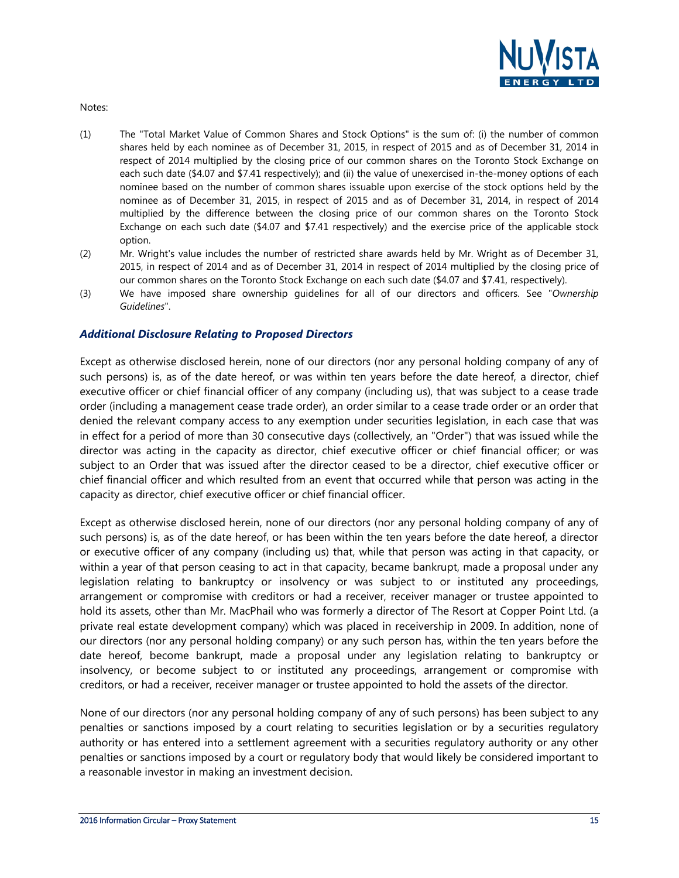Notes:

(1) The "Total Market Value of Common Shares and Stock Options" is the sum of: (i) the number of common shares held by each nominee as of December 31, 2015, in respect of 2015 and as of December 31, 2014 in respect of 2014 multiplied by the closing price of our common shares on the Toronto Stock Exchange on each such date ($4.07 and $7.41 respectively); and (ii) the value of unexercised in-the-money options of each nominee based on the number of common shares issuable upon exercise of the stock options held by the nominee as of December 31, 2015, in respect of 2015 and as of December 31, 2014, in respect of 2014 multiplied by the difference between the closing price of our common shares on the Toronto Stock Exchange on each such date ($4.07 and $7.41 respectively) and the exercise price of the applicable stock option.

(2) Mr. Wright's value includes the number of restricted share awards held by Mr. Wright as of December 31, 2015, in respect of 2014 and as of December 31, 2014 in respect of 2014 multiplied by the closing price of our common shares on the Toronto Stock Exchange on each such date ($4.07 and $7.41, respectively).

(3) We have imposed share ownership guidelines for all of our directors and officers. See "*Ownership Guidelines*".

### *Additional Disclosure Relating to Proposed Directors*

Except as otherwise disclosed herein, none of our directors (nor any personal holding company of any of such persons) is, as of the date hereof, or was within ten years before the date hereof, a director, chief executive officer or chief financial officer of any company (including us), that was subject to a cease trade order (including a management cease trade order), an order similar to a cease trade order or an order that denied the relevant company access to any exemption under securities legislation, in each case that was in effect for a period of more than 30 consecutive days (collectively, an "Order") that was issued while the director was acting in the capacity as director, chief executive officer or chief financial officer; or was subject to an Order that was issued after the director ceased to be a director, chief executive officer or chief financial officer and which resulted from an event that occurred while that person was acting in the capacity as director, chief executive officer or chief financial officer.

Except as otherwise disclosed herein, none of our directors (nor any personal holding company of any of such persons) is, as of the date hereof, or has been within the ten years before the date hereof, a director or executive officer of any company (including us) that, while that person was acting in that capacity, or within a year of that person ceasing to act in that capacity, became bankrupt, made a proposal under any legislation relating to bankruptcy or insolvency or was subject to or instituted any proceedings, arrangement or compromise with creditors or had a receiver, receiver manager or trustee appointed to hold its assets, other than Mr. MacPhail who was formerly a director of The Resort at Copper Point Ltd. (a private real estate development company) which was placed in receivership in 2009. In addition, none of our directors (nor any personal holding company) or any such person has, within the ten years before the date hereof, become bankrupt, made a proposal under any legislation relating to bankruptcy or insolvency, or become subject to or instituted any proceedings, arrangement or compromise with creditors, or had a receiver, receiver manager or trustee appointed to hold the assets of the director.

None of our directors (nor any personal holding company of any of such persons) has been subject to any penalties or sanctions imposed by a court relating to securities legislation or by a securities regulatory authority or has entered into a settlement agreement with a securities regulatory authority or any other penalties or sanctions imposed by a court or regulatory body that would likely be considered important to a reasonable investor in making an investment decision.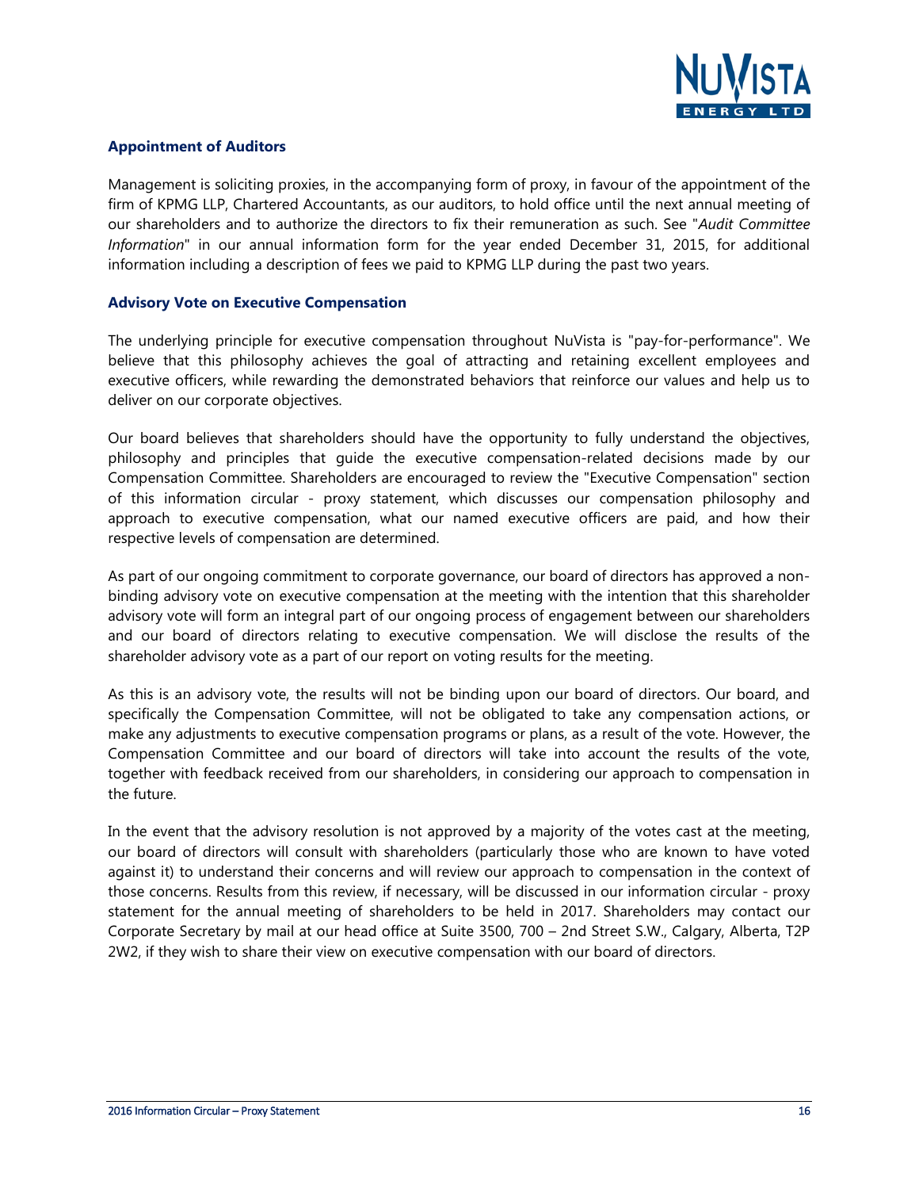### Appointment of Auditors

Management is soliciting proxies, in the accompanying form of proxy, in favour of the appointment of the firm of KPMG LLP, Chartered Accountants, as our auditors, to hold office until the next annual meeting of our shareholders and to authorize the directors to fix their remuneration as such. See "*Audit Committee Information*" in our annual information form for the year ended December 31, 2015, for additional information including a description of fees we paid to KPMG LLP during the past two years.

### Advisory Vote on Executive Compensation

The underlying principle for executive compensation throughout NuVista is "pay-for-performance". We believe that this philosophy achieves the goal of attracting and retaining excellent employees and executive officers, while rewarding the demonstrated behaviors that reinforce our values and help us to deliver on our corporate objectives.

Our board believes that shareholders should have the opportunity to fully understand the objectives, philosophy and principles that guide the executive compensation-related decisions made by our Compensation Committee. Shareholders are encouraged to review the "Executive Compensation" section of this information circular - proxy statement, which discusses our compensation philosophy and approach to executive compensation, what our named executive officers are paid, and how their respective levels of compensation are determined.

As part of our ongoing commitment to corporate governance, our board of directors has approved a non-binding advisory vote on executive compensation at the meeting with the intention that this shareholder advisory vote will form an integral part of our ongoing process of engagement between our shareholders and our board of directors relating to executive compensation. We will disclose the results of the shareholder advisory vote as a part of our report on voting results for the meeting.

As this is an advisory vote, the results will not be binding upon our board of directors. Our board, and specifically the Compensation Committee, will not be obligated to take any compensation actions, or make any adjustments to executive compensation programs or plans, as a result of the vote. However, the Compensation Committee and our board of directors will take into account the results of the vote, together with feedback received from our shareholders, in considering our approach to compensation in the future.

In the event that the advisory resolution is not approved by a majority of the votes cast at the meeting, our board of directors will consult with shareholders (particularly those who are known to have voted against it) to understand their concerns and will review our approach to compensation in the context of those concerns. Results from this review, if necessary, will be discussed in our information circular - proxy statement for the annual meeting of shareholders to be held in 2017. Shareholders may contact our Corporate Secretary by mail at our head office at Suite 3500, 700 – 2nd Street S.W., Calgary, Alberta, T2P 2W2, if they wish to share their view on executive compensation with our board of directors.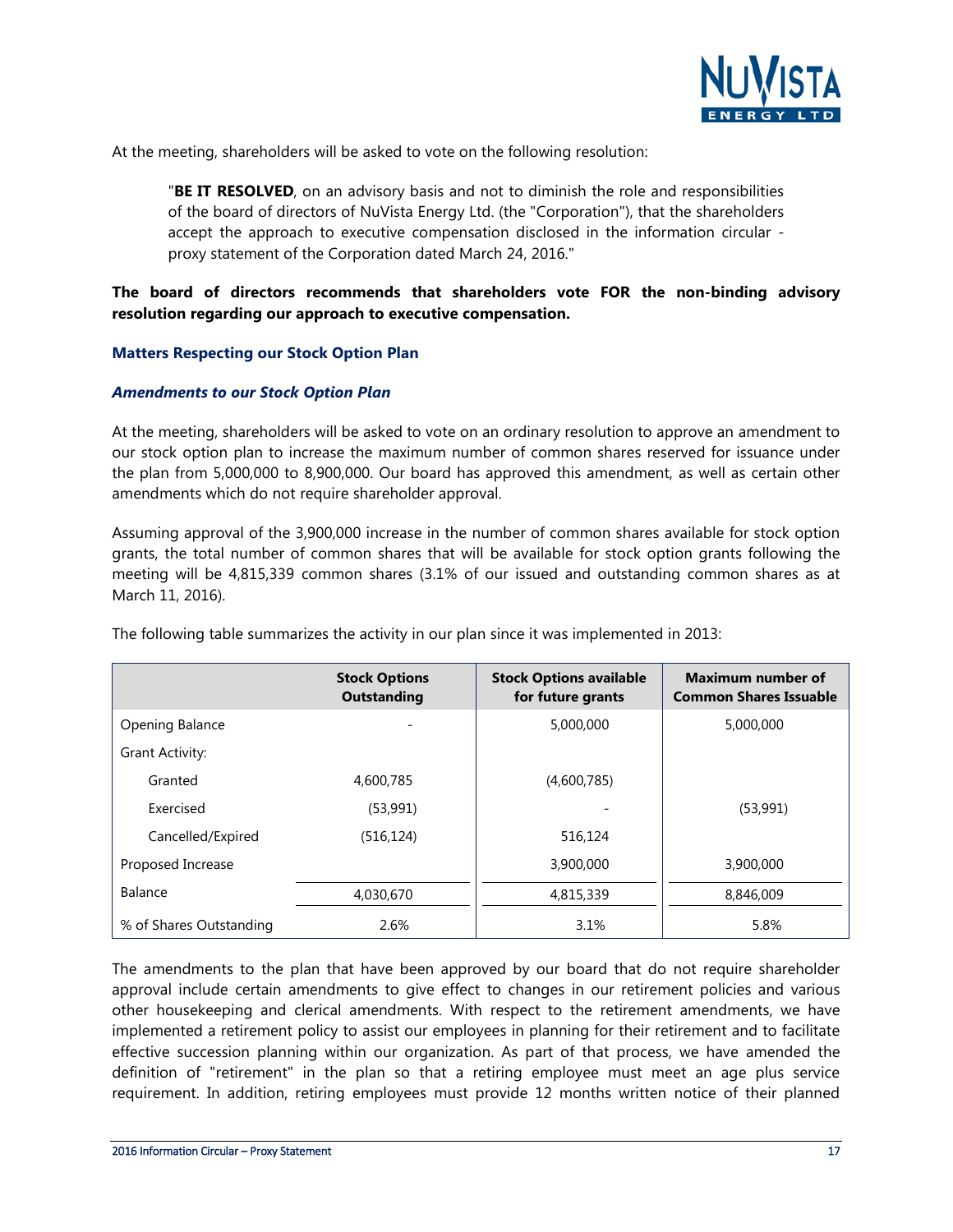At the meeting, shareholders will be asked to vote on the following resolution:

> "**BE IT RESOLVED**, on an advisory basis and not to diminish the role and responsibilities of the board of directors of NuVista Energy Ltd. (the "Corporation"), that the shareholders accept the approach to executive compensation disclosed in the information circular - proxy statement of the Corporation dated March 24, 2016."

**The board of directors recommends that shareholders vote FOR the non-binding advisory resolution regarding our approach to executive compensation.**

### Matters Respecting our Stock Option Plan

#### *Amendments to our Stock Option Plan*

At the meeting, shareholders will be asked to vote on an ordinary resolution to approve an amendment to our stock option plan to increase the maximum number of common shares reserved for issuance under the plan from 5,000,000 to 8,900,000. Our board has approved this amendment, as well as certain other amendments which do not require shareholder approval.

Assuming approval of the 3,900,000 increase in the number of common shares available for stock option grants, the total number of common shares that will be available for stock option grants following the meeting will be 4,815,339 common shares (3.1% of our issued and outstanding common shares as at March 11, 2016).

The following table summarizes the activity in our plan since it was implemented in 2013:

| | Stock Options Outstanding | Stock Options available for future grants | Maximum number of Common Shares Issuable |
|---|---|---|---|
| Opening Balance | - | 5,000,000 | 5,000,000 |
| Grant Activity: | | | |
| Granted | 4,600,785 | (4,600,785) | |
| Exercised | (53,991) | - | (53,991) |
| Cancelled/Expired | (516,124) | 516,124 | |
| Proposed Increase | | 3,900,000 | 3,900,000 |
| Balance | 4,030,670 | 4,815,339 | 8,846,009 |
| % of Shares Outstanding | 2.6% | 3.1% | 5.8% |

The amendments to the plan that have been approved by our board that do not require shareholder approval include certain amendments to give effect to changes in our retirement policies and various other housekeeping and clerical amendments. With respect to the retirement amendments, we have implemented a retirement policy to assist our employees in planning for their retirement and to facilitate effective succession planning within our organization. As part of that process, we have amended the definition of "retirement" in the plan so that a retiring employee must meet an age plus service requirement. In addition, retiring employees must provide 12 months written notice of their planned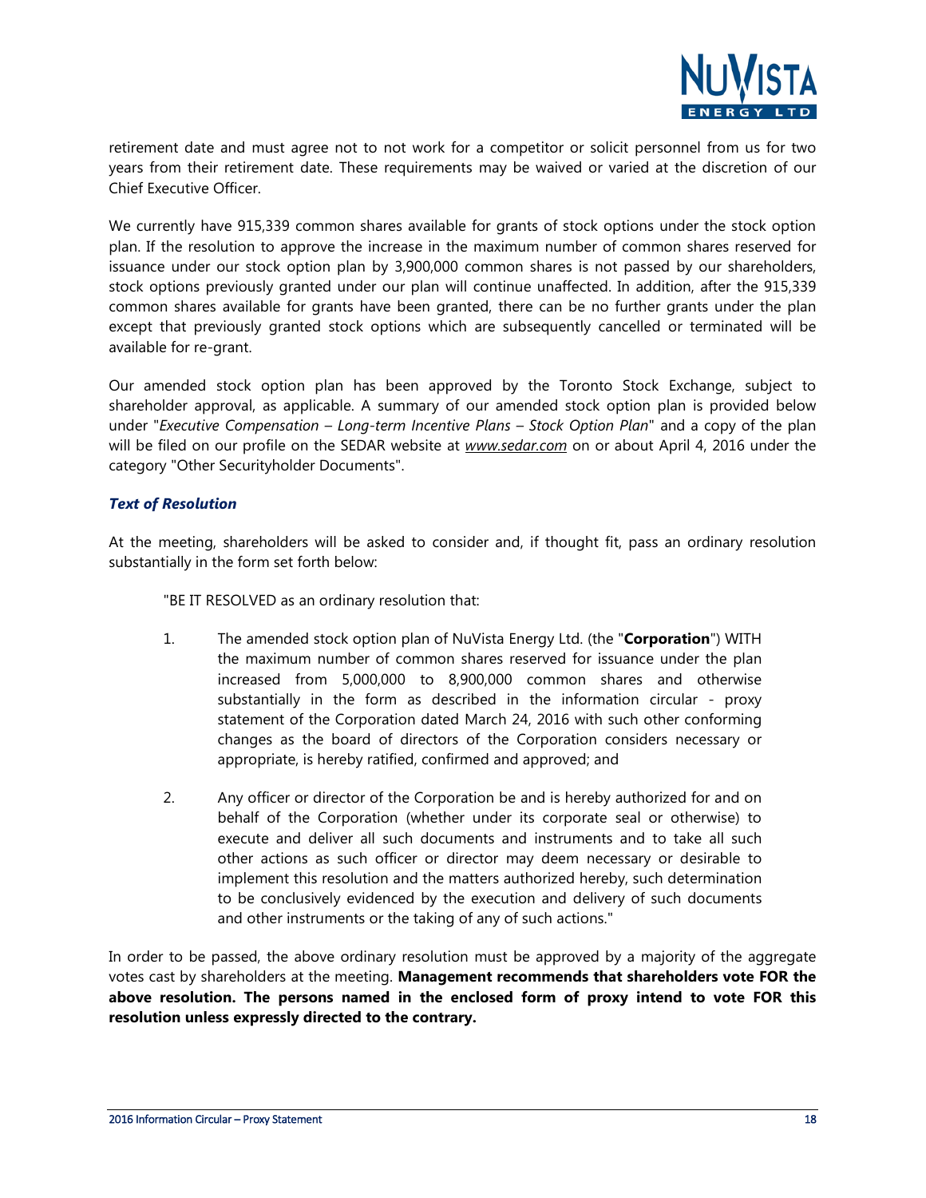retirement date and must agree not to not work for a competitor or solicit personnel from us for two years from their retirement date. These requirements may be waived or varied at the discretion of our Chief Executive Officer.

We currently have 915,339 common shares available for grants of stock options under the stock option plan. If the resolution to approve the increase in the maximum number of common shares reserved for issuance under our stock option plan by 3,900,000 common shares is not passed by our shareholders, stock options previously granted under our plan will continue unaffected. In addition, after the 915,339 common shares available for grants have been granted, there can be no further grants under the plan except that previously granted stock options which are subsequently cancelled or terminated will be available for re-grant.

Our amended stock option plan has been approved by the Toronto Stock Exchange, subject to shareholder approval, as applicable. A summary of our amended stock option plan is provided below under "*Executive Compensation – Long-term Incentive Plans – Stock Option Plan*" and a copy of the plan will be filed on our profile on the SEDAR website at *www.sedar.com* on or about April 4, 2016 under the category "Other Securityholder Documents".

### *Text of Resolution*

At the meeting, shareholders will be asked to consider and, if thought fit, pass an ordinary resolution substantially in the form set forth below:

"BE IT RESOLVED as an ordinary resolution that:

1. The amended stock option plan of NuVista Energy Ltd. (the "**Corporation**") WITH the maximum number of common shares reserved for issuance under the plan increased from 5,000,000 to 8,900,000 common shares and otherwise substantially in the form as described in the information circular - proxy statement of the Corporation dated March 24, 2016 with such other conforming changes as the board of directors of the Corporation considers necessary or appropriate, is hereby ratified, confirmed and approved; and

2. Any officer or director of the Corporation be and is hereby authorized for and on behalf of the Corporation (whether under its corporate seal or otherwise) to execute and deliver all such documents and instruments and to take all such other actions as such officer or director may deem necessary or desirable to implement this resolution and the matters authorized hereby, such determination to be conclusively evidenced by the execution and delivery of such documents and other instruments or the taking of any of such actions."

In order to be passed, the above ordinary resolution must be approved by a majority of the aggregate votes cast by shareholders at the meeting. **Management recommends that shareholders vote FOR the above resolution. The persons named in the enclosed form of proxy intend to vote FOR this resolution unless expressly directed to the contrary.**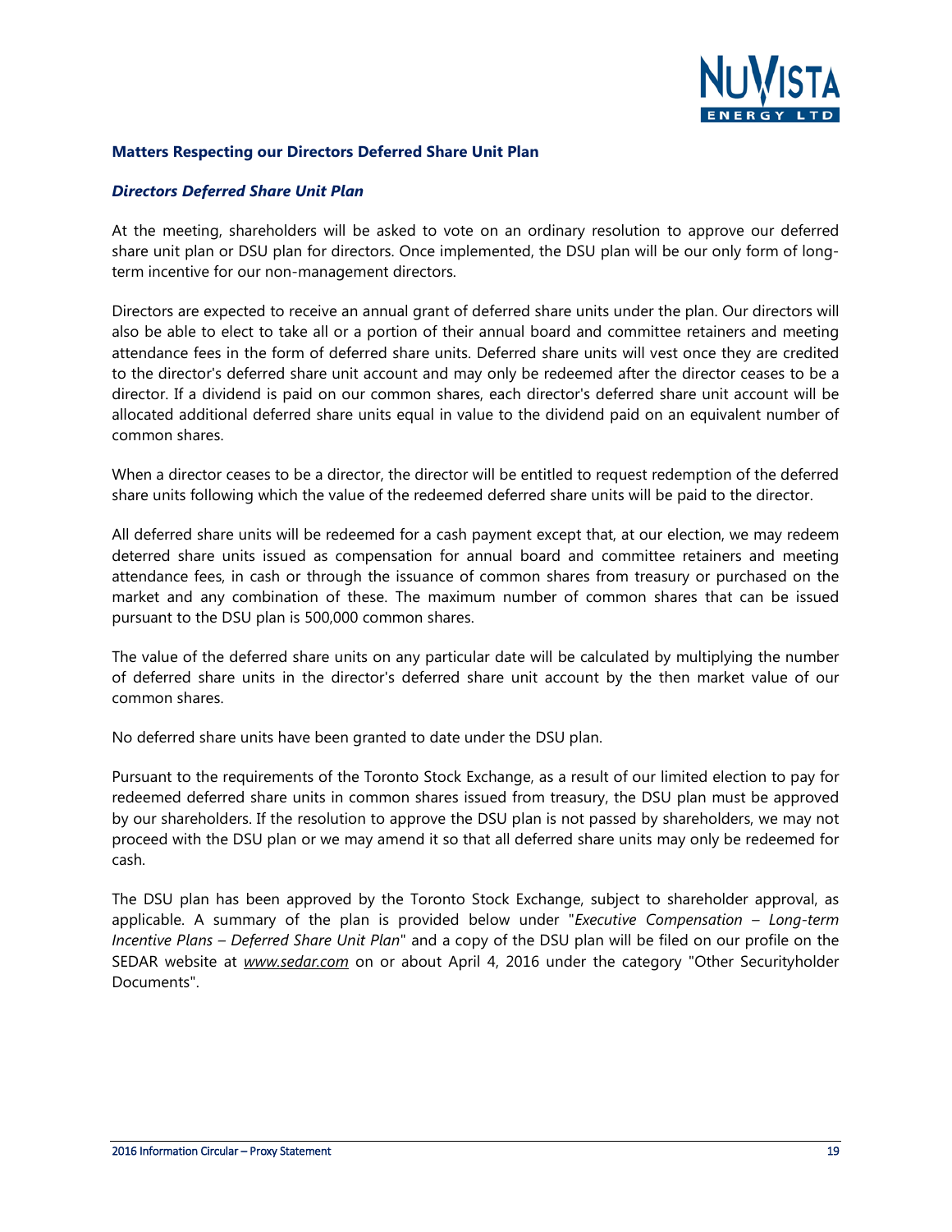## Matters Respecting our Directors Deferred Share Unit Plan

### *Directors Deferred Share Unit Plan*

At the meeting, shareholders will be asked to vote on an ordinary resolution to approve our deferred share unit plan or DSU plan for directors. Once implemented, the DSU plan will be our only form of long-term incentive for our non-management directors.

Directors are expected to receive an annual grant of deferred share units under the plan. Our directors will also be able to elect to take all or a portion of their annual board and committee retainers and meeting attendance fees in the form of deferred share units. Deferred share units will vest once they are credited to the director's deferred share unit account and may only be redeemed after the director ceases to be a director. If a dividend is paid on our common shares, each director's deferred share unit account will be allocated additional deferred share units equal in value to the dividend paid on an equivalent number of common shares.

When a director ceases to be a director, the director will be entitled to request redemption of the deferred share units following which the value of the redeemed deferred share units will be paid to the director.

All deferred share units will be redeemed for a cash payment except that, at our election, we may redeem deterred share units issued as compensation for annual board and committee retainers and meeting attendance fees, in cash or through the issuance of common shares from treasury or purchased on the market and any combination of these. The maximum number of common shares that can be issued pursuant to the DSU plan is 500,000 common shares.

The value of the deferred share units on any particular date will be calculated by multiplying the number of deferred share units in the director's deferred share unit account by the then market value of our common shares.

No deferred share units have been granted to date under the DSU plan.

Pursuant to the requirements of the Toronto Stock Exchange, as a result of our limited election to pay for redeemed deferred share units in common shares issued from treasury, the DSU plan must be approved by our shareholders. If the resolution to approve the DSU plan is not passed by shareholders, we may not proceed with the DSU plan or we may amend it so that all deferred share units may only be redeemed for cash.

The DSU plan has been approved by the Toronto Stock Exchange, subject to shareholder approval, as applicable. A summary of the plan is provided below under "*Executive Compensation – Long-term Incentive Plans – Deferred Share Unit Plan*" and a copy of the DSU plan will be filed on our profile on the SEDAR website at *www.sedar.com* on or about April 4, 2016 under the category "Other Securityholder Documents".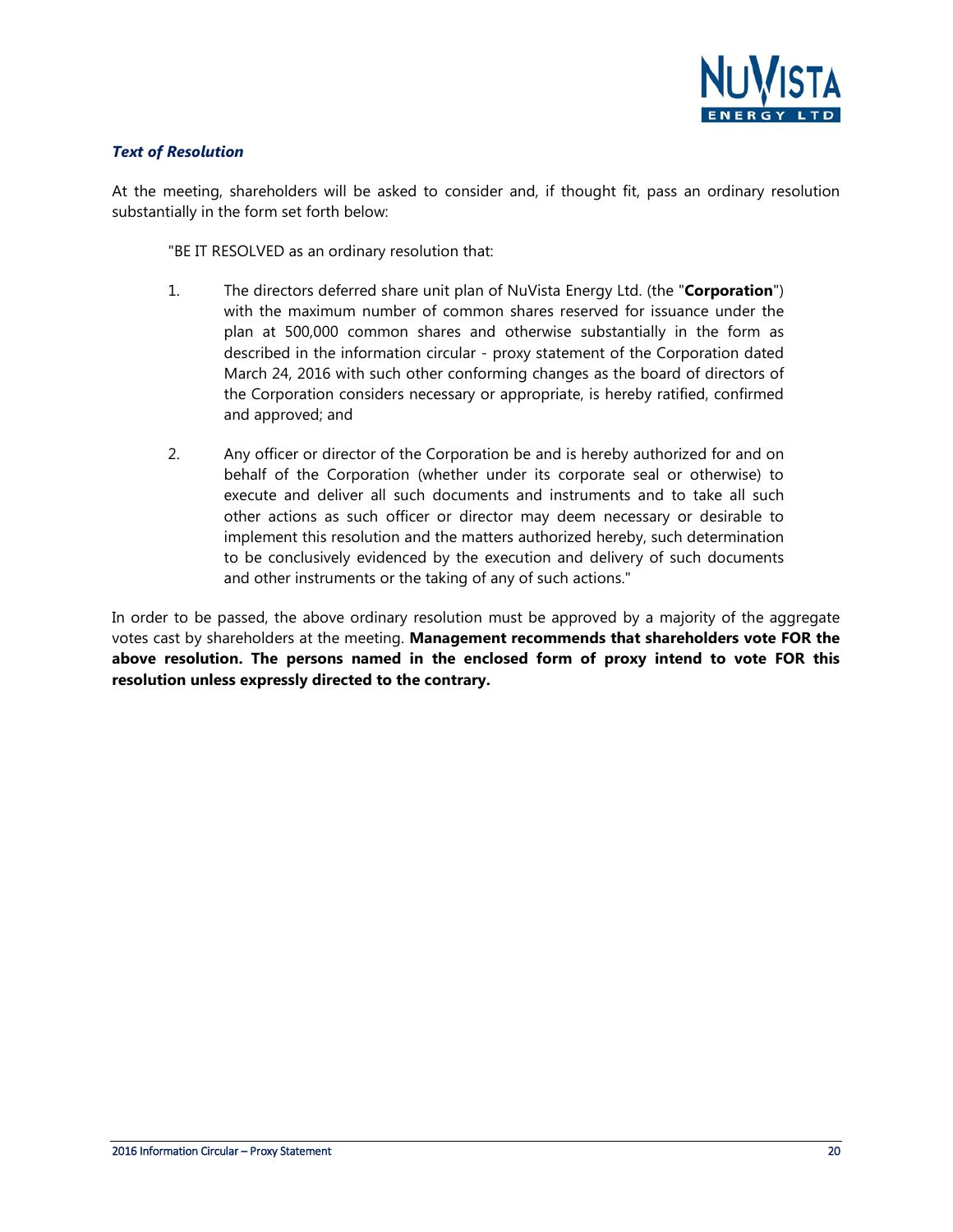***Text of Resolution***

At the meeting, shareholders will be asked to consider and, if thought fit, pass an ordinary resolution substantially in the form set forth below:

"BE IT RESOLVED as an ordinary resolution that:

1. The directors deferred share unit plan of NuVista Energy Ltd. (the "**Corporation**") with the maximum number of common shares reserved for issuance under the plan at 500,000 common shares and otherwise substantially in the form as described in the information circular - proxy statement of the Corporation dated March 24, 2016 with such other conforming changes as the board of directors of the Corporation considers necessary or appropriate, is hereby ratified, confirmed and approved; and

2. Any officer or director of the Corporation be and is hereby authorized for and on behalf of the Corporation (whether under its corporate seal or otherwise) to execute and deliver all such documents and instruments and to take all such other actions as such officer or director may deem necessary or desirable to implement this resolution and the matters authorized hereby, such determination to be conclusively evidenced by the execution and delivery of such documents and other instruments or the taking of any of such actions."

In order to be passed, the above ordinary resolution must be approved by a majority of the aggregate votes cast by shareholders at the meeting. **Management recommends that shareholders vote FOR the above resolution. The persons named in the enclosed form of proxy intend to vote FOR this resolution unless expressly directed to the contrary.**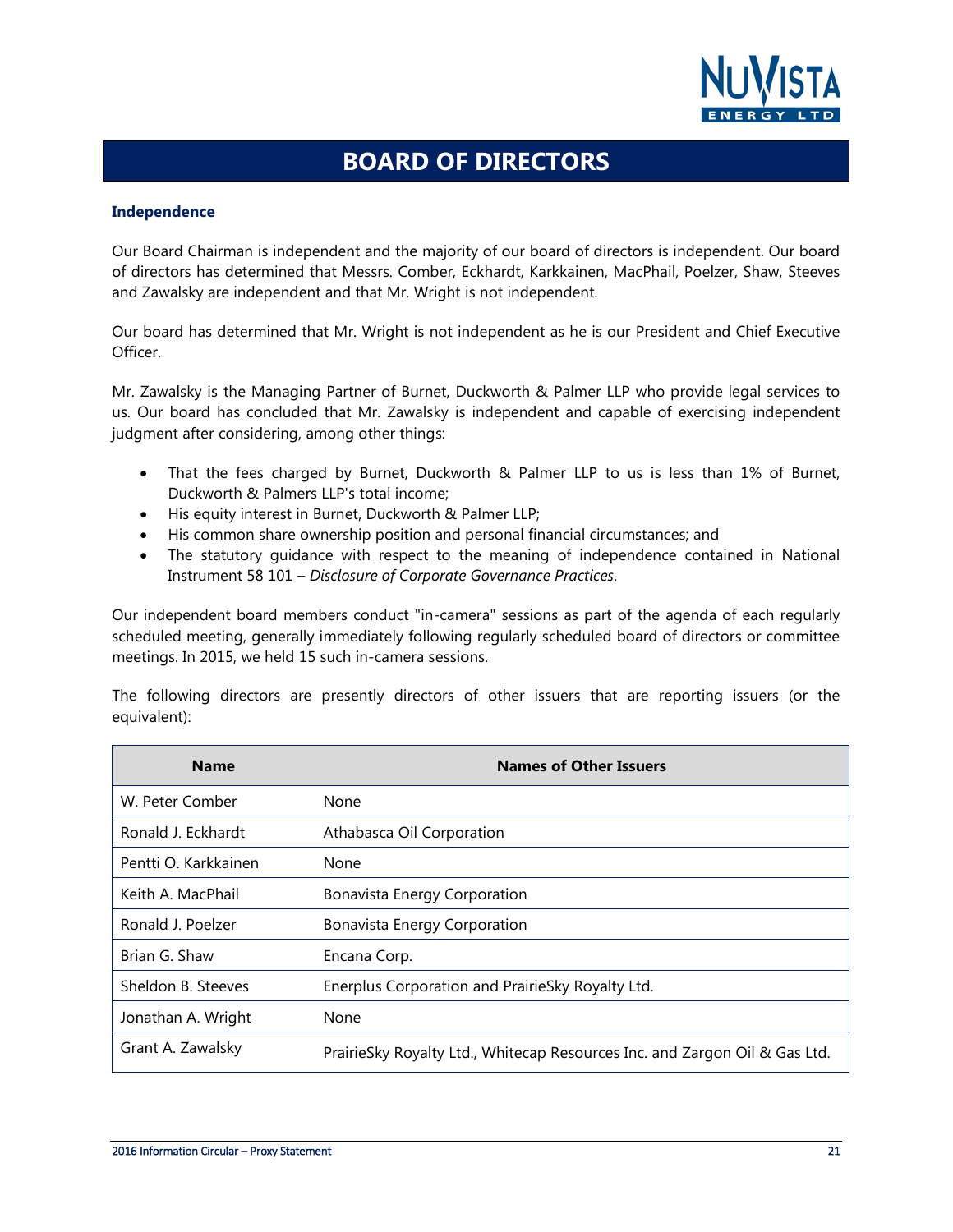# BOARD OF DIRECTORS

### Independence

Our Board Chairman is independent and the majority of our board of directors is independent. Our board of directors has determined that Messrs. Comber, Eckhardt, Karkkainen, MacPhail, Poelzer, Shaw, Steeves and Zawalsky are independent and that Mr. Wright is not independent.

Our board has determined that Mr. Wright is not independent as he is our President and Chief Executive Officer.

Mr. Zawalsky is the Managing Partner of Burnet, Duckworth & Palmer LLP who provide legal services to us. Our board has concluded that Mr. Zawalsky is independent and capable of exercising independent judgment after considering, among other things:

- That the fees charged by Burnet, Duckworth & Palmer LLP to us is less than 1% of Burnet, Duckworth & Palmers LLP's total income;
- His equity interest in Burnet, Duckworth & Palmer LLP;
- His common share ownership position and personal financial circumstances; and
- The statutory guidance with respect to the meaning of independence contained in National Instrument 58 101 – *Disclosure of Corporate Governance Practices*.

Our independent board members conduct "in-camera" sessions as part of the agenda of each regularly scheduled meeting, generally immediately following regularly scheduled board of directors or committee meetings. In 2015, we held 15 such in-camera sessions.

The following directors are presently directors of other issuers that are reporting issuers (or the equivalent):

| Name | Names of Other Issuers |
|---|---|
| W. Peter Comber | None |
| Ronald J. Eckhardt | Athabasca Oil Corporation |
| Pentti O. Karkkainen | None |
| Keith A. MacPhail | Bonavista Energy Corporation |
| Ronald J. Poelzer | Bonavista Energy Corporation |
| Brian G. Shaw | Encana Corp. |
| Sheldon B. Steeves | Enerplus Corporation and PrairieSky Royalty Ltd. |
| Jonathan A. Wright | None |
| Grant A. Zawalsky | PrairieSky Royalty Ltd., Whitecap Resources Inc. and Zargon Oil & Gas Ltd. |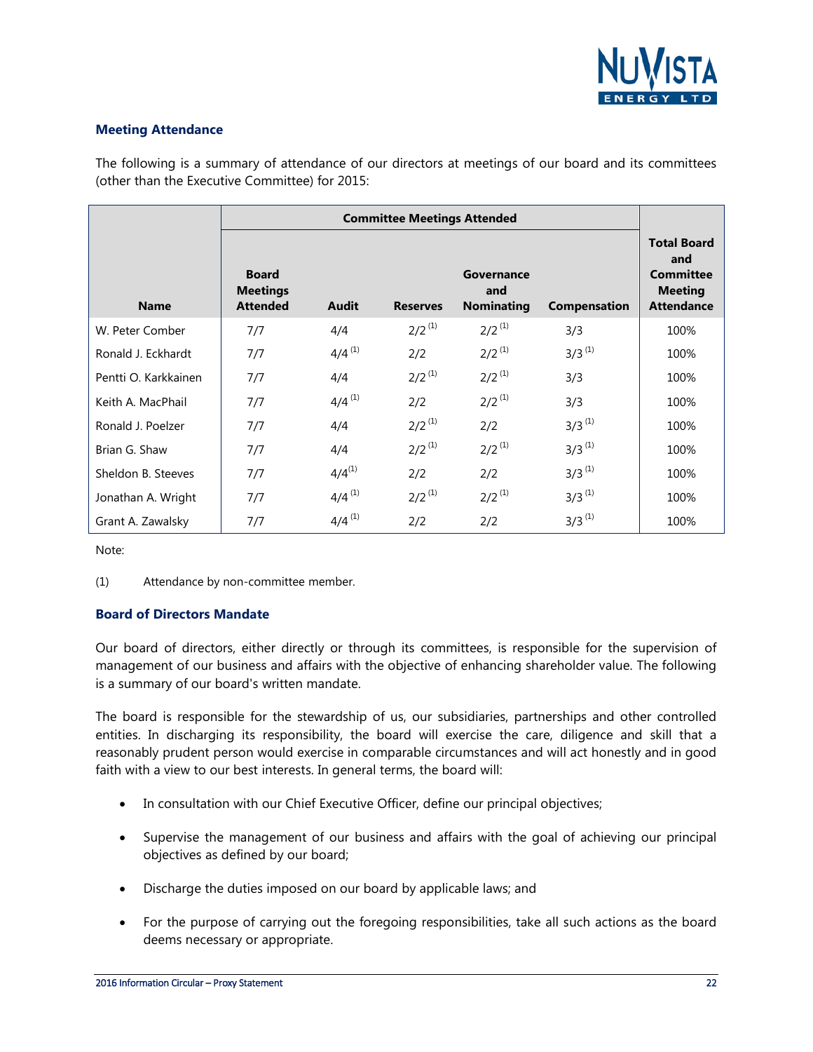### Meeting Attendance

The following is a summary of attendance of our directors at meetings of our board and its committees (other than the Executive Committee) for 2015:

| | Committee Meetings Attended | | | | | |
|---|---|---|---|---|---|---|
| **Name** | **Board Meetings Attended** | **Audit** | **Reserves** | **Governance and Nominating** | **Compensation** | **Total Board and Committee Meeting Attendance** |
| W. Peter Comber | 7/7 | 4/4 | 2/2 (1) | 2/2 (1) | 3/3 | 100% |
| Ronald J. Eckhardt | 7/7 | 4/4 (1) | 2/2 | 2/2 (1) | 3/3 (1) | 100% |
| Pentti O. Karkkainen | 7/7 | 4/4 | 2/2 (1) | 2/2 (1) | 3/3 | 100% |
| Keith A. MacPhail | 7/7 | 4/4 (1) | 2/2 | 2/2 (1) | 3/3 | 100% |
| Ronald J. Poelzer | 7/7 | 4/4 | 2/2 (1) | 2/2 | 3/3 (1) | 100% |
| Brian G. Shaw | 7/7 | 4/4 | 2/2 (1) | 2/2 (1) | 3/3 (1) | 100% |
| Sheldon B. Steeves | 7/7 | 4/4(1) | 2/2 | 2/2 | 3/3 (1) | 100% |
| Jonathan A. Wright | 7/7 | 4/4 (1) | 2/2 (1) | 2/2 (1) | 3/3 (1) | 100% |
| Grant A. Zawalsky | 7/7 | 4/4 (1) | 2/2 | 2/2 | 3/3 (1) | 100% |

Note:

(1) Attendance by non-committee member.

### Board of Directors Mandate

Our board of directors, either directly or through its committees, is responsible for the supervision of management of our business and affairs with the objective of enhancing shareholder value. The following is a summary of our board's written mandate.

The board is responsible for the stewardship of us, our subsidiaries, partnerships and other controlled entities. In discharging its responsibility, the board will exercise the care, diligence and skill that a reasonably prudent person would exercise in comparable circumstances and will act honestly and in good faith with a view to our best interests. In general terms, the board will:

- In consultation with our Chief Executive Officer, define our principal objectives;
- Supervise the management of our business and affairs with the goal of achieving our principal objectives as defined by our board;
- Discharge the duties imposed on our board by applicable laws; and
- For the purpose of carrying out the foregoing responsibilities, take all such actions as the board deems necessary or appropriate.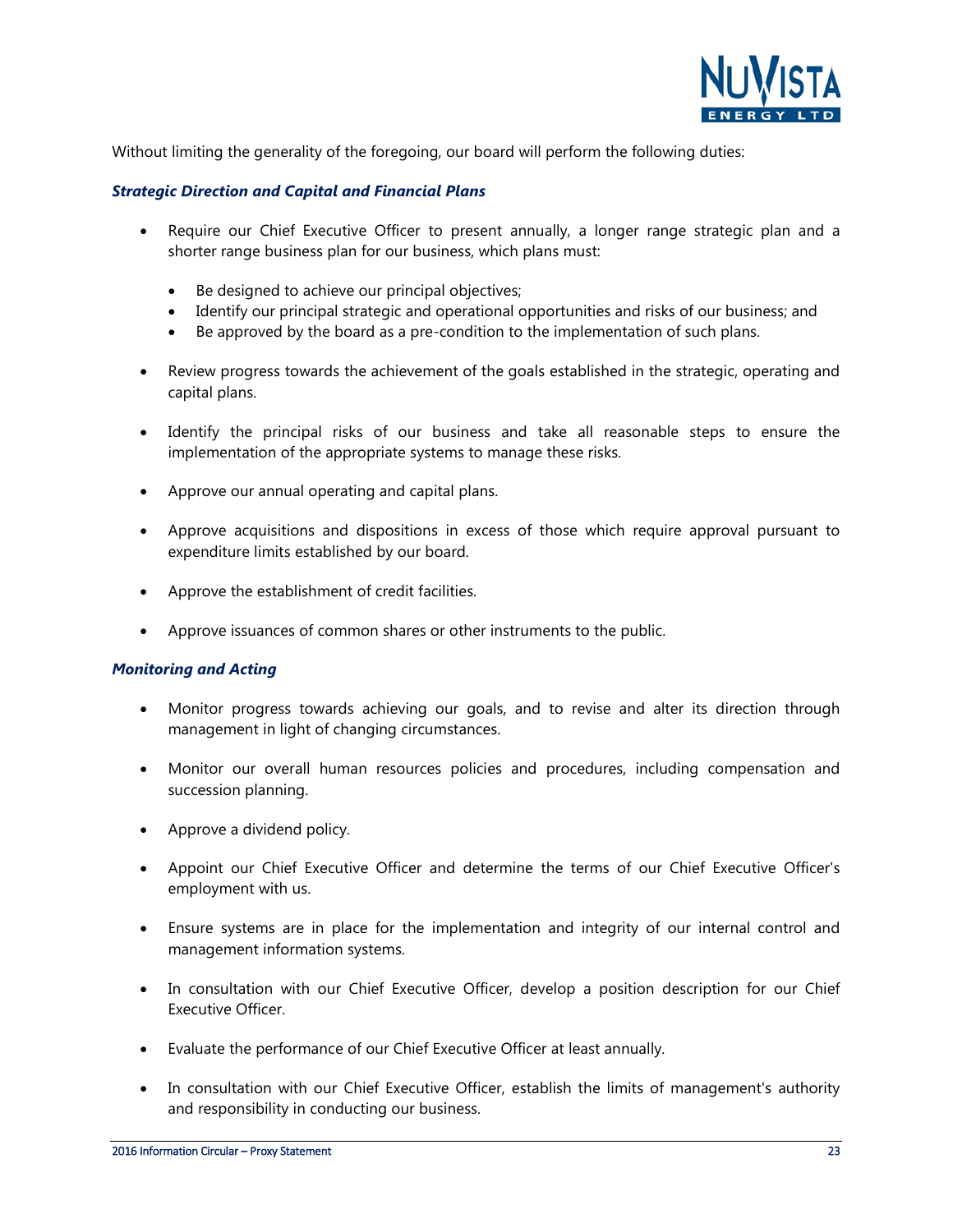Without limiting the generality of the foregoing, our board will perform the following duties:

***Strategic Direction and Capital and Financial Plans***

- Require our Chief Executive Officer to present annually, a longer range strategic plan and a shorter range business plan for our business, which plans must:
  - Be designed to achieve our principal objectives;
  - Identify our principal strategic and operational opportunities and risks of our business; and
  - Be approved by the board as a pre-condition to the implementation of such plans.
- Review progress towards the achievement of the goals established in the strategic, operating and capital plans.
- Identify the principal risks of our business and take all reasonable steps to ensure the implementation of the appropriate systems to manage these risks.
- Approve our annual operating and capital plans.
- Approve acquisitions and dispositions in excess of those which require approval pursuant to expenditure limits established by our board.
- Approve the establishment of credit facilities.
- Approve issuances of common shares or other instruments to the public.

***Monitoring and Acting***

- Monitor progress towards achieving our goals, and to revise and alter its direction through management in light of changing circumstances.
- Monitor our overall human resources policies and procedures, including compensation and succession planning.
- Approve a dividend policy.
- Appoint our Chief Executive Officer and determine the terms of our Chief Executive Officer's employment with us.
- Ensure systems are in place for the implementation and integrity of our internal control and management information systems.
- In consultation with our Chief Executive Officer, develop a position description for our Chief Executive Officer.
- Evaluate the performance of our Chief Executive Officer at least annually.
- In consultation with our Chief Executive Officer, establish the limits of management's authority and responsibility in conducting our business.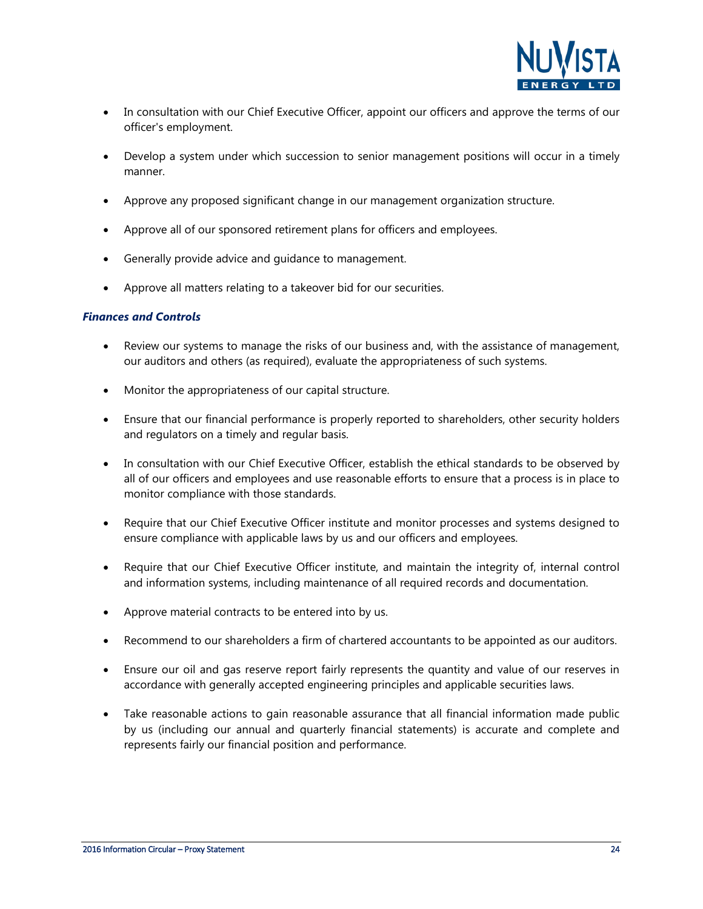- In consultation with our Chief Executive Officer, appoint our officers and approve the terms of our officer's employment.

- Develop a system under which succession to senior management positions will occur in a timely manner.

- Approve any proposed significant change in our management organization structure.

- Approve all of our sponsored retirement plans for officers and employees.

- Generally provide advice and guidance to management.

- Approve all matters relating to a takeover bid for our securities.

***Finances and Controls***

- Review our systems to manage the risks of our business and, with the assistance of management, our auditors and others (as required), evaluate the appropriateness of such systems.

- Monitor the appropriateness of our capital structure.

- Ensure that our financial performance is properly reported to shareholders, other security holders and regulators on a timely and regular basis.

- In consultation with our Chief Executive Officer, establish the ethical standards to be observed by all of our officers and employees and use reasonable efforts to ensure that a process is in place to monitor compliance with those standards.

- Require that our Chief Executive Officer institute and monitor processes and systems designed to ensure compliance with applicable laws by us and our officers and employees.

- Require that our Chief Executive Officer institute, and maintain the integrity of, internal control and information systems, including maintenance of all required records and documentation.

- Approve material contracts to be entered into by us.

- Recommend to our shareholders a firm of chartered accountants to be appointed as our auditors.

- Ensure our oil and gas reserve report fairly represents the quantity and value of our reserves in accordance with generally accepted engineering principles and applicable securities laws.

- Take reasonable actions to gain reasonable assurance that all financial information made public by us (including our annual and quarterly financial statements) is accurate and complete and represents fairly our financial position and performance.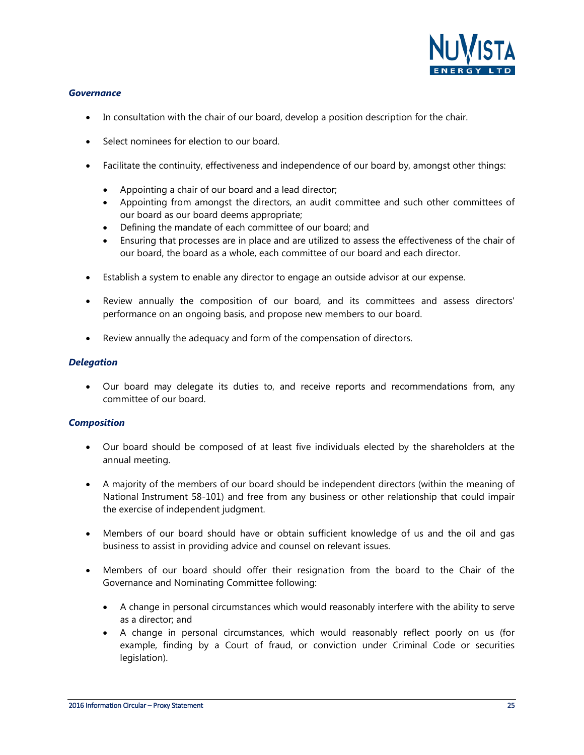***Governance***

- In consultation with the chair of our board, develop a position description for the chair.

- Select nominees for election to our board.

- Facilitate the continuity, effectiveness and independence of our board by, amongst other things:

  - Appointing a chair of our board and a lead director;
  - Appointing from amongst the directors, an audit committee and such other committees of our board as our board deems appropriate;
  - Defining the mandate of each committee of our board; and
  - Ensuring that processes are in place and are utilized to assess the effectiveness of the chair of our board, the board as a whole, each committee of our board and each director.

- Establish a system to enable any director to engage an outside advisor at our expense.

- Review annually the composition of our board, and its committees and assess directors' performance on an ongoing basis, and propose new members to our board.

- Review annually the adequacy and form of the compensation of directors.

***Delegation***

- Our board may delegate its duties to, and receive reports and recommendations from, any committee of our board.

***Composition***

- Our board should be composed of at least five individuals elected by the shareholders at the annual meeting.

- A majority of the members of our board should be independent directors (within the meaning of National Instrument 58-101) and free from any business or other relationship that could impair the exercise of independent judgment.

- Members of our board should have or obtain sufficient knowledge of us and the oil and gas business to assist in providing advice and counsel on relevant issues.

- Members of our board should offer their resignation from the board to the Chair of the Governance and Nominating Committee following:

  - A change in personal circumstances which would reasonably interfere with the ability to serve as a director; and
  - A change in personal circumstances, which would reasonably reflect poorly on us (for example, finding by a Court of fraud, or conviction under Criminal Code or securities legislation).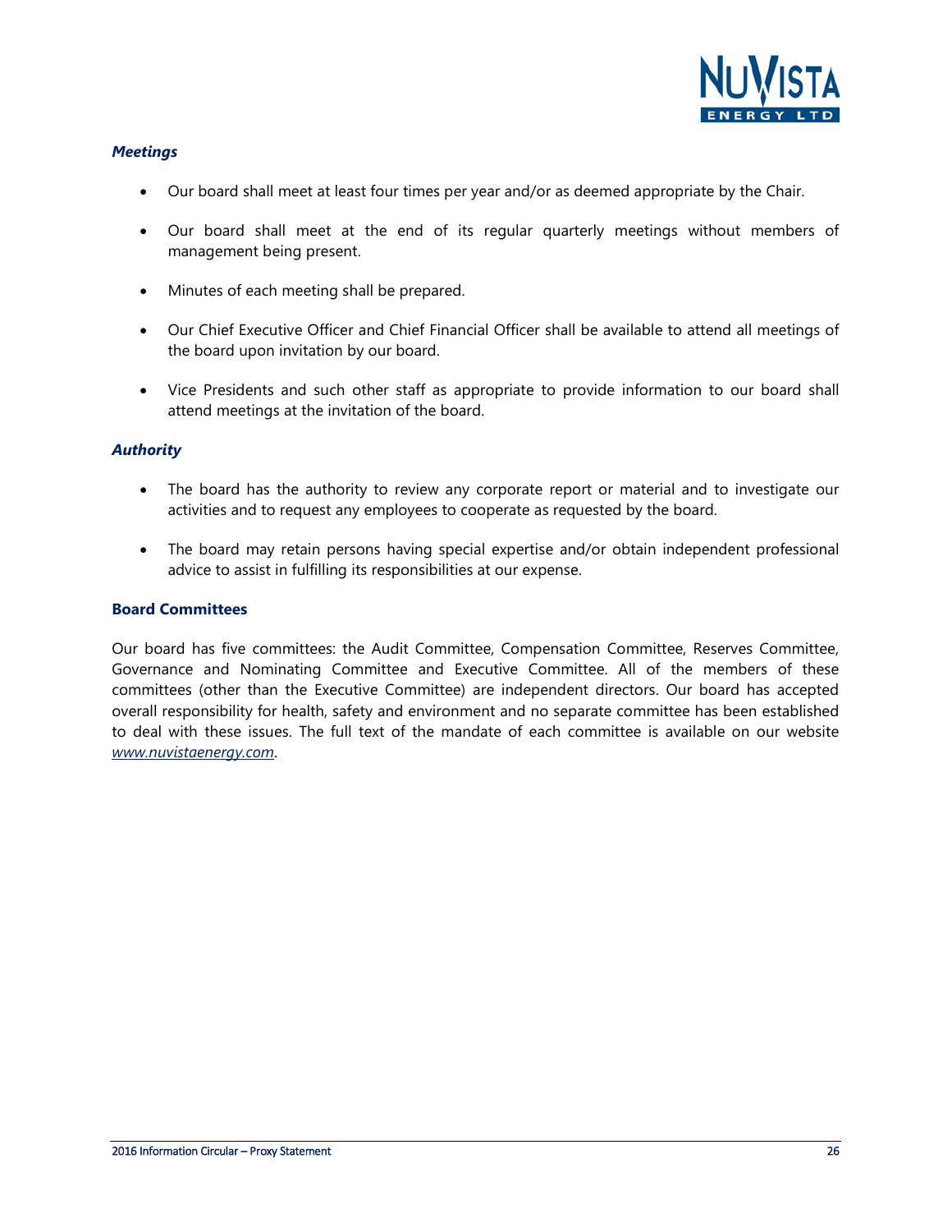### *Meetings*

- Our board shall meet at least four times per year and/or as deemed appropriate by the Chair.
- Our board shall meet at the end of its regular quarterly meetings without members of management being present.
- Minutes of each meeting shall be prepared.
- Our Chief Executive Officer and Chief Financial Officer shall be available to attend all meetings of the board upon invitation by our board.
- Vice Presidents and such other staff as appropriate to provide information to our board shall attend meetings at the invitation of the board.

### *Authority*

- The board has the authority to review any corporate report or material and to investigate our activities and to request any employees to cooperate as requested by the board.
- The board may retain persons having special expertise and/or obtain independent professional advice to assist in fulfilling its responsibilities at our expense.

## Board Committees

Our board has five committees: the Audit Committee, Compensation Committee, Reserves Committee, Governance and Nominating Committee and Executive Committee. All of the members of these committees (other than the Executive Committee) are independent directors. Our board has accepted overall responsibility for health, safety and environment and no separate committee has been established to deal with these issues. The full text of the mandate of each committee is available on our website *www.nuvistaenergy.com*.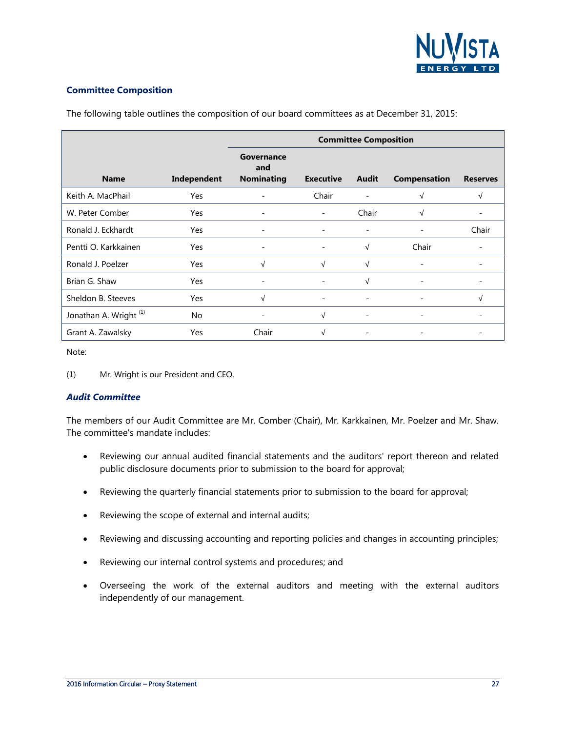### Committee Composition

The following table outlines the composition of our board committees as at December 31, 2015:

| Name | Independent | Committee Composition | | | | |
|---|---|---|---|---|---|---|
| | | Governance and Nominating | Executive | Audit | Compensation | Reserves |
| Keith A. MacPhail | Yes | - | Chair | - | √ | √ |
| W. Peter Comber | Yes | - | - | Chair | √ | - |
| Ronald J. Eckhardt | Yes | - | - | - | - | Chair |
| Pentti O. Karkkainen | Yes | - | - | √ | Chair | - |
| Ronald J. Poelzer | Yes | √ | √ | √ | - | - |
| Brian G. Shaw | Yes | - | - | √ | - | - |
| Sheldon B. Steeves | Yes | √ | - | - | - | √ |
| Jonathan A. Wright [(1)] | No | - | √ | - | - | - |
| Grant A. Zawalsky | Yes | Chair | √ | - | - | - |

Note:

(1) Mr. Wright is our President and CEO.

#### *Audit Committee*

The members of our Audit Committee are Mr. Comber (Chair), Mr. Karkkainen, Mr. Poelzer and Mr. Shaw. The committee's mandate includes:

- Reviewing our annual audited financial statements and the auditors' report thereon and related public disclosure documents prior to submission to the board for approval;
- Reviewing the quarterly financial statements prior to submission to the board for approval;
- Reviewing the scope of external and internal audits;
- Reviewing and discussing accounting and reporting policies and changes in accounting principles;
- Reviewing our internal control systems and procedures; and
- Overseeing the work of the external auditors and meeting with the external auditors independently of our management.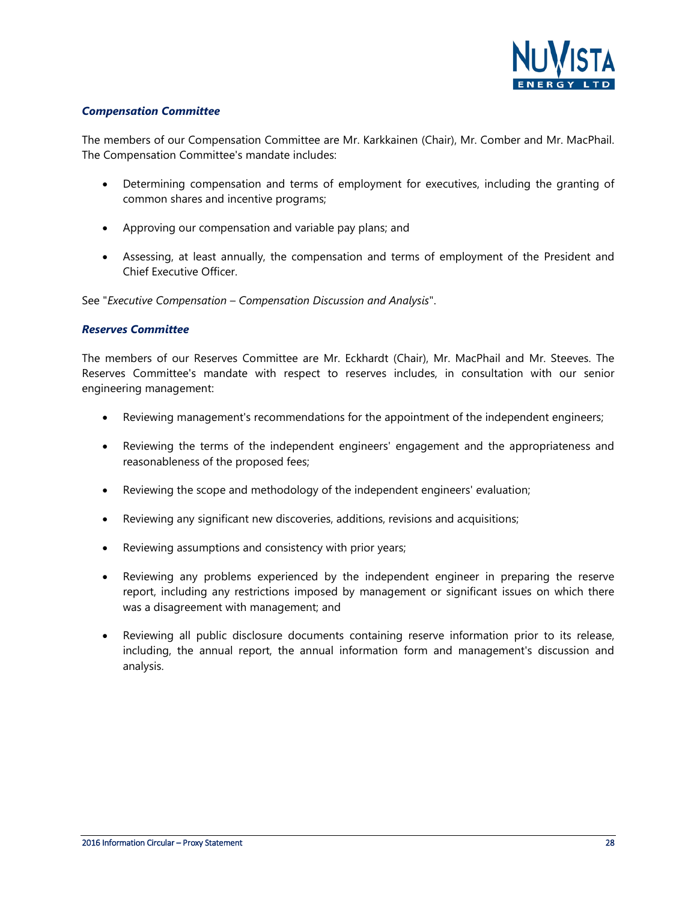### *Compensation Committee*

The members of our Compensation Committee are Mr. Karkkainen (Chair), Mr. Comber and Mr. MacPhail. The Compensation Committee's mandate includes:

- Determining compensation and terms of employment for executives, including the granting of common shares and incentive programs;
- Approving our compensation and variable pay plans; and
- Assessing, at least annually, the compensation and terms of employment of the President and Chief Executive Officer.

See "*Executive Compensation – Compensation Discussion and Analysis*".

### *Reserves Committee*

The members of our Reserves Committee are Mr. Eckhardt (Chair), Mr. MacPhail and Mr. Steeves. The Reserves Committee's mandate with respect to reserves includes, in consultation with our senior engineering management:

- Reviewing management's recommendations for the appointment of the independent engineers;
- Reviewing the terms of the independent engineers' engagement and the appropriateness and reasonableness of the proposed fees;
- Reviewing the scope and methodology of the independent engineers' evaluation;
- Reviewing any significant new discoveries, additions, revisions and acquisitions;
- Reviewing assumptions and consistency with prior years;
- Reviewing any problems experienced by the independent engineer in preparing the reserve report, including any restrictions imposed by management or significant issues on which there was a disagreement with management; and
- Reviewing all public disclosure documents containing reserve information prior to its release, including, the annual report, the annual information form and management's discussion and analysis.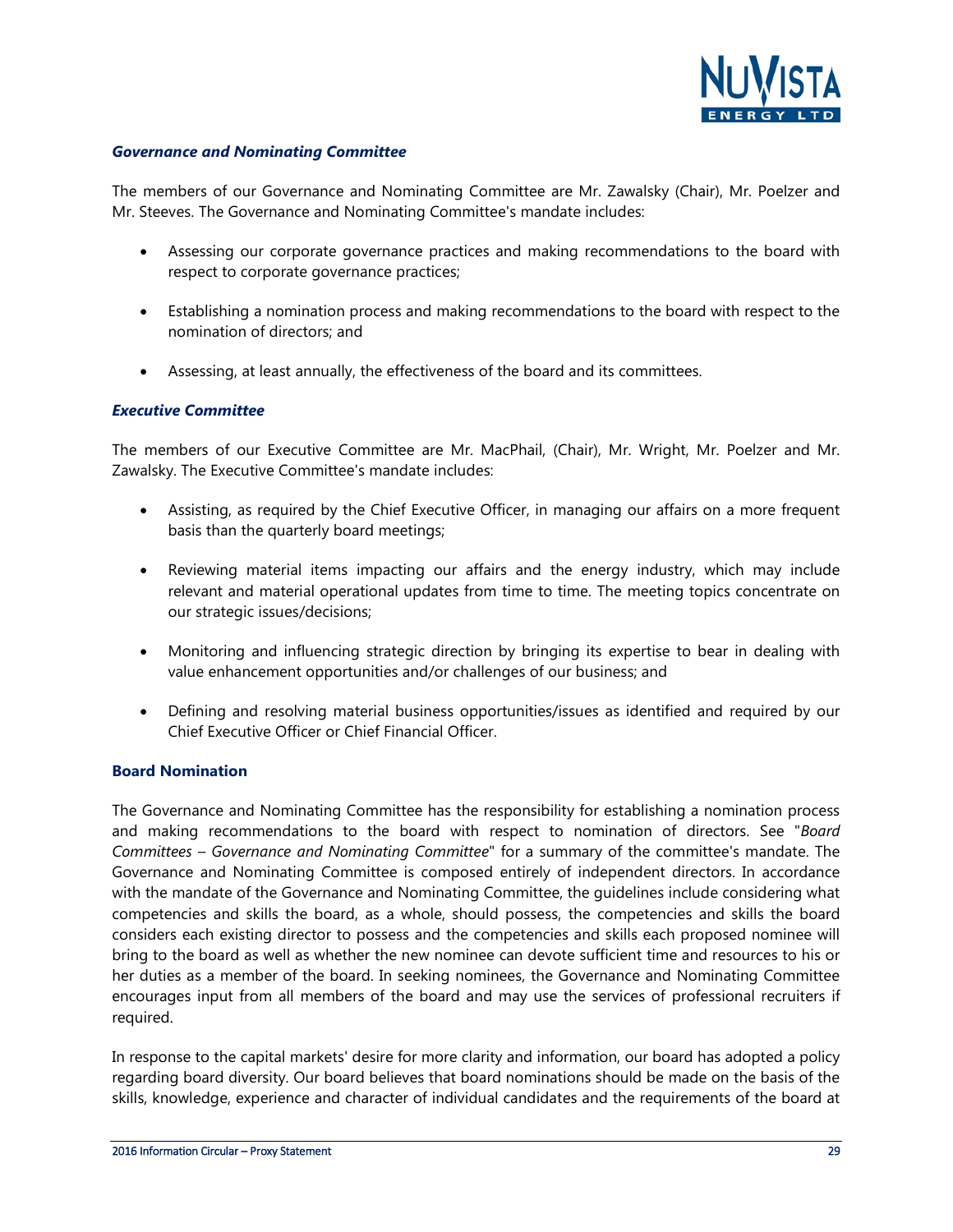### *Governance and Nominating Committee*

The members of our Governance and Nominating Committee are Mr. Zawalsky (Chair), Mr. Poelzer and Mr. Steeves. The Governance and Nominating Committee's mandate includes:

- Assessing our corporate governance practices and making recommendations to the board with respect to corporate governance practices;
- Establishing a nomination process and making recommendations to the board with respect to the nomination of directors; and
- Assessing, at least annually, the effectiveness of the board and its committees.

### *Executive Committee*

The members of our Executive Committee are Mr. MacPhail, (Chair), Mr. Wright, Mr. Poelzer and Mr. Zawalsky. The Executive Committee's mandate includes:

- Assisting, as required by the Chief Executive Officer, in managing our affairs on a more frequent basis than the quarterly board meetings;
- Reviewing material items impacting our affairs and the energy industry, which may include relevant and material operational updates from time to time. The meeting topics concentrate on our strategic issues/decisions;
- Monitoring and influencing strategic direction by bringing its expertise to bear in dealing with value enhancement opportunities and/or challenges of our business; and
- Defining and resolving material business opportunities/issues as identified and required by our Chief Executive Officer or Chief Financial Officer.

## Board Nomination

The Governance and Nominating Committee has the responsibility for establishing a nomination process and making recommendations to the board with respect to nomination of directors. See "*Board Committees – Governance and Nominating Committee*" for a summary of the committee's mandate. The Governance and Nominating Committee is composed entirely of independent directors. In accordance with the mandate of the Governance and Nominating Committee, the guidelines include considering what competencies and skills the board, as a whole, should possess, the competencies and skills the board considers each existing director to possess and the competencies and skills each proposed nominee will bring to the board as well as whether the new nominee can devote sufficient time and resources to his or her duties as a member of the board. In seeking nominees, the Governance and Nominating Committee encourages input from all members of the board and may use the services of professional recruiters if required.

In response to the capital markets' desire for more clarity and information, our board has adopted a policy regarding board diversity. Our board believes that board nominations should be made on the basis of the skills, knowledge, experience and character of individual candidates and the requirements of the board at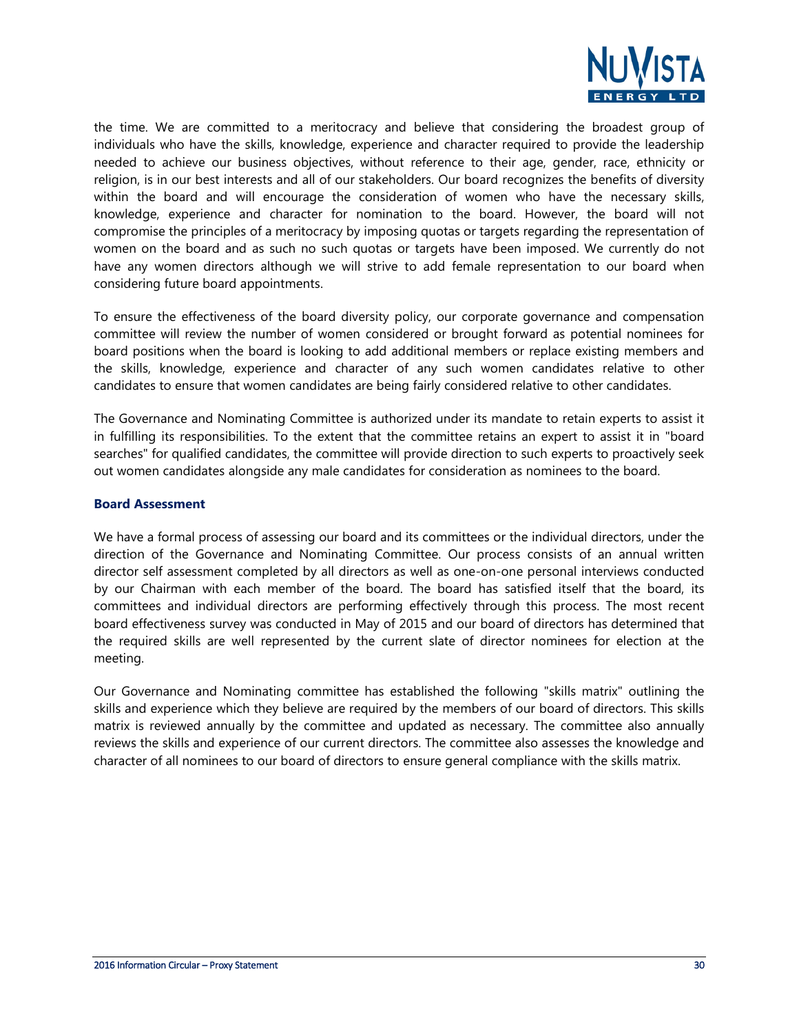the time. We are committed to a meritocracy and believe that considering the broadest group of individuals who have the skills, knowledge, experience and character required to provide the leadership needed to achieve our business objectives, without reference to their age, gender, race, ethnicity or religion, is in our best interests and all of our stakeholders. Our board recognizes the benefits of diversity within the board and will encourage the consideration of women who have the necessary skills, knowledge, experience and character for nomination to the board. However, the board will not compromise the principles of a meritocracy by imposing quotas or targets regarding the representation of women on the board and as such no such quotas or targets have been imposed. We currently do not have any women directors although we will strive to add female representation to our board when considering future board appointments.

To ensure the effectiveness of the board diversity policy, our corporate governance and compensation committee will review the number of women considered or brought forward as potential nominees for board positions when the board is looking to add additional members or replace existing members and the skills, knowledge, experience and character of any such women candidates relative to other candidates to ensure that women candidates are being fairly considered relative to other candidates.

The Governance and Nominating Committee is authorized under its mandate to retain experts to assist it in fulfilling its responsibilities. To the extent that the committee retains an expert to assist it in "board searches" for qualified candidates, the committee will provide direction to such experts to proactively seek out women candidates alongside any male candidates for consideration as nominees to the board.

### Board Assessment

We have a formal process of assessing our board and its committees or the individual directors, under the direction of the Governance and Nominating Committee. Our process consists of an annual written director self assessment completed by all directors as well as one-on-one personal interviews conducted by our Chairman with each member of the board. The board has satisfied itself that the board, its committees and individual directors are performing effectively through this process. The most recent board effectiveness survey was conducted in May of 2015 and our board of directors has determined that the required skills are well represented by the current slate of director nominees for election at the meeting.

Our Governance and Nominating committee has established the following "skills matrix" outlining the skills and experience which they believe are required by the members of our board of directors. This skills matrix is reviewed annually by the committee and updated as necessary. The committee also annually reviews the skills and experience of our current directors. The committee also assesses the knowledge and character of all nominees to our board of directors to ensure general compliance with the skills matrix.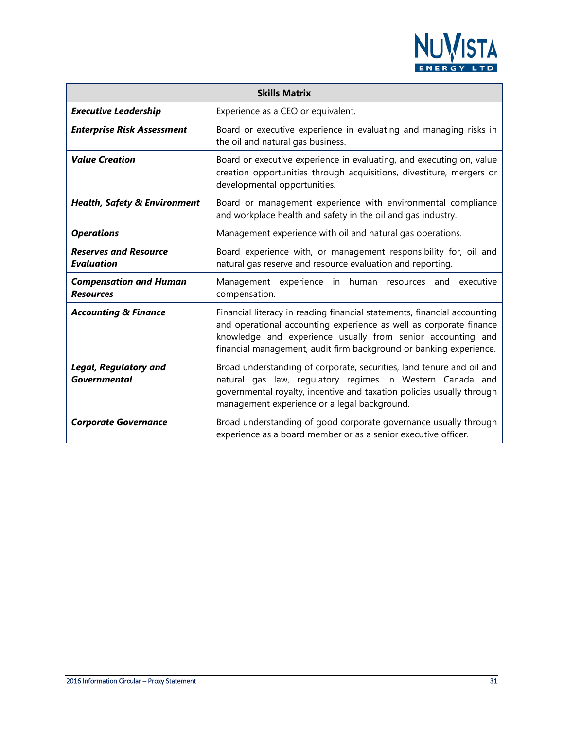| Skills Matrix | |
|---|---|
| ***Executive Leadership*** | Experience as a CEO or equivalent. |
| ***Enterprise Risk Assessment*** | Board or executive experience in evaluating and managing risks in the oil and natural gas business. |
| ***Value Creation*** | Board or executive experience in evaluating, and executing on, value creation opportunities through acquisitions, divestiture, mergers or developmental opportunities. |
| ***Health, Safety & Environment*** | Board or management experience with environmental compliance and workplace health and safety in the oil and gas industry. |
| ***Operations*** | Management experience with oil and natural gas operations. |
| ***Reserves and Resource Evaluation*** | Board experience with, or management responsibility for, oil and natural gas reserve and resource evaluation and reporting. |
| ***Compensation and Human Resources*** | Management experience in human resources and executive compensation. |
| ***Accounting & Finance*** | Financial literacy in reading financial statements, financial accounting and operational accounting experience as well as corporate finance knowledge and experience usually from senior accounting and financial management, audit firm background or banking experience. |
| ***Legal, Regulatory and Governmental*** | Broad understanding of corporate, securities, land tenure and oil and natural gas law, regulatory regimes in Western Canada and governmental royalty, incentive and taxation policies usually through management experience or a legal background. |
| ***Corporate Governance*** | Broad understanding of good corporate governance usually through experience as a board member or as a senior executive officer. |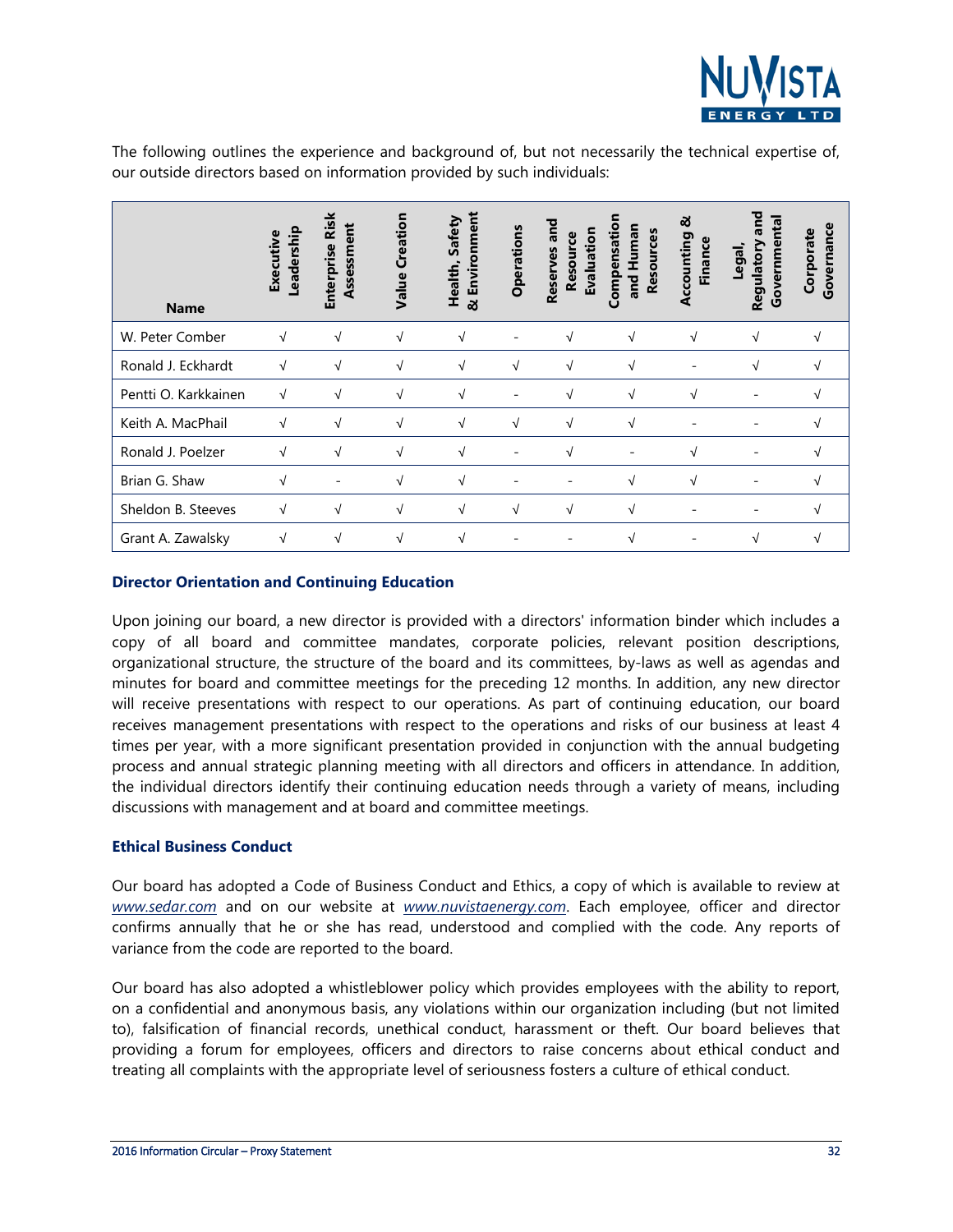The following outlines the experience and background of, but not necessarily the technical expertise of, our outside directors based on information provided by such individuals:

| Name | Executive Leadership | Enterprise Risk Assessment | Value Creation | Health, Safety & Environment | Operations | Reserves and Resource Evaluation | Compensation and Human Resources | Accounting & Finance | Legal, Regulatory and Governmental | Corporate Governance |
|---|---|---|---|---|---|---|---|---|---|---|
| W. Peter Comber | √ | √ | √ | √ | - | √ | √ | √ | √ | √ |
| Ronald J. Eckhardt | √ | √ | √ | √ | √ | √ | √ | - | √ | √ |
| Pentti O. Karkkainen | √ | √ | √ | √ | - | √ | √ | √ | - | √ |
| Keith A. MacPhail | √ | √ | √ | √ | √ | √ | √ | - | - | √ |
| Ronald J. Poelzer | √ | √ | √ | √ | - | √ | - | √ | - | √ |
| Brian G. Shaw | √ | - | √ | √ | - | - | √ | √ | - | √ |
| Sheldon B. Steeves | √ | √ | √ | √ | √ | √ | √ | - | - | √ |
| Grant A. Zawalsky | √ | √ | √ | √ | - | - | √ | - | √ | √ |

### Director Orientation and Continuing Education

Upon joining our board, a new director is provided with a directors' information binder which includes a copy of all board and committee mandates, corporate policies, relevant position descriptions, organizational structure, the structure of the board and its committees, by-laws as well as agendas and minutes for board and committee meetings for the preceding 12 months. In addition, any new director will receive presentations with respect to our operations. As part of continuing education, our board receives management presentations with respect to the operations and risks of our business at least 4 times per year, with a more significant presentation provided in conjunction with the annual budgeting process and annual strategic planning meeting with all directors and officers in attendance. In addition, the individual directors identify their continuing education needs through a variety of means, including discussions with management and at board and committee meetings.

### Ethical Business Conduct

Our board has adopted a Code of Business Conduct and Ethics, a copy of which is available to review at *www.sedar.com* and on our website at *www.nuvistaenergy.com*. Each employee, officer and director confirms annually that he or she has read, understood and complied with the code. Any reports of variance from the code are reported to the board.

Our board has also adopted a whistleblower policy which provides employees with the ability to report, on a confidential and anonymous basis, any violations within our organization including (but not limited to), falsification of financial records, unethical conduct, harassment or theft. Our board believes that providing a forum for employees, officers and directors to raise concerns about ethical conduct and treating all complaints with the appropriate level of seriousness fosters a culture of ethical conduct.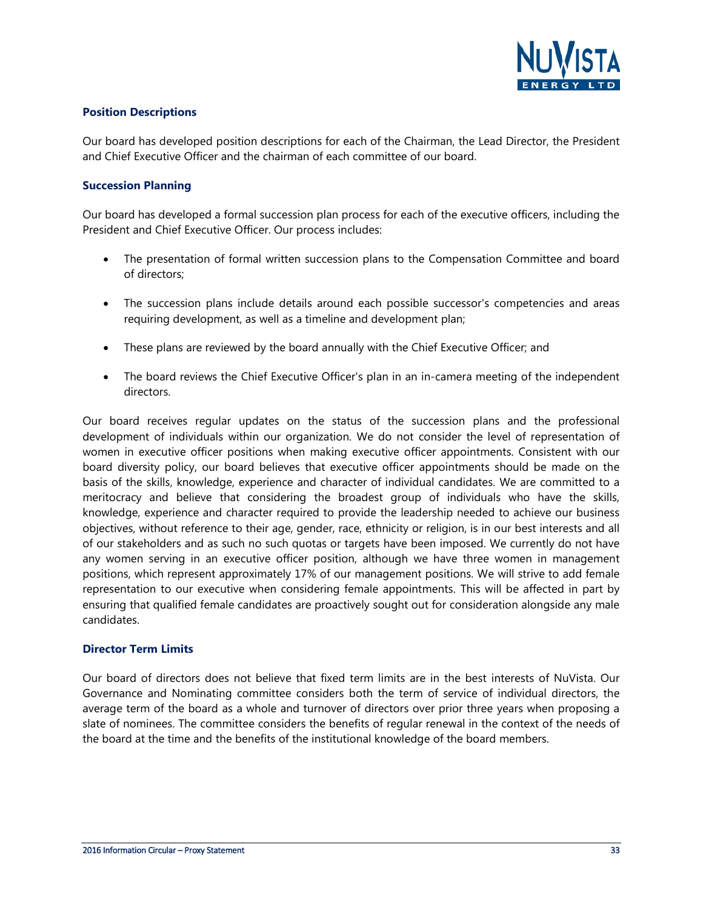### Position Descriptions

Our board has developed position descriptions for each of the Chairman, the Lead Director, the President and Chief Executive Officer and the chairman of each committee of our board.

### Succession Planning

Our board has developed a formal succession plan process for each of the executive officers, including the President and Chief Executive Officer. Our process includes:

- The presentation of formal written succession plans to the Compensation Committee and board of directors;
- The succession plans include details around each possible successor's competencies and areas requiring development, as well as a timeline and development plan;
- These plans are reviewed by the board annually with the Chief Executive Officer; and
- The board reviews the Chief Executive Officer's plan in an in-camera meeting of the independent directors.

Our board receives regular updates on the status of the succession plans and the professional development of individuals within our organization. We do not consider the level of representation of women in executive officer positions when making executive officer appointments. Consistent with our board diversity policy, our board believes that executive officer appointments should be made on the basis of the skills, knowledge, experience and character of individual candidates. We are committed to a meritocracy and believe that considering the broadest group of individuals who have the skills, knowledge, experience and character required to provide the leadership needed to achieve our business objectives, without reference to their age, gender, race, ethnicity or religion, is in our best interests and all of our stakeholders and as such no such quotas or targets have been imposed. We currently do not have any women serving in an executive officer position, although we have three women in management positions, which represent approximately 17% of our management positions. We will strive to add female representation to our executive when considering female appointments. This will be affected in part by ensuring that qualified female candidates are proactively sought out for consideration alongside any male candidates.

### Director Term Limits

Our board of directors does not believe that fixed term limits are in the best interests of NuVista. Our Governance and Nominating committee considers both the term of service of individual directors, the average term of the board as a whole and turnover of directors over prior three years when proposing a slate of nominees. The committee considers the benefits of regular renewal in the context of the needs of the board at the time and the benefits of the institutional knowledge of the board members.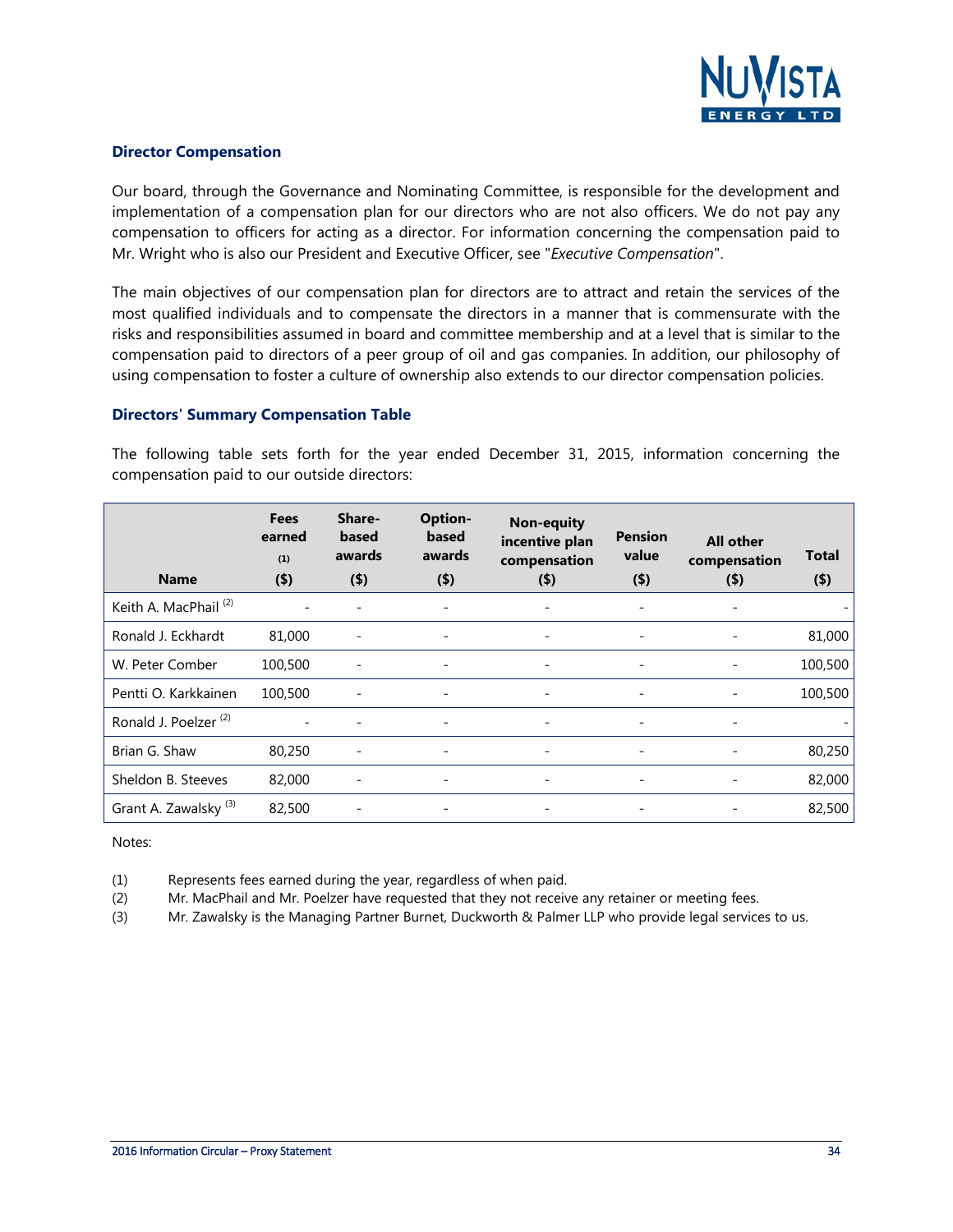### Director Compensation

Our board, through the Governance and Nominating Committee, is responsible for the development and implementation of a compensation plan for our directors who are not also officers. We do not pay any compensation to officers for acting as a director. For information concerning the compensation paid to Mr. Wright who is also our President and Executive Officer, see "*Executive Compensation*".

The main objectives of our compensation plan for directors are to attract and retain the services of the most qualified individuals and to compensate the directors in a manner that is commensurate with the risks and responsibilities assumed in board and committee membership and at a level that is similar to the compensation paid to directors of a peer group of oil and gas companies. In addition, our philosophy of using compensation to foster a culture of ownership also extends to our director compensation policies.

### Directors' Summary Compensation Table

The following table sets forth for the year ended December 31, 2015, information concerning the compensation paid to our outside directors:

| Name | Fees earned [(1)] ($) | Share-based awards ($) | Option-based awards ($) | Non-equity incentive plan compensation ($) | Pension value ($) | All other compensation ($) | Total ($) |
|---|---|---|---|---|---|---|---|
| Keith A. MacPhail [(2)] | - | - | - | - | - | - | - |
| Ronald J. Eckhardt | 81,000 | - | - | - | - | - | 81,000 |
| W. Peter Comber | 100,500 | - | - | - | - | - | 100,500 |
| Pentti O. Karkkainen | 100,500 | - | - | - | - | - | 100,500 |
| Ronald J. Poelzer [(2)] | - | - | - | - | - | - | - |
| Brian G. Shaw | 80,250 | - | - | - | - | - | 80,250 |
| Sheldon B. Steeves | 82,000 | - | - | - | - | - | 82,000 |
| Grant A. Zawalsky [(3)] | 82,500 | - | - | - | - | - | 82,500 |

Notes:

(1) Represents fees earned during the year, regardless of when paid.

(2) Mr. MacPhail and Mr. Poelzer have requested that they not receive any retainer or meeting fees.

(3) Mr. Zawalsky is the Managing Partner Burnet, Duckworth & Palmer LLP who provide legal services to us.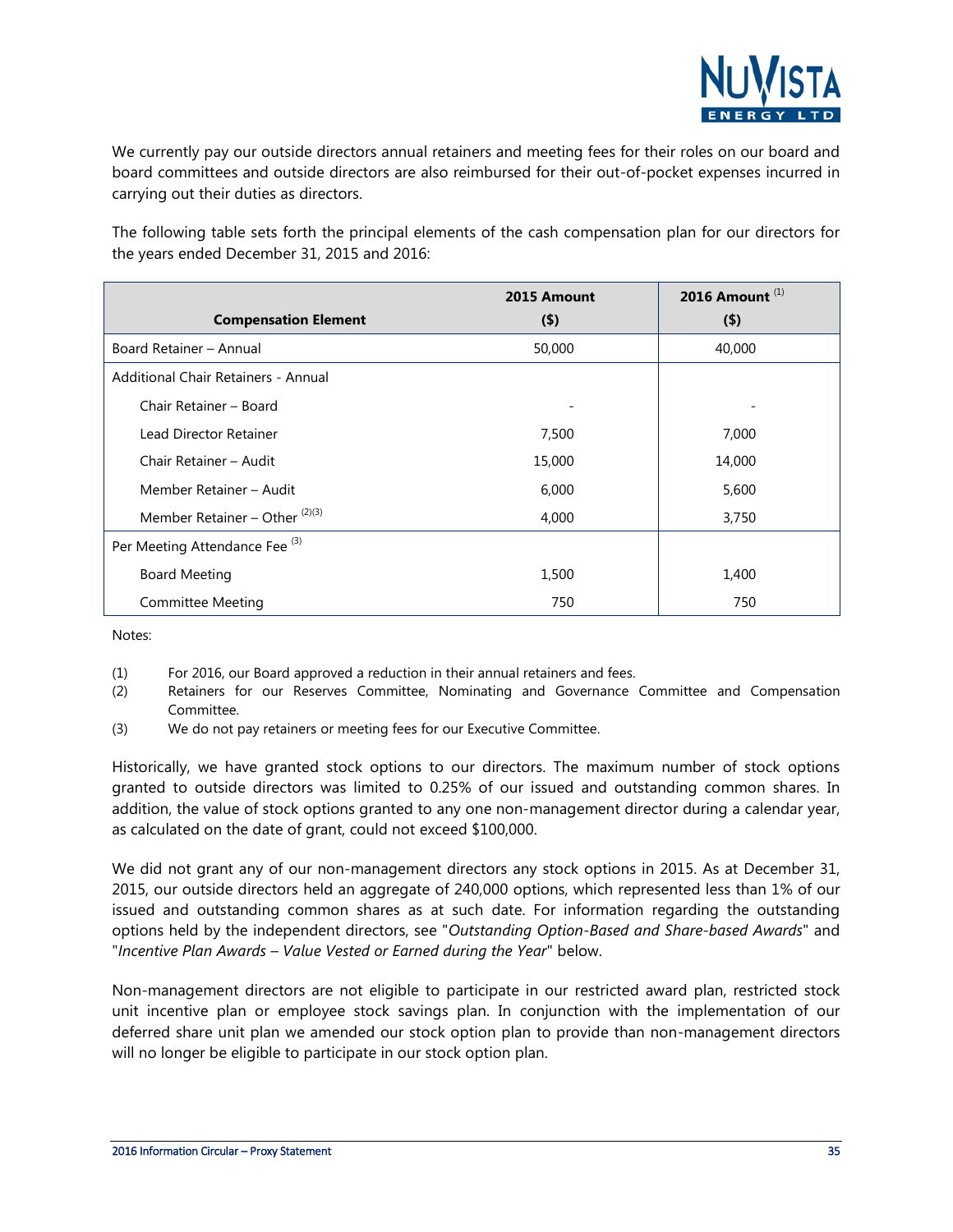We currently pay our outside directors annual retainers and meeting fees for their roles on our board and board committees and outside directors are also reimbursed for their out-of-pocket expenses incurred in carrying out their duties as directors.

The following table sets forth the principal elements of the cash compensation plan for our directors for the years ended December 31, 2015 and 2016:

| Compensation Element | 2015 Amount ($) | 2016 Amount [(1)] ($) |
|---|---|---|
| Board Retainer – Annual | 50,000 | 40,000 |
| Additional Chair Retainers - Annual | | |
| Chair Retainer – Board | - | - |
| Lead Director Retainer | 7,500 | 7,000 |
| Chair Retainer – Audit | 15,000 | 14,000 |
| Member Retainer – Audit | 6,000 | 5,600 |
| Member Retainer – Other [(2)(3)] | 4,000 | 3,750 |
| Per Meeting Attendance Fee [(3)] | | |
| Board Meeting | 1,500 | 1,400 |
| Committee Meeting | 750 | 750 |

Notes:

(1) For 2016, our Board approved a reduction in their annual retainers and fees.

(2) Retainers for our Reserves Committee, Nominating and Governance Committee and Compensation Committee.

(3) We do not pay retainers or meeting fees for our Executive Committee.

Historically, we have granted stock options to our directors. The maximum number of stock options granted to outside directors was limited to 0.25% of our issued and outstanding common shares. In addition, the value of stock options granted to any one non-management director during a calendar year, as calculated on the date of grant, could not exceed $100,000.

We did not grant any of our non-management directors any stock options in 2015. As at December 31, 2015, our outside directors held an aggregate of 240,000 options, which represented less than 1% of our issued and outstanding common shares as at such date. For information regarding the outstanding options held by the independent directors, see "*Outstanding Option-Based and Share-based Awards*" and "*Incentive Plan Awards – Value Vested or Earned during the Year*" below.

Non-management directors are not eligible to participate in our restricted award plan, restricted stock unit incentive plan or employee stock savings plan. In conjunction with the implementation of our deferred share unit plan we amended our stock option plan to provide than non-management directors will no longer be eligible to participate in our stock option plan.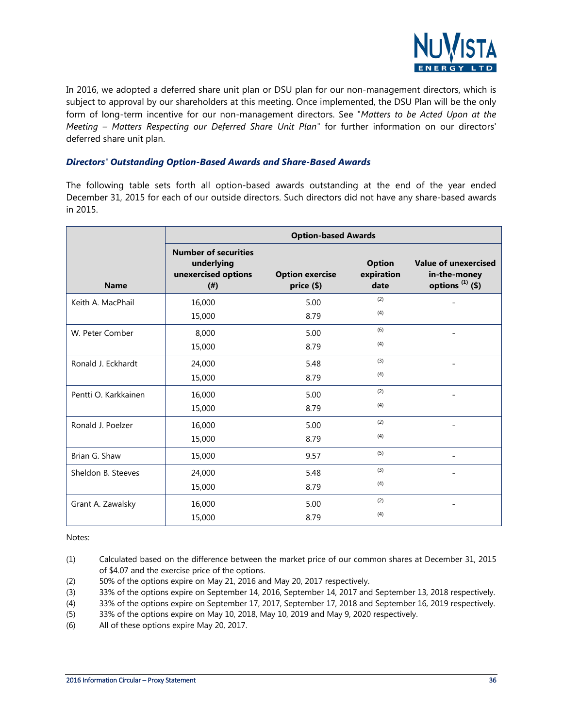In 2016, we adopted a deferred share unit plan or DSU plan for our non-management directors, which is subject to approval by our shareholders at this meeting. Once implemented, the DSU Plan will be the only form of long-term incentive for our non-management directors. See "*Matters to be Acted Upon at the Meeting – Matters Respecting our Deferred Share Unit Plan*" for further information on our directors' deferred share unit plan.

### *Directors' Outstanding Option-Based Awards and Share-Based Awards*

The following table sets forth all option-based awards outstanding at the end of the year ended December 31, 2015 for each of our outside directors. Such directors did not have any share-based awards in 2015.

| | Option-based Awards | | | |
|---|---|---|---|---|
| **Name** | **Number of securities underlying unexercised options (#)** | **Option exercise price ($)** | **Option expiration date** | **Value of unexercised in-the-money options [(1)] ($)** |
| Keith A. MacPhail | 16,000<br>15,000 | 5.00<br>8.79 | [(2)]<br>[(4)] | - |
| W. Peter Comber | 8,000<br>15,000 | 5.00<br>8.79 | [(6)]<br>[(4)] | - |
| Ronald J. Eckhardt | 24,000<br>15,000 | 5.48<br>8.79 | [(3)]<br>[(4)] | - |
| Pentti O. Karkkainen | 16,000<br>15,000 | 5.00<br>8.79 | [(2)]<br>[(4)] | - |
| Ronald J. Poelzer | 16,000<br>15,000 | 5.00<br>8.79 | [(2)]<br>[(4)] | - |
| Brian G. Shaw | 15,000 | 9.57 | [(5)] | - |
| Sheldon B. Steeves | 24,000<br>15,000 | 5.48<br>8.79 | [(3)]<br>[(4)] | - |
| Grant A. Zawalsky | 16,000<br>15,000 | 5.00<br>8.79 | [(2)]<br>[(4)] | - |

Notes:

(1) Calculated based on the difference between the market price of our common shares at December 31, 2015 of $4.07 and the exercise price of the options.
(2) 50% of the options expire on May 21, 2016 and May 20, 2017 respectively.
(3) 33% of the options expire on September 14, 2016, September 14, 2017 and September 13, 2018 respectively.
(4) 33% of the options expire on September 17, 2017, September 17, 2018 and September 16, 2019 respectively.
(5) 33% of the options expire on May 10, 2018, May 10, 2019 and May 9, 2020 respectively.
(6) All of these options expire May 20, 2017.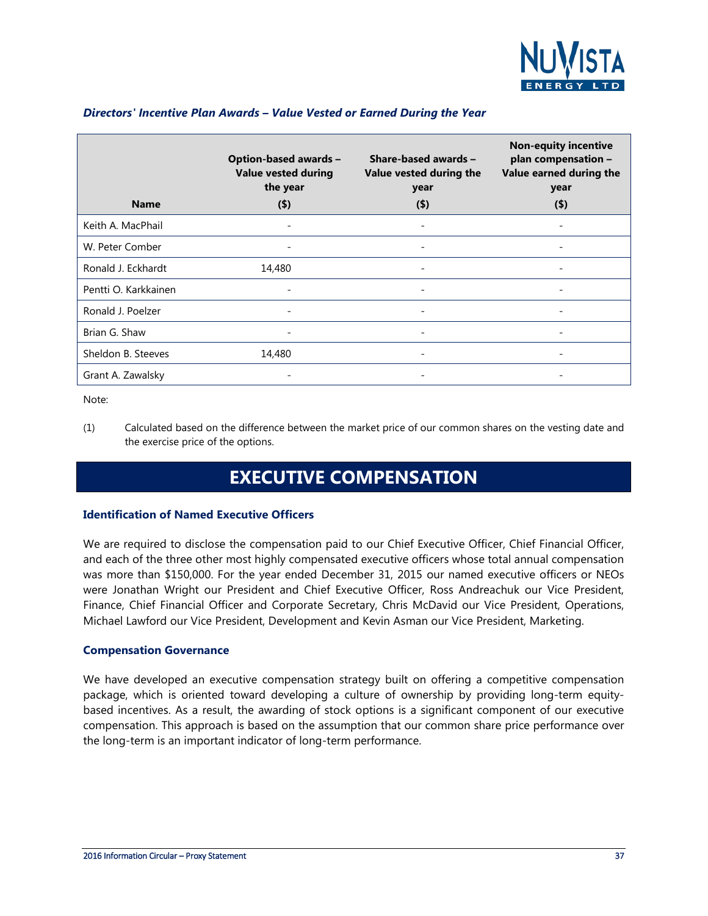### *Directors' Incentive Plan Awards – Value Vested or Earned During the Year*

| Name | Option-based awards – Value vested during the year ($) | Share-based awards – Value vested during the year ($) | Non-equity incentive plan compensation – Value earned during the year ($) |
|---|---|---|---|
| Keith A. MacPhail | - | - | - |
| W. Peter Comber | - | - | - |
| Ronald J. Eckhardt | 14,480 | - | - |
| Pentti O. Karkkainen | - | - | - |
| Ronald J. Poelzer | - | - | - |
| Brian G. Shaw | - | - | - |
| Sheldon B. Steeves | 14,480 | - | - |
| Grant A. Zawalsky | - | - | - |

Note:

(1) Calculated based on the difference between the market price of our common shares on the vesting date and the exercise price of the options.

# EXECUTIVE COMPENSATION

### Identification of Named Executive Officers

We are required to disclose the compensation paid to our Chief Executive Officer, Chief Financial Officer, and each of the three other most highly compensated executive officers whose total annual compensation was more than $150,000. For the year ended December 31, 2015 our named executive officers or NEOs were Jonathan Wright our President and Chief Executive Officer, Ross Andreachuk our Vice President, Finance, Chief Financial Officer and Corporate Secretary, Chris McDavid our Vice President, Operations, Michael Lawford our Vice President, Development and Kevin Asman our Vice President, Marketing.

### Compensation Governance

We have developed an executive compensation strategy built on offering a competitive compensation package, which is oriented toward developing a culture of ownership by providing long-term equity-based incentives. As a result, the awarding of stock options is a significant component of our executive compensation. This approach is based on the assumption that our common share price performance over the long-term is an important indicator of long-term performance.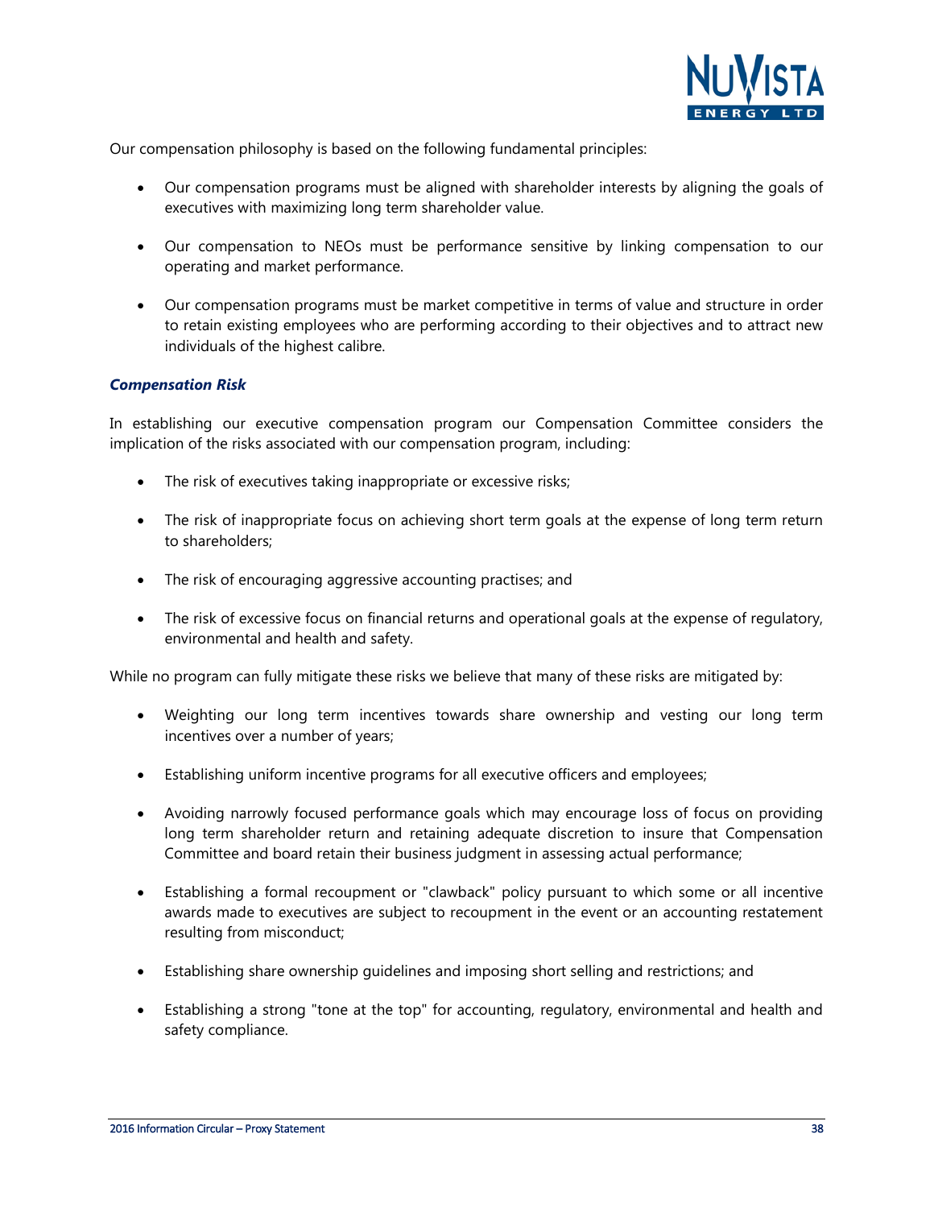Our compensation philosophy is based on the following fundamental principles:

- Our compensation programs must be aligned with shareholder interests by aligning the goals of executives with maximizing long term shareholder value.
- Our compensation to NEOs must be performance sensitive by linking compensation to our operating and market performance.
- Our compensation programs must be market competitive in terms of value and structure in order to retain existing employees who are performing according to their objectives and to attract new individuals of the highest calibre.

### *Compensation Risk*

In establishing our executive compensation program our Compensation Committee considers the implication of the risks associated with our compensation program, including:

- The risk of executives taking inappropriate or excessive risks;
- The risk of inappropriate focus on achieving short term goals at the expense of long term return to shareholders;
- The risk of encouraging aggressive accounting practises; and
- The risk of excessive focus on financial returns and operational goals at the expense of regulatory, environmental and health and safety.

While no program can fully mitigate these risks we believe that many of these risks are mitigated by:

- Weighting our long term incentives towards share ownership and vesting our long term incentives over a number of years;
- Establishing uniform incentive programs for all executive officers and employees;
- Avoiding narrowly focused performance goals which may encourage loss of focus on providing long term shareholder return and retaining adequate discretion to insure that Compensation Committee and board retain their business judgment in assessing actual performance;
- Establishing a formal recoupment or "clawback" policy pursuant to which some or all incentive awards made to executives are subject to recoupment in the event or an accounting restatement resulting from misconduct;
- Establishing share ownership guidelines and imposing short selling and restrictions; and
- Establishing a strong "tone at the top" for accounting, regulatory, environmental and health and safety compliance.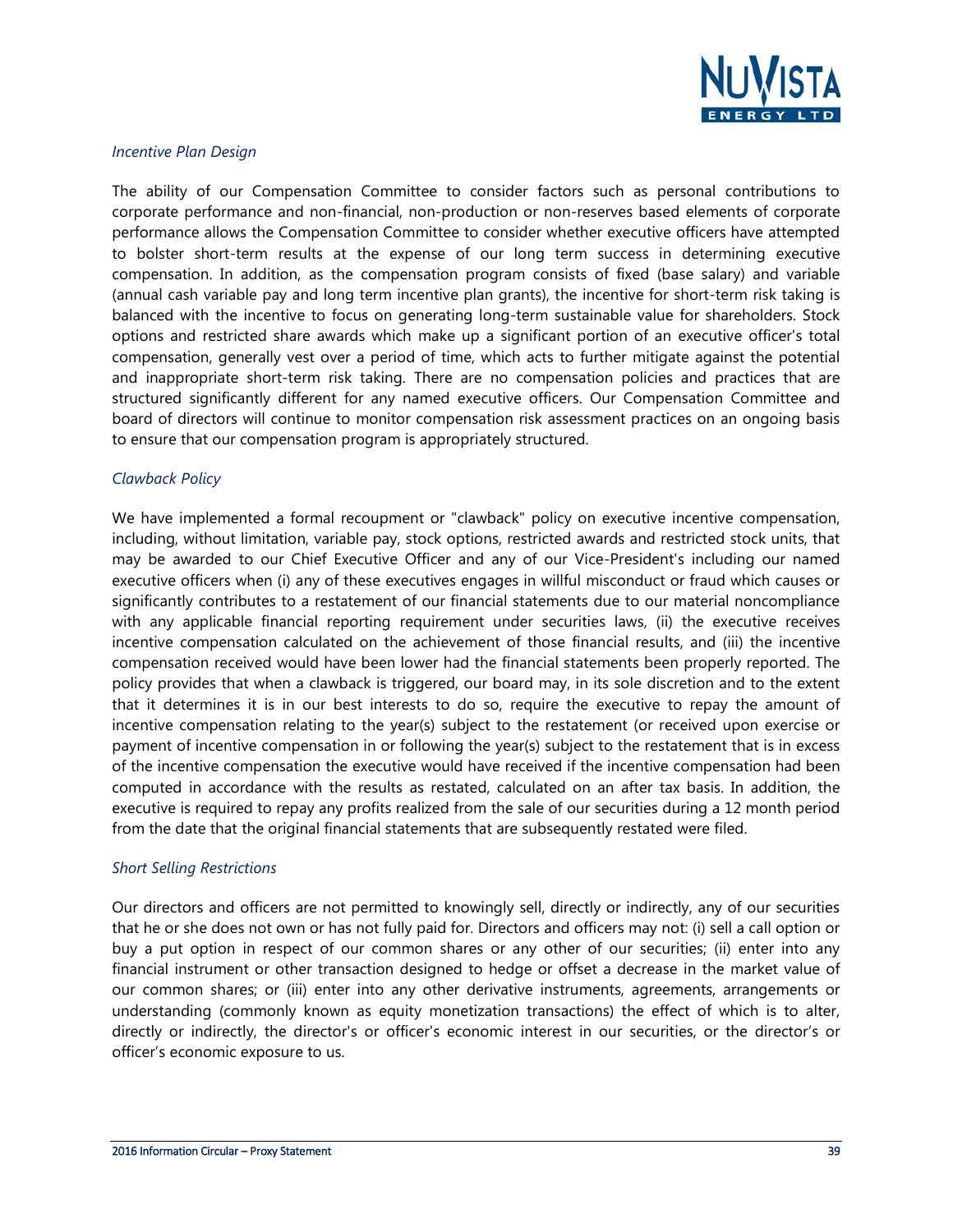*Incentive Plan Design*

The ability of our Compensation Committee to consider factors such as personal contributions to corporate performance and non-financial, non-production or non-reserves based elements of corporate performance allows the Compensation Committee to consider whether executive officers have attempted to bolster short-term results at the expense of our long term success in determining executive compensation. In addition, as the compensation program consists of fixed (base salary) and variable (annual cash variable pay and long term incentive plan grants), the incentive for short-term risk taking is balanced with the incentive to focus on generating long-term sustainable value for shareholders. Stock options and restricted share awards which make up a significant portion of an executive officer's total compensation, generally vest over a period of time, which acts to further mitigate against the potential and inappropriate short-term risk taking. There are no compensation policies and practices that are structured significantly different for any named executive officers. Our Compensation Committee and board of directors will continue to monitor compensation risk assessment practices on an ongoing basis to ensure that our compensation program is appropriately structured.

*Clawback Policy*

We have implemented a formal recoupment or "clawback" policy on executive incentive compensation, including, without limitation, variable pay, stock options, restricted awards and restricted stock units, that may be awarded to our Chief Executive Officer and any of our Vice-President's including our named executive officers when (i) any of these executives engages in willful misconduct or fraud which causes or significantly contributes to a restatement of our financial statements due to our material noncompliance with any applicable financial reporting requirement under securities laws, (ii) the executive receives incentive compensation calculated on the achievement of those financial results, and (iii) the incentive compensation received would have been lower had the financial statements been properly reported. The policy provides that when a clawback is triggered, our board may, in its sole discretion and to the extent that it determines it is in our best interests to do so, require the executive to repay the amount of incentive compensation relating to the year(s) subject to the restatement (or received upon exercise or payment of incentive compensation in or following the year(s) subject to the restatement that is in excess of the incentive compensation the executive would have received if the incentive compensation had been computed in accordance with the results as restated, calculated on an after tax basis. In addition, the executive is required to repay any profits realized from the sale of our securities during a 12 month period from the date that the original financial statements that are subsequently restated were filed.

*Short Selling Restrictions*

Our directors and officers are not permitted to knowingly sell, directly or indirectly, any of our securities that he or she does not own or has not fully paid for. Directors and officers may not: (i) sell a call option or buy a put option in respect of our common shares or any other of our securities; (ii) enter into any financial instrument or other transaction designed to hedge or offset a decrease in the market value of our common shares; or (iii) enter into any other derivative instruments, agreements, arrangements or understanding (commonly known as equity monetization transactions) the effect of which is to alter, directly or indirectly, the director's or officer's economic interest in our securities, or the director's or officer's economic exposure to us.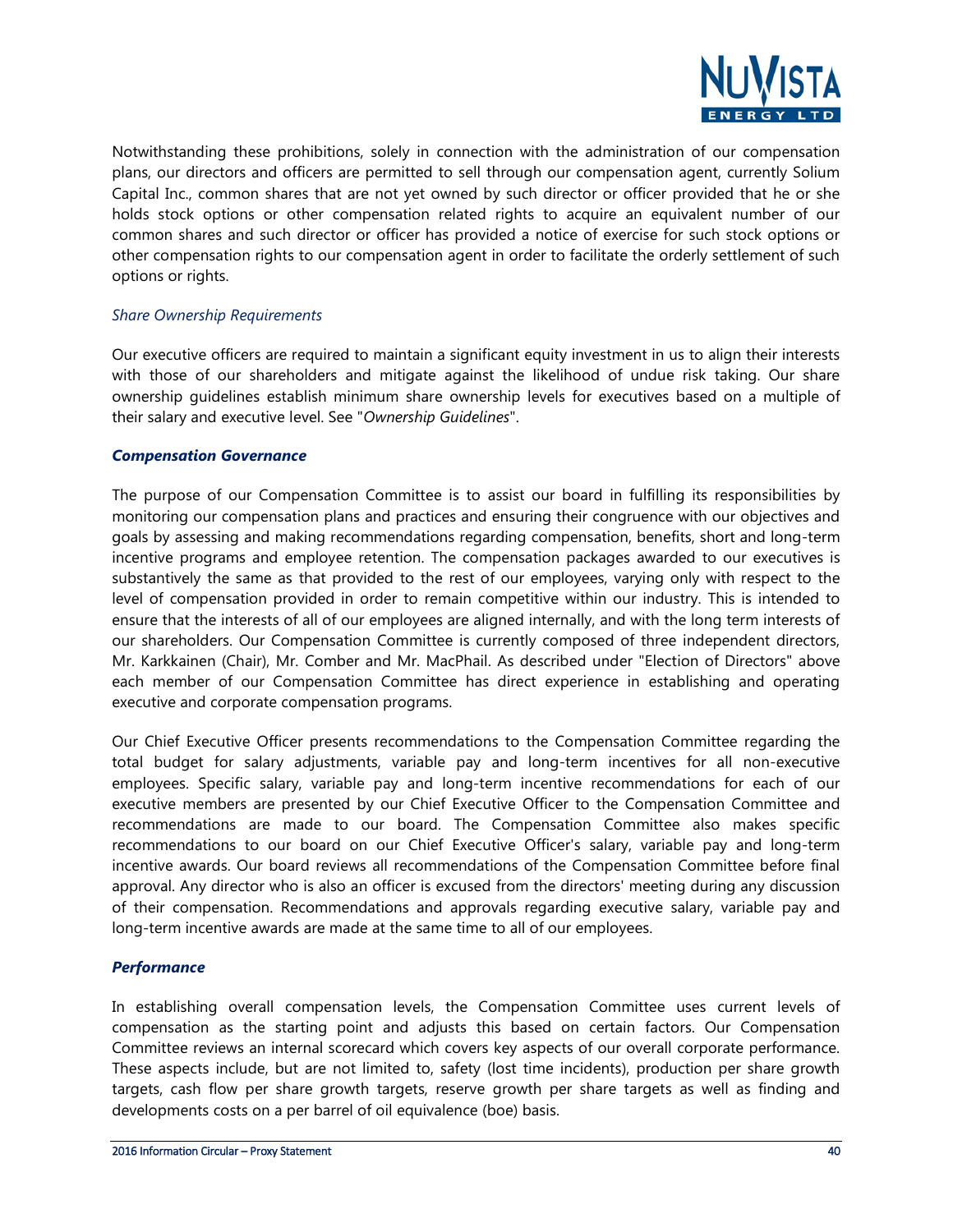Notwithstanding these prohibitions, solely in connection with the administration of our compensation plans, our directors and officers are permitted to sell through our compensation agent, currently Solium Capital Inc., common shares that are not yet owned by such director or officer provided that he or she holds stock options or other compensation related rights to acquire an equivalent number of our common shares and such director or officer has provided a notice of exercise for such stock options or other compensation rights to our compensation agent in order to facilitate the orderly settlement of such options or rights.

*Share Ownership Requirements*

Our executive officers are required to maintain a significant equity investment in us to align their interests with those of our shareholders and mitigate against the likelihood of undue risk taking. Our share ownership guidelines establish minimum share ownership levels for executives based on a multiple of their salary and executive level. See "*Ownership Guidelines*".

***Compensation Governance***

The purpose of our Compensation Committee is to assist our board in fulfilling its responsibilities by monitoring our compensation plans and practices and ensuring their congruence with our objectives and goals by assessing and making recommendations regarding compensation, benefits, short and long-term incentive programs and employee retention. The compensation packages awarded to our executives is substantively the same as that provided to the rest of our employees, varying only with respect to the level of compensation provided in order to remain competitive within our industry. This is intended to ensure that the interests of all of our employees are aligned internally, and with the long term interests of our shareholders. Our Compensation Committee is currently composed of three independent directors, Mr. Karkkainen (Chair), Mr. Comber and Mr. MacPhail. As described under "Election of Directors" above each member of our Compensation Committee has direct experience in establishing and operating executive and corporate compensation programs.

Our Chief Executive Officer presents recommendations to the Compensation Committee regarding the total budget for salary adjustments, variable pay and long-term incentives for all non-executive employees. Specific salary, variable pay and long-term incentive recommendations for each of our executive members are presented by our Chief Executive Officer to the Compensation Committee and recommendations are made to our board. The Compensation Committee also makes specific recommendations to our board on our Chief Executive Officer's salary, variable pay and long-term incentive awards. Our board reviews all recommendations of the Compensation Committee before final approval. Any director who is also an officer is excused from the directors' meeting during any discussion of their compensation. Recommendations and approvals regarding executive salary, variable pay and long-term incentive awards are made at the same time to all of our employees.

***Performance***

In establishing overall compensation levels, the Compensation Committee uses current levels of compensation as the starting point and adjusts this based on certain factors. Our Compensation Committee reviews an internal scorecard which covers key aspects of our overall corporate performance. These aspects include, but are not limited to, safety (lost time incidents), production per share growth targets, cash flow per share growth targets, reserve growth per share targets as well as finding and developments costs on a per barrel of oil equivalence (boe) basis.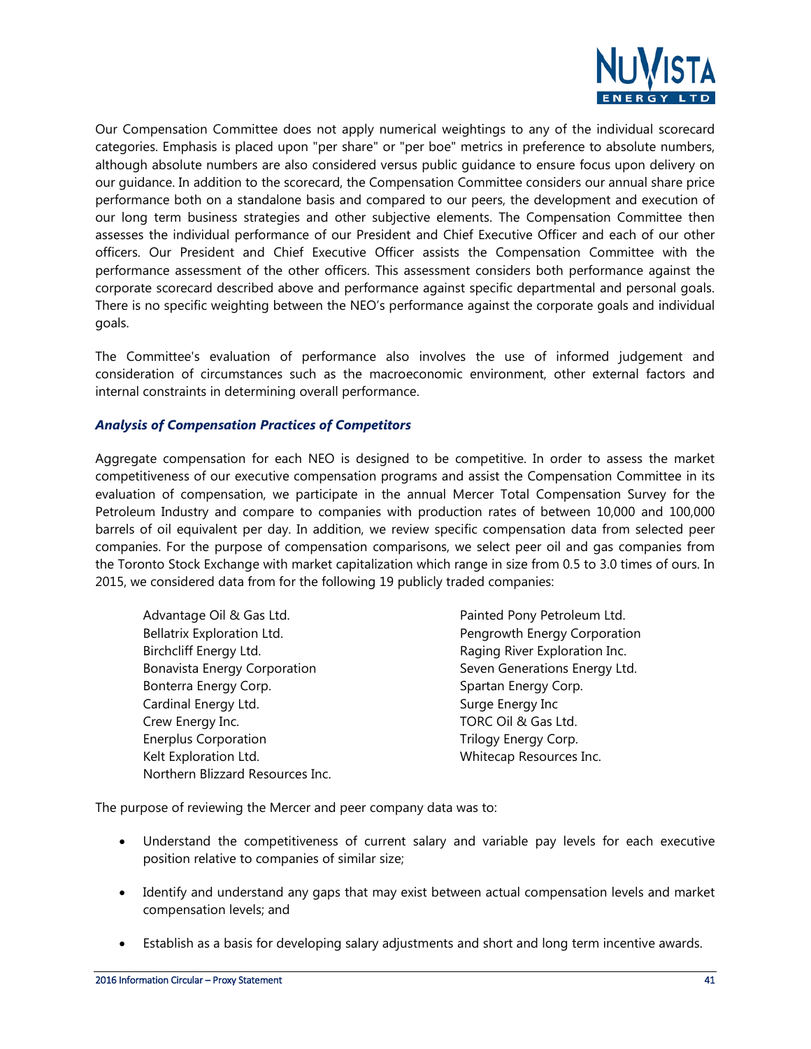Our Compensation Committee does not apply numerical weightings to any of the individual scorecard categories. Emphasis is placed upon "per share" or "per boe" metrics in preference to absolute numbers, although absolute numbers are also considered versus public guidance to ensure focus upon delivery on our guidance. In addition to the scorecard, the Compensation Committee considers our annual share price performance both on a standalone basis and compared to our peers, the development and execution of our long term business strategies and other subjective elements. The Compensation Committee then assesses the individual performance of our President and Chief Executive Officer and each of our other officers. Our President and Chief Executive Officer assists the Compensation Committee with the performance assessment of the other officers. This assessment considers both performance against the corporate scorecard described above and performance against specific departmental and personal goals. There is no specific weighting between the NEO's performance against the corporate goals and individual goals.

The Committee's evaluation of performance also involves the use of informed judgement and consideration of circumstances such as the macroeconomic environment, other external factors and internal constraints in determining overall performance.

### *Analysis of Compensation Practices of Competitors*

Aggregate compensation for each NEO is designed to be competitive. In order to assess the market competitiveness of our executive compensation programs and assist the Compensation Committee in its evaluation of compensation, we participate in the annual Mercer Total Compensation Survey for the Petroleum Industry and compare to companies with production rates of between 10,000 and 100,000 barrels of oil equivalent per day. In addition, we review specific compensation data from selected peer companies. For the purpose of compensation comparisons, we select peer oil and gas companies from the Toronto Stock Exchange with market capitalization which range in size from 0.5 to 3.0 times of ours. In 2015, we considered data from for the following 19 publicly traded companies:

- Advantage Oil & Gas Ltd.
- Bellatrix Exploration Ltd.
- Birchcliff Energy Ltd.
- Bonavista Energy Corporation
- Bonterra Energy Corp.
- Cardinal Energy Ltd.
- Crew Energy Inc.
- Enerplus Corporation
- Kelt Exploration Ltd.
- Northern Blizzard Resources Inc.
- Painted Pony Petroleum Ltd.
- Pengrowth Energy Corporation
- Raging River Exploration Inc.
- Seven Generations Energy Ltd.
- Spartan Energy Corp.
- Surge Energy Inc
- TORC Oil & Gas Ltd.
- Trilogy Energy Corp.
- Whitecap Resources Inc.

The purpose of reviewing the Mercer and peer company data was to:

- Understand the competitiveness of current salary and variable pay levels for each executive position relative to companies of similar size;
- Identify and understand any gaps that may exist between actual compensation levels and market compensation levels; and
- Establish as a basis for developing salary adjustments and short and long term incentive awards.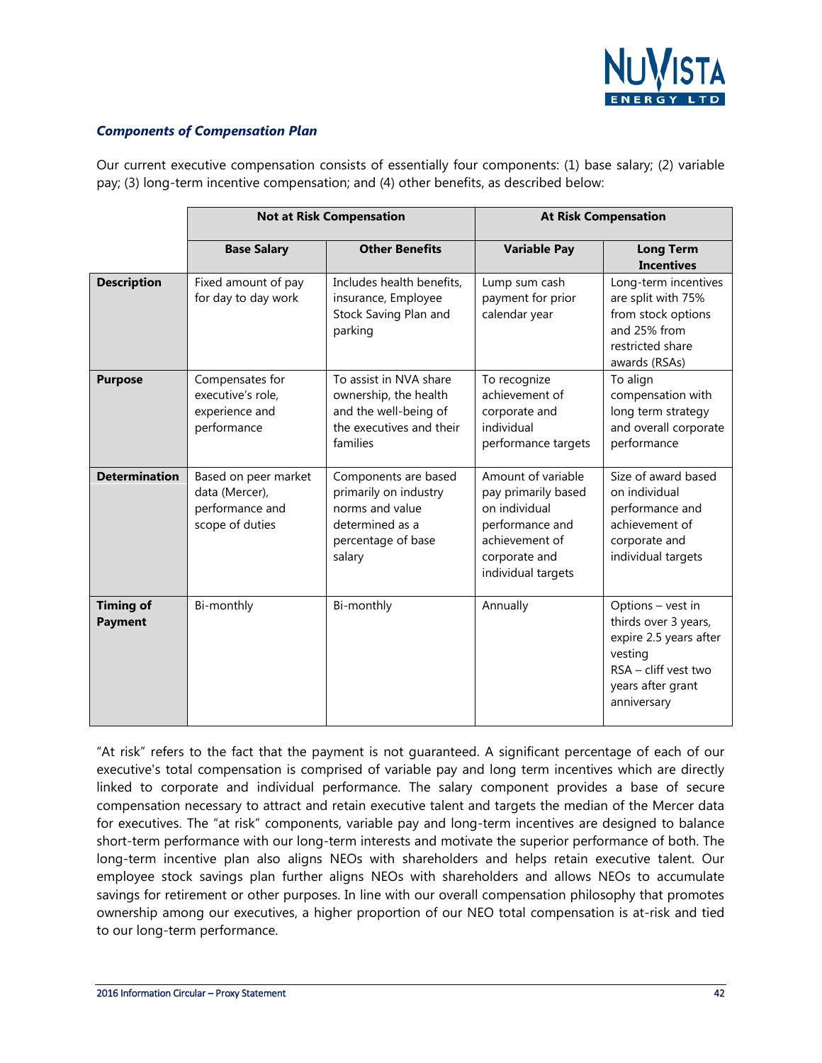### *Components of Compensation Plan*

Our current executive compensation consists of essentially four components: (1) base salary; (2) variable pay; (3) long-term incentive compensation; and (4) other benefits, as described below:

| | Not at Risk Compensation | | At Risk Compensation | |
|---|---|---|---|---|
| | **Base Salary** | **Other Benefits** | **Variable Pay** | **Long Term Incentives** |
| **Description** | Fixed amount of pay for day to day work | Includes health benefits, insurance, Employee Stock Saving Plan and parking | Lump sum cash payment for prior calendar year | Long-term incentives are split with 75% from stock options and 25% from restricted share awards (RSAs) |
| **Purpose** | Compensates for executive's role, experience and performance | To assist in NVA share ownership, the health and the well-being of the executives and their families | To recognize achievement of corporate and individual performance targets | To align compensation with long term strategy and overall corporate performance |
| **Determination** | Based on peer market data (Mercer), performance and scope of duties | Components are based primarily on industry norms and value determined as a percentage of base salary | Amount of variable pay primarily based on individual performance and achievement of corporate and individual targets | Size of award based on individual performance and achievement of corporate and individual targets |
| **Timing of Payment** | Bi-monthly | Bi-monthly | Annually | Options – vest in thirds over 3 years, expire 2.5 years after vesting<br>RSA – cliff vest two years after grant anniversary |

"At risk" refers to the fact that the payment is not guaranteed. A significant percentage of each of our executive's total compensation is comprised of variable pay and long term incentives which are directly linked to corporate and individual performance. The salary component provides a base of secure compensation necessary to attract and retain executive talent and targets the median of the Mercer data for executives. The "at risk" components, variable pay and long-term incentives are designed to balance short-term performance with our long-term interests and motivate the superior performance of both. The long-term incentive plan also aligns NEOs with shareholders and helps retain executive talent. Our employee stock savings plan further aligns NEOs with shareholders and allows NEOs to accumulate savings for retirement or other purposes. In line with our overall compensation philosophy that promotes ownership among our executives, a higher proportion of our NEO total compensation is at-risk and tied to our long-term performance.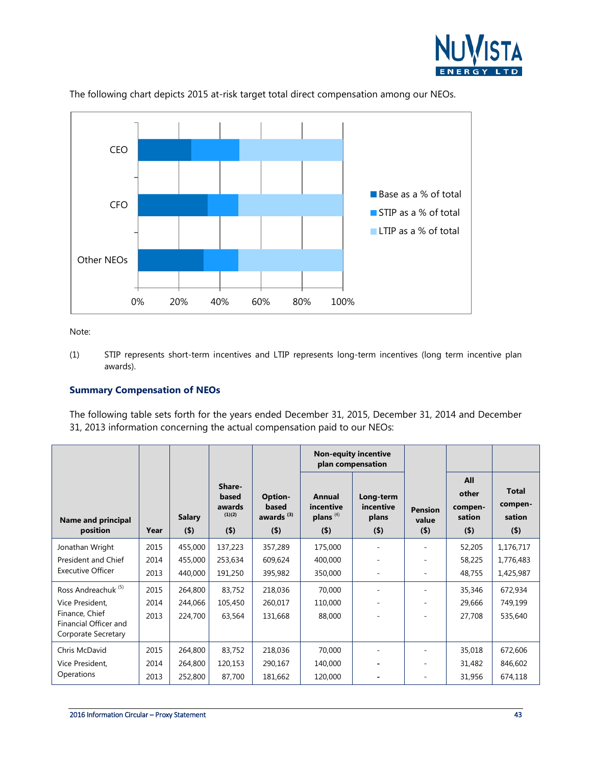The following chart depicts 2015 at-risk target total direct compensation among our NEOs.

Note:

(1) STIP represents short-term incentives and LTIP represents long-term incentives (long term incentive plan awards).

### Summary Compensation of NEOs

The following table sets forth for the years ended December 31, 2015, December 31, 2014 and December 31, 2013 information concerning the actual compensation paid to our NEOs:

| Name and principal position | Year | Salary ($) | Share-based awards (1)(2) ($) | Option-based awards (3) ($) | Non-equity incentive plan compensation | | Pension value ($) | All other compen-sation ($) | Total compen-sation ($) |
|---|---|---|---|---|---|---|---|---|---|
| | | | | | Annual incentive plans (4) ($) | Long-term incentive plans ($) | | | |
| Jonathan Wright | 2015 | 455,000 | 137,223 | 357,289 | 175,000 | - | - | 52,205 | 1,176,717 |
| President and Chief | 2014 | 455,000 | 253,634 | 609,624 | 400,000 | - | - | 58,225 | 1,776,483 |
| Executive Officer | 2013 | 440,000 | 191,250 | 395,982 | 350,000 | - | - | 48,755 | 1,425,987 |
| Ross Andreachuk (5) | 2015 | 264,800 | 83,752 | 218,036 | 70,000 | - | - | 35,346 | 672,934 |
| Vice President, | 2014 | 244,066 | 105,450 | 260,017 | 110,000 | - | - | 29,666 | 749,199 |
| Finance, Chief Financial Officer and Corporate Secretary | 2013 | 224,700 | 63,564 | 131,668 | 88,000 | - | - | 27,708 | 535,640 |
| Chris McDavid | 2015 | 264,800 | 83,752 | 218,036 | 70,000 | - | - | 35,018 | 672,606 |
| Vice President, | 2014 | 264,800 | 120,153 | 290,167 | 140,000 | - | - | 31,482 | 846,602 |
| Operations | 2013 | 252,800 | 87,700 | 181,662 | 120,000 | - | - | 31,956 | 674,118 |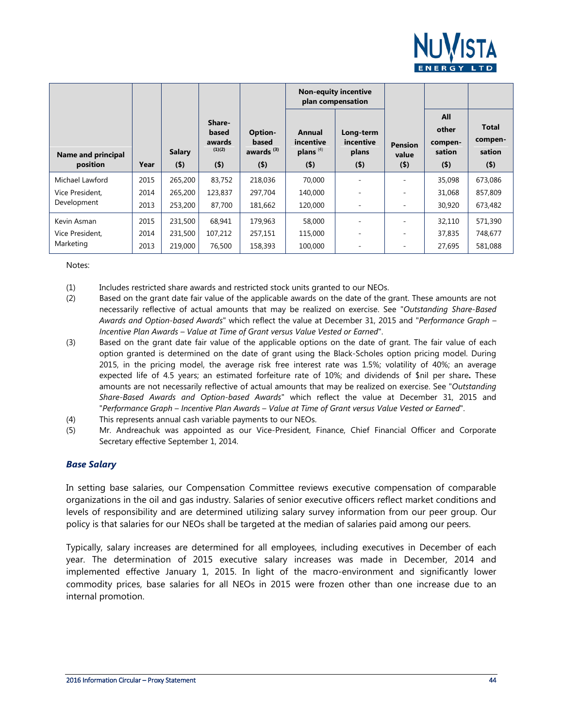| Name and principal position | Year | Salary ($) | Share-based awards [(1)(2)] ($) | Option-based awards [(3)] ($) | Non-equity incentive plan compensation | | Pension value ($) | All other compen-sation ($) | Total compen-sation ($) |
|---|---|---|---|---|---|---|---|---|---|
| | | | | | Annual incentive plans [(4)] ($) | Long-term incentive plans ($) | | | |
| Michael Lawford | 2015 | 265,200 | 83,752 | 218,036 | 70,000 | - | - | 35,098 | 673,086 |
| Vice President, | 2014 | 265,200 | 123,837 | 297,704 | 140,000 | - | - | 31,068 | 857,809 |
| Development | 2013 | 253,200 | 87,700 | 181,662 | 120,000 | - | - | 30,920 | 673,482 |
| Kevin Asman | 2015 | 231,500 | 68,941 | 179,963 | 58,000 | - | - | 32,110 | 571,390 |
| Vice President, | 2014 | 231,500 | 107,212 | 257,151 | 115,000 | - | - | 37,835 | 748,677 |
| Marketing | 2013 | 219,000 | 76,500 | 158,393 | 100,000 | - | - | 27,695 | 581,088 |

Notes:

(1) Includes restricted share awards and restricted stock units granted to our NEOs.

(2) Based on the grant date fair value of the applicable awards on the date of the grant. These amounts are not necessarily reflective of actual amounts that may be realized on exercise. See "*Outstanding Share-Based Awards and Option-based Awards*" which reflect the value at December 31, 2015 and "*Performance Graph – Incentive Plan Awards – Value at Time of Grant versus Value Vested or Earned*".

(3) Based on the grant date fair value of the applicable options on the date of grant. The fair value of each option granted is determined on the date of grant using the Black-Scholes option pricing model. During 2015, in the pricing model, the average risk free interest rate was 1.5%; volatility of 40%; an average expected life of 4.5 years; an estimated forfeiture rate of 10%; and dividends of $nil per share**.** These amounts are not necessarily reflective of actual amounts that may be realized on exercise. See "*Outstanding Share-Based Awards and Option-based Awards*" which reflect the value at December 31, 2015 and "*Performance Graph – Incentive Plan Awards – Value at Time of Grant versus Value Vested or Earned*".

(4) This represents annual cash variable payments to our NEOs.

(5) Mr. Andreachuk was appointed as our Vice-President, Finance, Chief Financial Officer and Corporate Secretary effective September 1, 2014.

### *Base Salary*

In setting base salaries, our Compensation Committee reviews executive compensation of comparable organizations in the oil and gas industry. Salaries of senior executive officers reflect market conditions and levels of responsibility and are determined utilizing salary survey information from our peer group. Our policy is that salaries for our NEOs shall be targeted at the median of salaries paid among our peers.

Typically, salary increases are determined for all employees, including executives in December of each year. The determination of 2015 executive salary increases was made in December, 2014 and implemented effective January 1, 2015. In light of the macro-environment and significantly lower commodity prices, base salaries for all NEOs in 2015 were frozen other than one increase due to an internal promotion.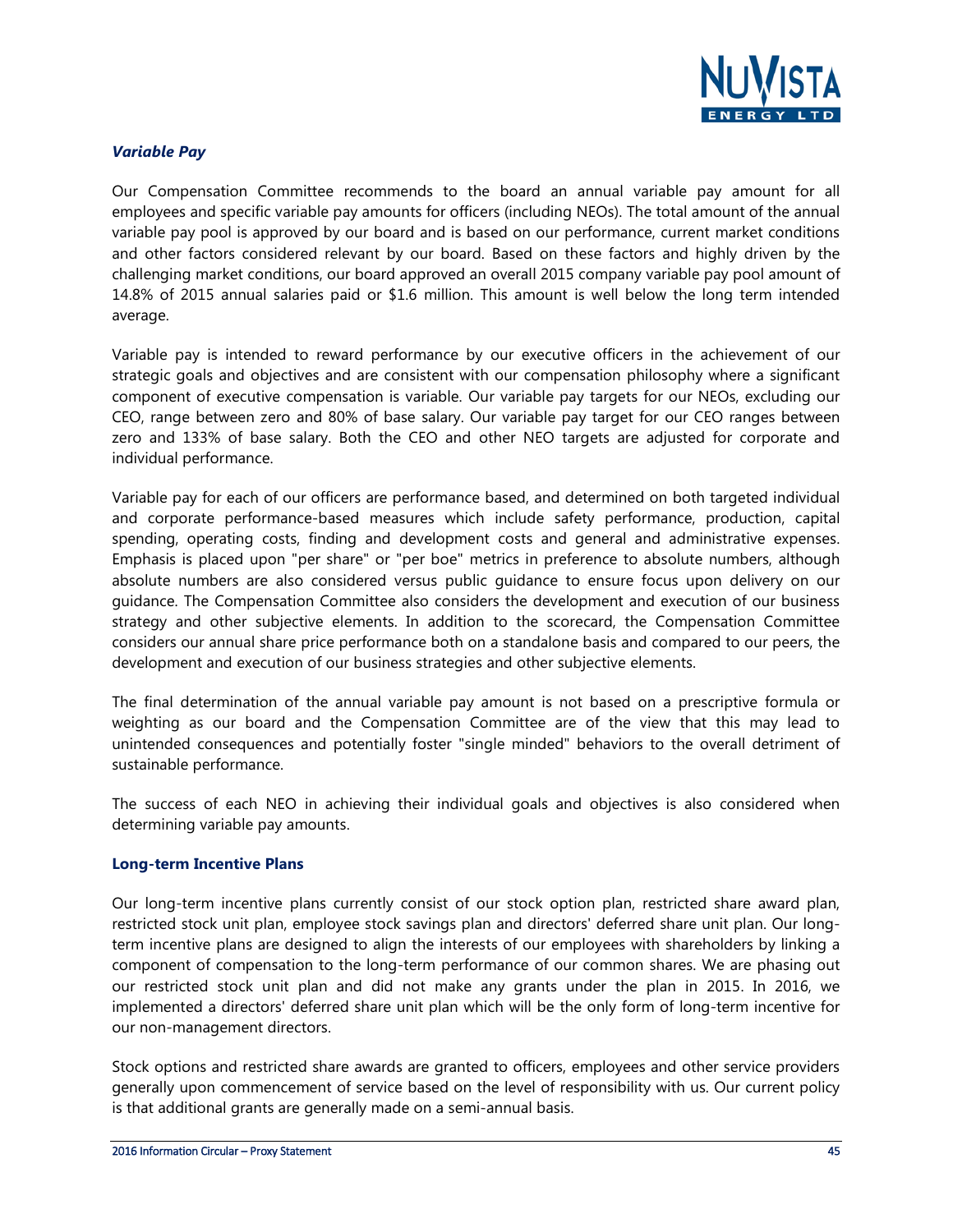### *Variable Pay*

Our Compensation Committee recommends to the board an annual variable pay amount for all employees and specific variable pay amounts for officers (including NEOs). The total amount of the annual variable pay pool is approved by our board and is based on our performance, current market conditions and other factors considered relevant by our board. Based on these factors and highly driven by the challenging market conditions, our board approved an overall 2015 company variable pay pool amount of 14.8% of 2015 annual salaries paid or $1.6 million. This amount is well below the long term intended average.

Variable pay is intended to reward performance by our executive officers in the achievement of our strategic goals and objectives and are consistent with our compensation philosophy where a significant component of executive compensation is variable. Our variable pay targets for our NEOs, excluding our CEO, range between zero and 80% of base salary. Our variable pay target for our CEO ranges between zero and 133% of base salary. Both the CEO and other NEO targets are adjusted for corporate and individual performance.

Variable pay for each of our officers are performance based, and determined on both targeted individual and corporate performance-based measures which include safety performance, production, capital spending, operating costs, finding and development costs and general and administrative expenses. Emphasis is placed upon "per share" or "per boe" metrics in preference to absolute numbers, although absolute numbers are also considered versus public guidance to ensure focus upon delivery on our guidance. The Compensation Committee also considers the development and execution of our business strategy and other subjective elements. In addition to the scorecard, the Compensation Committee considers our annual share price performance both on a standalone basis and compared to our peers, the development and execution of our business strategies and other subjective elements.

The final determination of the annual variable pay amount is not based on a prescriptive formula or weighting as our board and the Compensation Committee are of the view that this may lead to unintended consequences and potentially foster "single minded" behaviors to the overall detriment of sustainable performance.

The success of each NEO in achieving their individual goals and objectives is also considered when determining variable pay amounts.

### Long-term Incentive Plans

Our long-term incentive plans currently consist of our stock option plan, restricted share award plan, restricted stock unit plan, employee stock savings plan and directors' deferred share unit plan. Our long-term incentive plans are designed to align the interests of our employees with shareholders by linking a component of compensation to the long-term performance of our common shares. We are phasing out our restricted stock unit plan and did not make any grants under the plan in 2015. In 2016, we implemented a directors' deferred share unit plan which will be the only form of long-term incentive for our non-management directors.

Stock options and restricted share awards are granted to officers, employees and other service providers generally upon commencement of service based on the level of responsibility with us. Our current policy is that additional grants are generally made on a semi-annual basis.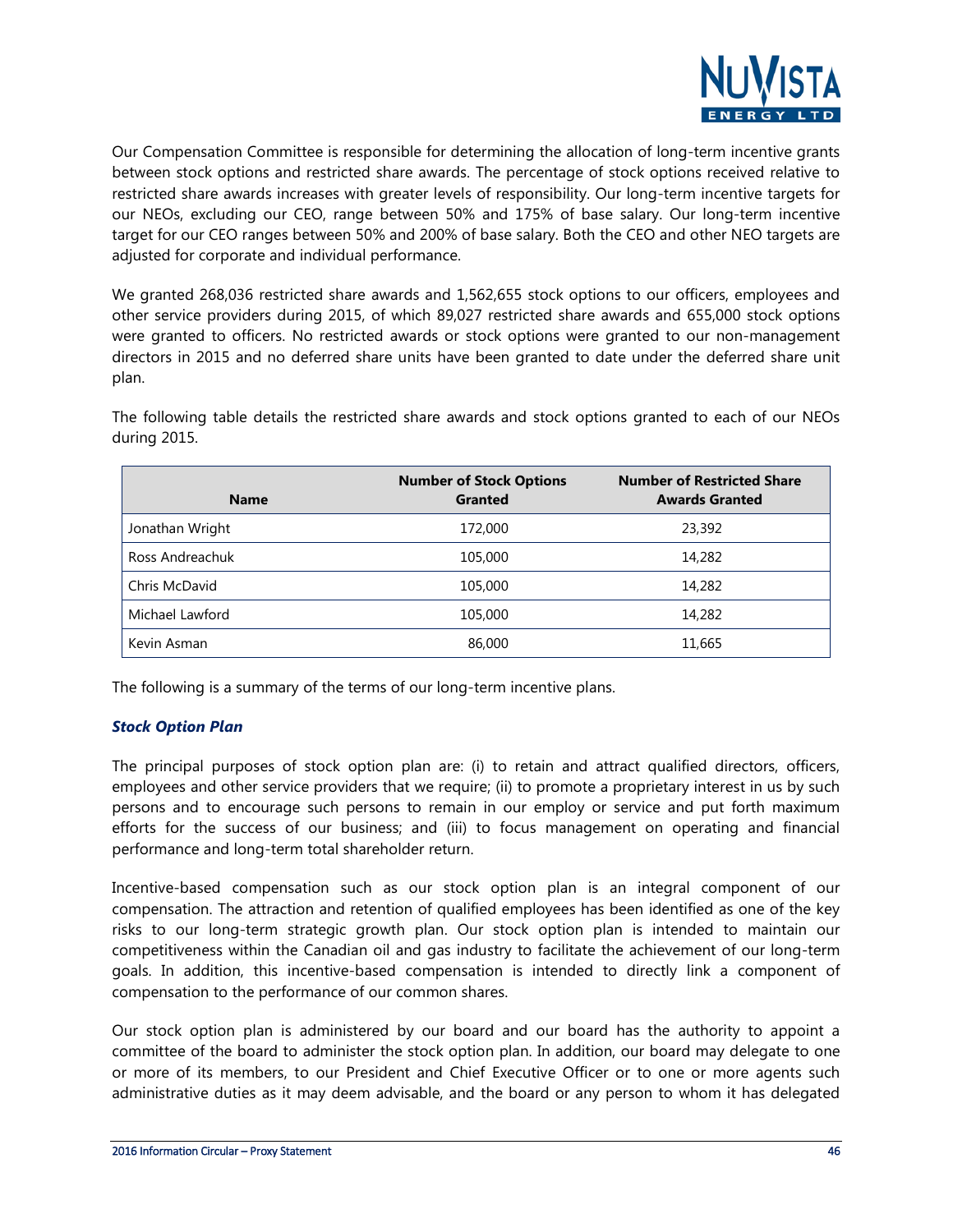Our Compensation Committee is responsible for determining the allocation of long-term incentive grants between stock options and restricted share awards. The percentage of stock options received relative to restricted share awards increases with greater levels of responsibility. Our long-term incentive targets for our NEOs, excluding our CEO, range between 50% and 175% of base salary. Our long-term incentive target for our CEO ranges between 50% and 200% of base salary. Both the CEO and other NEO targets are adjusted for corporate and individual performance.

We granted 268,036 restricted share awards and 1,562,655 stock options to our officers, employees and other service providers during 2015, of which 89,027 restricted share awards and 655,000 stock options were granted to officers. No restricted awards or stock options were granted to our non-management directors in 2015 and no deferred share units have been granted to date under the deferred share unit plan.

The following table details the restricted share awards and stock options granted to each of our NEOs during 2015.

| Name | Number of Stock Options Granted | Number of Restricted Share Awards Granted |
|---|---|---|
| Jonathan Wright | 172,000 | 23,392 |
| Ross Andreachuk | 105,000 | 14,282 |
| Chris McDavid | 105,000 | 14,282 |
| Michael Lawford | 105,000 | 14,282 |
| Kevin Asman | 86,000 | 11,665 |

The following is a summary of the terms of our long-term incentive plans.

### *Stock Option Plan*

The principal purposes of stock option plan are: (i) to retain and attract qualified directors, officers, employees and other service providers that we require; (ii) to promote a proprietary interest in us by such persons and to encourage such persons to remain in our employ or service and put forth maximum efforts for the success of our business; and (iii) to focus management on operating and financial performance and long-term total shareholder return.

Incentive-based compensation such as our stock option plan is an integral component of our compensation. The attraction and retention of qualified employees has been identified as one of the key risks to our long-term strategic growth plan. Our stock option plan is intended to maintain our competitiveness within the Canadian oil and gas industry to facilitate the achievement of our long-term goals. In addition, this incentive-based compensation is intended to directly link a component of compensation to the performance of our common shares.

Our stock option plan is administered by our board and our board has the authority to appoint a committee of the board to administer the stock option plan. In addition, our board may delegate to one or more of its members, to our President and Chief Executive Officer or to one or more agents such administrative duties as it may deem advisable, and the board or any person to whom it has delegated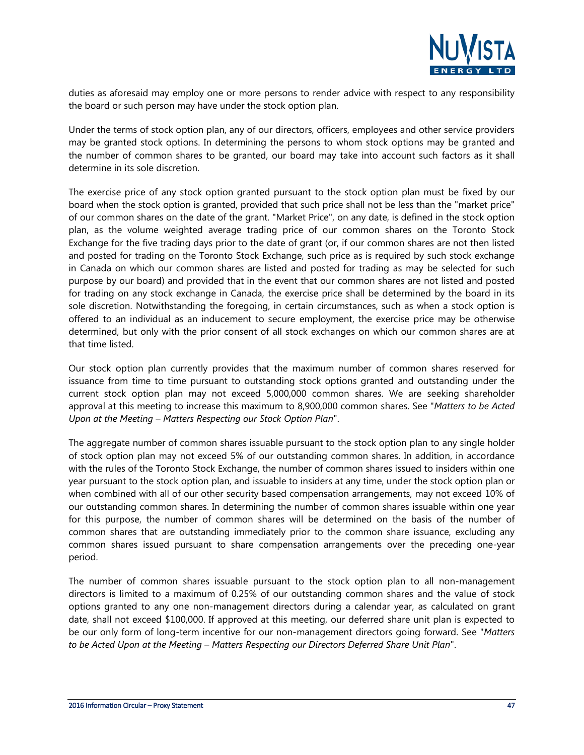duties as aforesaid may employ one or more persons to render advice with respect to any responsibility the board or such person may have under the stock option plan.

Under the terms of stock option plan, any of our directors, officers, employees and other service providers may be granted stock options. In determining the persons to whom stock options may be granted and the number of common shares to be granted, our board may take into account such factors as it shall determine in its sole discretion.

The exercise price of any stock option granted pursuant to the stock option plan must be fixed by our board when the stock option is granted, provided that such price shall not be less than the "market price" of our common shares on the date of the grant. "Market Price", on any date, is defined in the stock option plan, as the volume weighted average trading price of our common shares on the Toronto Stock Exchange for the five trading days prior to the date of grant (or, if our common shares are not then listed and posted for trading on the Toronto Stock Exchange, such price as is required by such stock exchange in Canada on which our common shares are listed and posted for trading as may be selected for such purpose by our board) and provided that in the event that our common shares are not listed and posted for trading on any stock exchange in Canada, the exercise price shall be determined by the board in its sole discretion. Notwithstanding the foregoing, in certain circumstances, such as when a stock option is offered to an individual as an inducement to secure employment, the exercise price may be otherwise determined, but only with the prior consent of all stock exchanges on which our common shares are at that time listed.

Our stock option plan currently provides that the maximum number of common shares reserved for issuance from time to time pursuant to outstanding stock options granted and outstanding under the current stock option plan may not exceed 5,000,000 common shares. We are seeking shareholder approval at this meeting to increase this maximum to 8,900,000 common shares. See "*Matters to be Acted Upon at the Meeting – Matters Respecting our Stock Option Plan*".

The aggregate number of common shares issuable pursuant to the stock option plan to any single holder of stock option plan may not exceed 5% of our outstanding common shares. In addition, in accordance with the rules of the Toronto Stock Exchange, the number of common shares issued to insiders within one year pursuant to the stock option plan, and issuable to insiders at any time, under the stock option plan or when combined with all of our other security based compensation arrangements, may not exceed 10% of our outstanding common shares. In determining the number of common shares issuable within one year for this purpose, the number of common shares will be determined on the basis of the number of common shares that are outstanding immediately prior to the common share issuance, excluding any common shares issued pursuant to share compensation arrangements over the preceding one-year period.

The number of common shares issuable pursuant to the stock option plan to all non-management directors is limited to a maximum of 0.25% of our outstanding common shares and the value of stock options granted to any one non-management directors during a calendar year, as calculated on grant date, shall not exceed $100,000. If approved at this meeting, our deferred share unit plan is expected to be our only form of long-term incentive for our non-management directors going forward. See "*Matters to be Acted Upon at the Meeting – Matters Respecting our Directors Deferred Share Unit Plan*".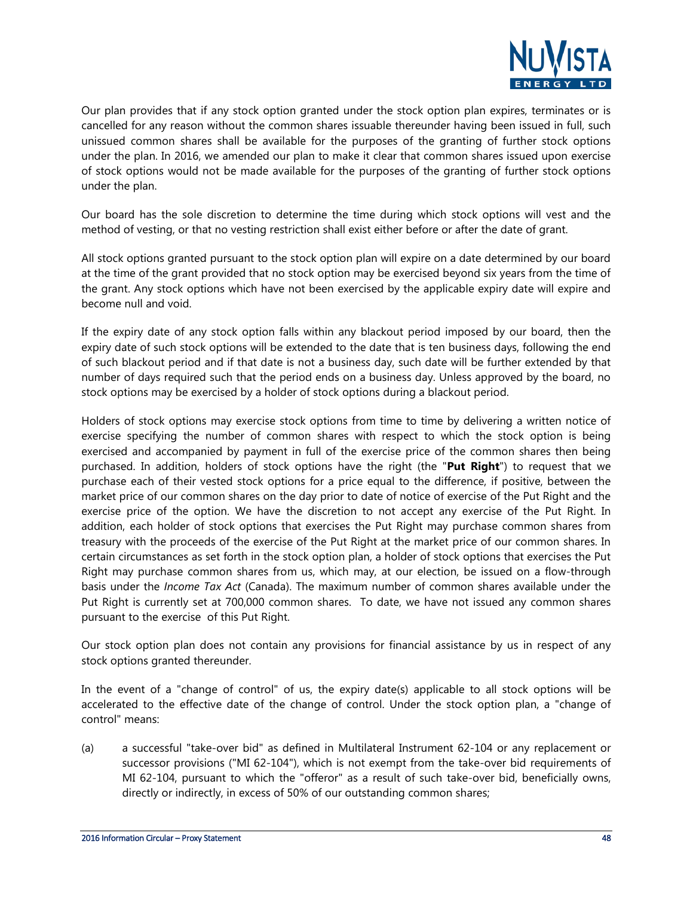Our plan provides that if any stock option granted under the stock option plan expires, terminates or is cancelled for any reason without the common shares issuable thereunder having been issued in full, such unissued common shares shall be available for the purposes of the granting of further stock options under the plan. In 2016, we amended our plan to make it clear that common shares issued upon exercise of stock options would not be made available for the purposes of the granting of further stock options under the plan.

Our board has the sole discretion to determine the time during which stock options will vest and the method of vesting, or that no vesting restriction shall exist either before or after the date of grant.

All stock options granted pursuant to the stock option plan will expire on a date determined by our board at the time of the grant provided that no stock option may be exercised beyond six years from the time of the grant. Any stock options which have not been exercised by the applicable expiry date will expire and become null and void.

If the expiry date of any stock option falls within any blackout period imposed by our board, then the expiry date of such stock options will be extended to the date that is ten business days, following the end of such blackout period and if that date is not a business day, such date will be further extended by that number of days required such that the period ends on a business day. Unless approved by the board, no stock options may be exercised by a holder of stock options during a blackout period.

Holders of stock options may exercise stock options from time to time by delivering a written notice of exercise specifying the number of common shares with respect to which the stock option is being exercised and accompanied by payment in full of the exercise price of the common shares then being purchased. In addition, holders of stock options have the right (the "**Put Right**") to request that we purchase each of their vested stock options for a price equal to the difference, if positive, between the market price of our common shares on the day prior to date of notice of exercise of the Put Right and the exercise price of the option. We have the discretion to not accept any exercise of the Put Right. In addition, each holder of stock options that exercises the Put Right may purchase common shares from treasury with the proceeds of the exercise of the Put Right at the market price of our common shares. In certain circumstances as set forth in the stock option plan, a holder of stock options that exercises the Put Right may purchase common shares from us, which may, at our election, be issued on a flow-through basis under the *Income Tax Act* (Canada). The maximum number of common shares available under the Put Right is currently set at 700,000 common shares. To date, we have not issued any common shares pursuant to the exercise of this Put Right.

Our stock option plan does not contain any provisions for financial assistance by us in respect of any stock options granted thereunder.

In the event of a "change of control" of us, the expiry date(s) applicable to all stock options will be accelerated to the effective date of the change of control. Under the stock option plan, a "change of control" means:

(a) a successful "take-over bid" as defined in Multilateral Instrument 62-104 or any replacement or successor provisions ("MI 62-104"), which is not exempt from the take-over bid requirements of MI 62-104, pursuant to which the "offeror" as a result of such take-over bid, beneficially owns, directly or indirectly, in excess of 50% of our outstanding common shares;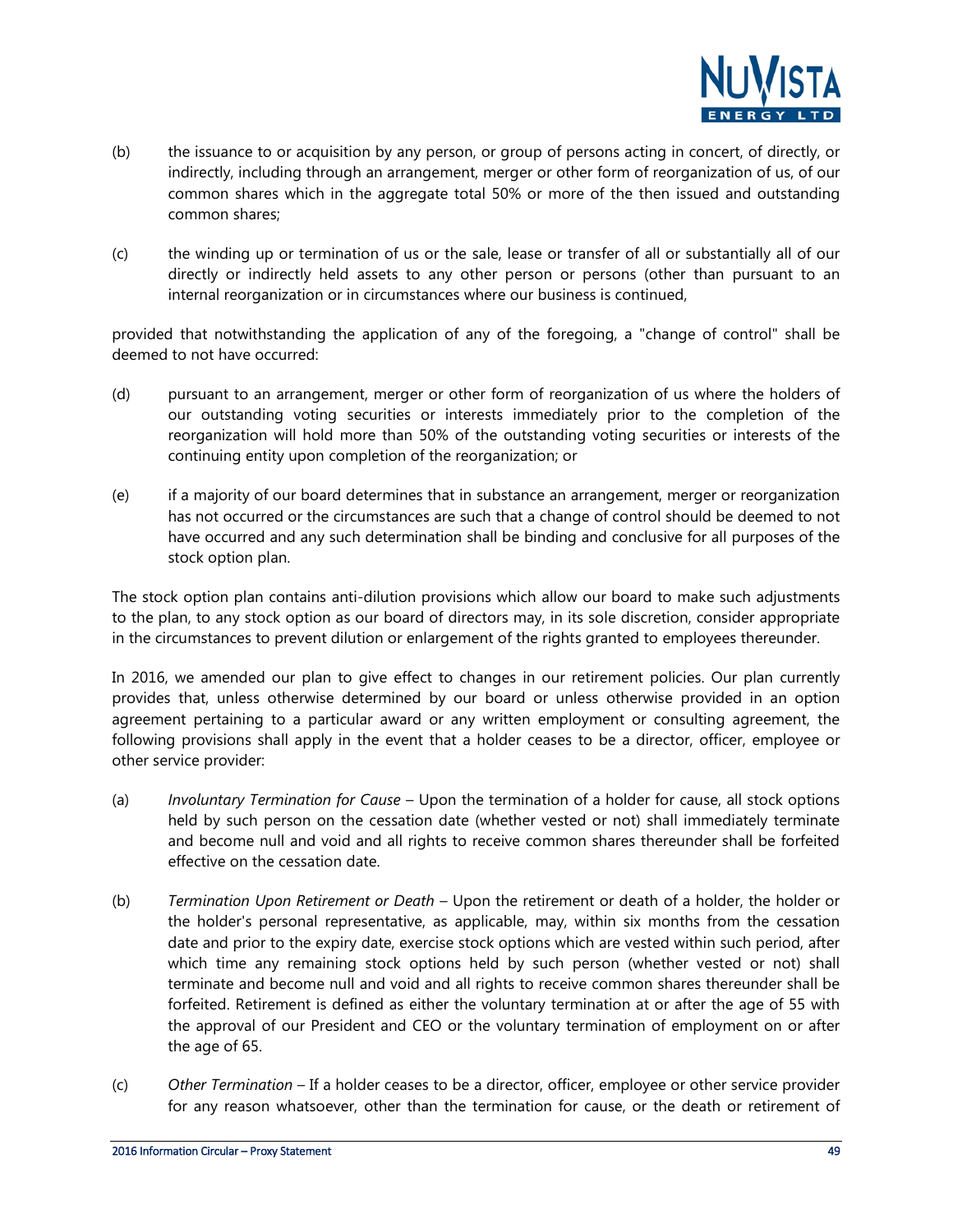(b) the issuance to or acquisition by any person, or group of persons acting in concert, of directly, or indirectly, including through an arrangement, merger or other form of reorganization of us, of our common shares which in the aggregate total 50% or more of the then issued and outstanding common shares;

(c) the winding up or termination of us or the sale, lease or transfer of all or substantially all of our directly or indirectly held assets to any other person or persons (other than pursuant to an internal reorganization or in circumstances where our business is continued,

provided that notwithstanding the application of any of the foregoing, a "change of control" shall be deemed to not have occurred:

(d) pursuant to an arrangement, merger or other form of reorganization of us where the holders of our outstanding voting securities or interests immediately prior to the completion of the reorganization will hold more than 50% of the outstanding voting securities or interests of the continuing entity upon completion of the reorganization; or

(e) if a majority of our board determines that in substance an arrangement, merger or reorganization has not occurred or the circumstances are such that a change of control should be deemed to not have occurred and any such determination shall be binding and conclusive for all purposes of the stock option plan.

The stock option plan contains anti-dilution provisions which allow our board to make such adjustments to the plan, to any stock option as our board of directors may, in its sole discretion, consider appropriate in the circumstances to prevent dilution or enlargement of the rights granted to employees thereunder.

In 2016, we amended our plan to give effect to changes in our retirement policies. Our plan currently provides that, unless otherwise determined by our board or unless otherwise provided in an option agreement pertaining to a particular award or any written employment or consulting agreement, the following provisions shall apply in the event that a holder ceases to be a director, officer, employee or other service provider:

(a) *Involuntary Termination for Cause* – Upon the termination of a holder for cause, all stock options held by such person on the cessation date (whether vested or not) shall immediately terminate and become null and void and all rights to receive common shares thereunder shall be forfeited effective on the cessation date.

(b) *Termination Upon Retirement or Death* – Upon the retirement or death of a holder, the holder or the holder's personal representative, as applicable, may, within six months from the cessation date and prior to the expiry date, exercise stock options which are vested within such period, after which time any remaining stock options held by such person (whether vested or not) shall terminate and become null and void and all rights to receive common shares thereunder shall be forfeited. Retirement is defined as either the voluntary termination at or after the age of 55 with the approval of our President and CEO or the voluntary termination of employment on or after the age of 65.

(c) *Other Termination* – If a holder ceases to be a director, officer, employee or other service provider for any reason whatsoever, other than the termination for cause, or the death or retirement of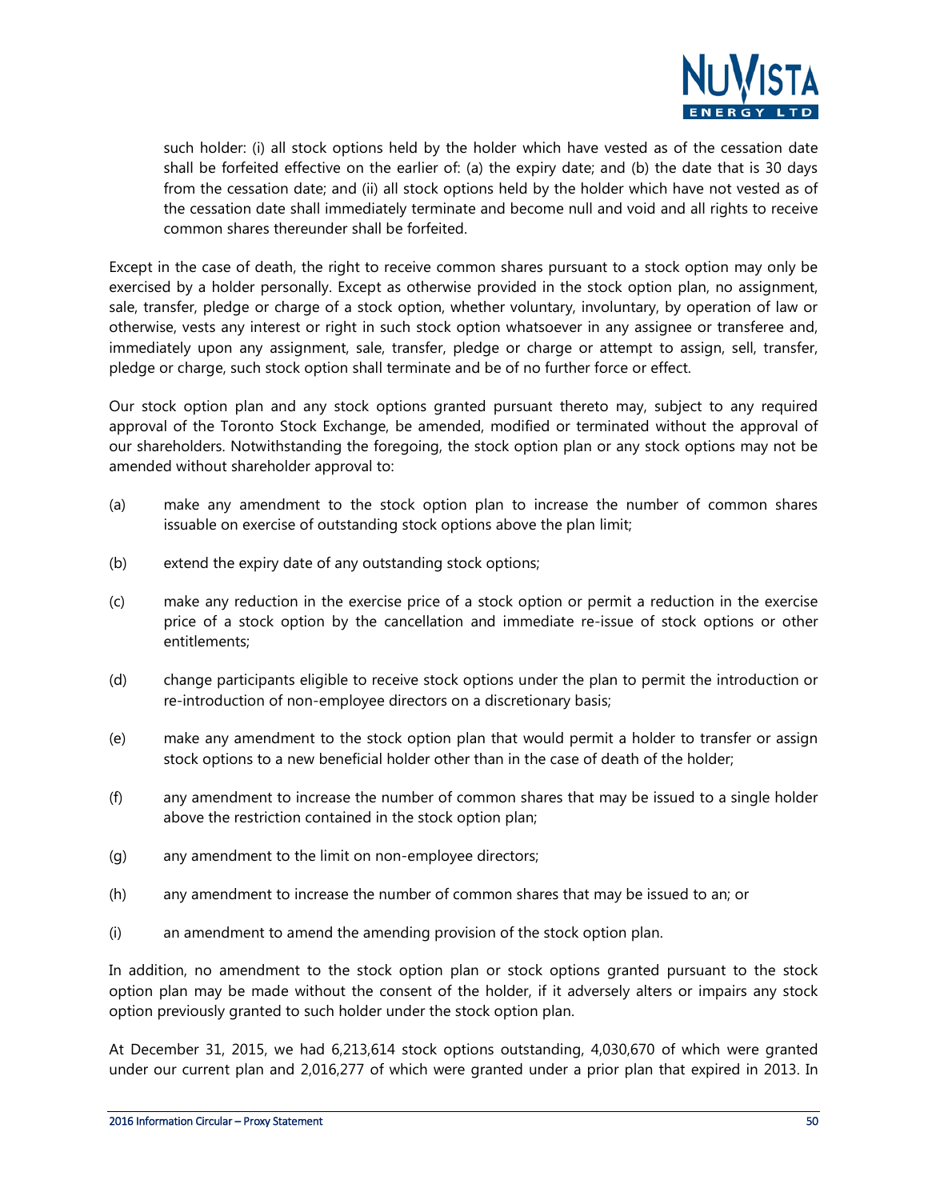such holder: (i) all stock options held by the holder which have vested as of the cessation date shall be forfeited effective on the earlier of: (a) the expiry date; and (b) the date that is 30 days from the cessation date; and (ii) all stock options held by the holder which have not vested as of the cessation date shall immediately terminate and become null and void and all rights to receive common shares thereunder shall be forfeited.

Except in the case of death, the right to receive common shares pursuant to a stock option may only be exercised by a holder personally. Except as otherwise provided in the stock option plan, no assignment, sale, transfer, pledge or charge of a stock option, whether voluntary, involuntary, by operation of law or otherwise, vests any interest or right in such stock option whatsoever in any assignee or transferee and, immediately upon any assignment, sale, transfer, pledge or charge or attempt to assign, sell, transfer, pledge or charge, such stock option shall terminate and be of no further force or effect.

Our stock option plan and any stock options granted pursuant thereto may, subject to any required approval of the Toronto Stock Exchange, be amended, modified or terminated without the approval of our shareholders. Notwithstanding the foregoing, the stock option plan or any stock options may not be amended without shareholder approval to:

(a) make any amendment to the stock option plan to increase the number of common shares issuable on exercise of outstanding stock options above the plan limit;

(b) extend the expiry date of any outstanding stock options;

(c) make any reduction in the exercise price of a stock option or permit a reduction in the exercise price of a stock option by the cancellation and immediate re-issue of stock options or other entitlements;

(d) change participants eligible to receive stock options under the plan to permit the introduction or re-introduction of non-employee directors on a discretionary basis;

(e) make any amendment to the stock option plan that would permit a holder to transfer or assign stock options to a new beneficial holder other than in the case of death of the holder;

(f) any amendment to increase the number of common shares that may be issued to a single holder above the restriction contained in the stock option plan;

(g) any amendment to the limit on non-employee directors;

(h) any amendment to increase the number of common shares that may be issued to an; or

(i) an amendment to amend the amending provision of the stock option plan.

In addition, no amendment to the stock option plan or stock options granted pursuant to the stock option plan may be made without the consent of the holder, if it adversely alters or impairs any stock option previously granted to such holder under the stock option plan.

At December 31, 2015, we had 6,213,614 stock options outstanding, 4,030,670 of which were granted under our current plan and 2,016,277 of which were granted under a prior plan that expired in 2013. In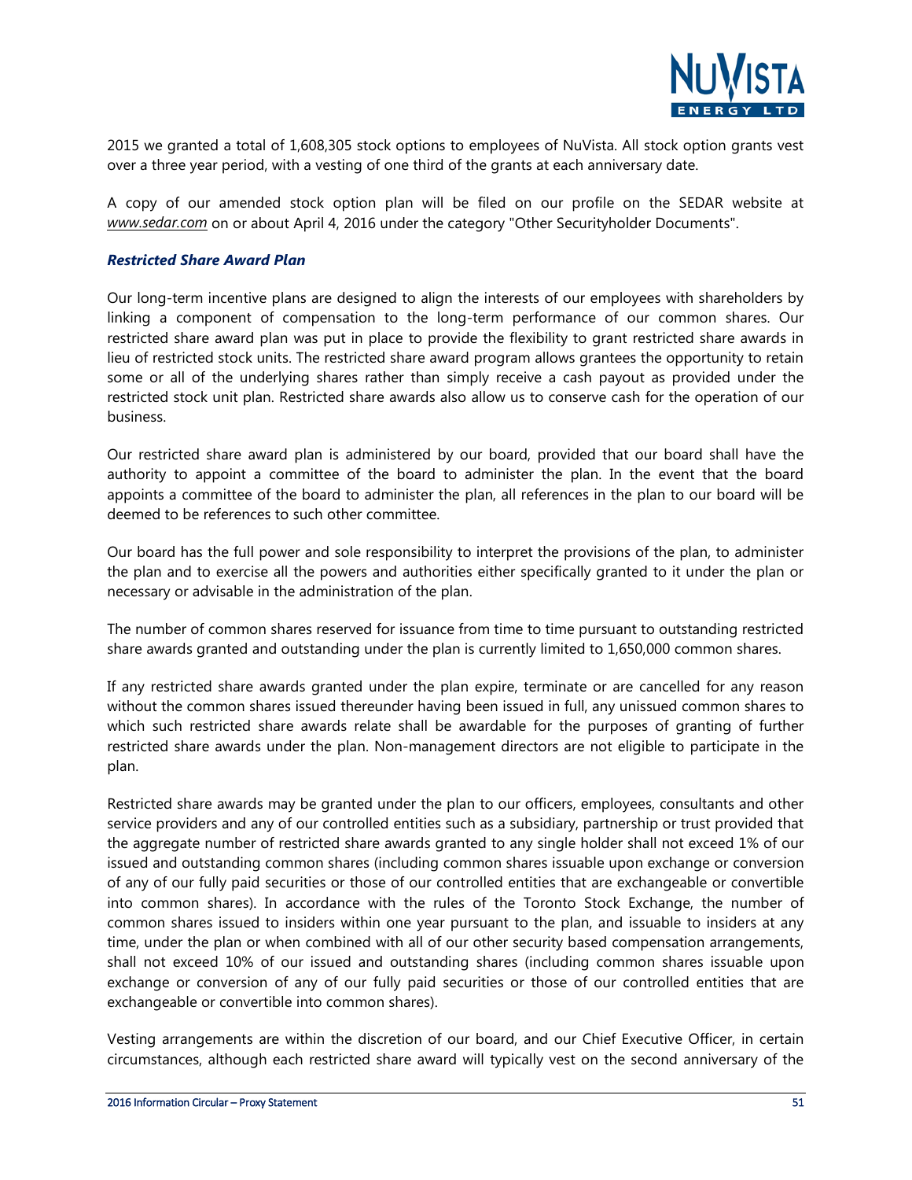2015 we granted a total of 1,608,305 stock options to employees of NuVista. All stock option grants vest over a three year period, with a vesting of one third of the grants at each anniversary date.

A copy of our amended stock option plan will be filed on our profile on the SEDAR website at *www.sedar.com* on or about April 4, 2016 under the category "Other Securityholder Documents".

### *Restricted Share Award Plan*

Our long-term incentive plans are designed to align the interests of our employees with shareholders by linking a component of compensation to the long-term performance of our common shares. Our restricted share award plan was put in place to provide the flexibility to grant restricted share awards in lieu of restricted stock units. The restricted share award program allows grantees the opportunity to retain some or all of the underlying shares rather than simply receive a cash payout as provided under the restricted stock unit plan. Restricted share awards also allow us to conserve cash for the operation of our business.

Our restricted share award plan is administered by our board, provided that our board shall have the authority to appoint a committee of the board to administer the plan. In the event that the board appoints a committee of the board to administer the plan, all references in the plan to our board will be deemed to be references to such other committee.

Our board has the full power and sole responsibility to interpret the provisions of the plan, to administer the plan and to exercise all the powers and authorities either specifically granted to it under the plan or necessary or advisable in the administration of the plan.

The number of common shares reserved for issuance from time to time pursuant to outstanding restricted share awards granted and outstanding under the plan is currently limited to 1,650,000 common shares.

If any restricted share awards granted under the plan expire, terminate or are cancelled for any reason without the common shares issued thereunder having been issued in full, any unissued common shares to which such restricted share awards relate shall be awardable for the purposes of granting of further restricted share awards under the plan. Non-management directors are not eligible to participate in the plan.

Restricted share awards may be granted under the plan to our officers, employees, consultants and other service providers and any of our controlled entities such as a subsidiary, partnership or trust provided that the aggregate number of restricted share awards granted to any single holder shall not exceed 1% of our issued and outstanding common shares (including common shares issuable upon exchange or conversion of any of our fully paid securities or those of our controlled entities that are exchangeable or convertible into common shares). In accordance with the rules of the Toronto Stock Exchange, the number of common shares issued to insiders within one year pursuant to the plan, and issuable to insiders at any time, under the plan or when combined with all of our other security based compensation arrangements, shall not exceed 10% of our issued and outstanding shares (including common shares issuable upon exchange or conversion of any of our fully paid securities or those of our controlled entities that are exchangeable or convertible into common shares).

Vesting arrangements are within the discretion of our board, and our Chief Executive Officer, in certain circumstances, although each restricted share award will typically vest on the second anniversary of the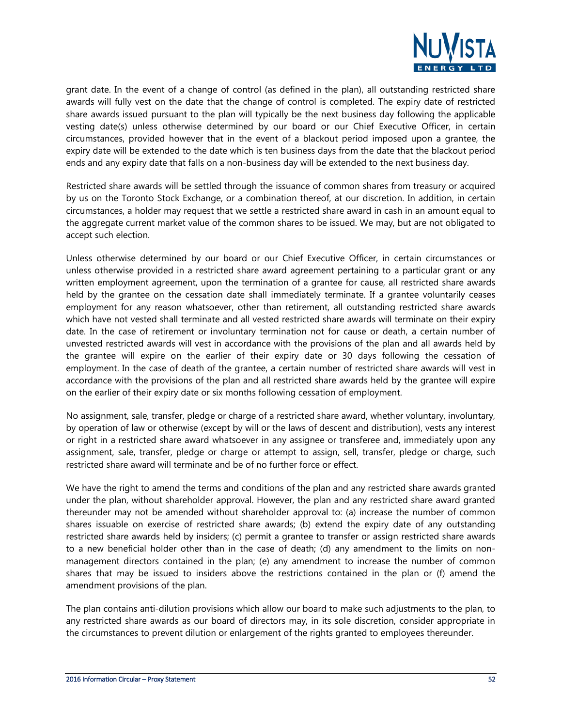grant date. In the event of a change of control (as defined in the plan), all outstanding restricted share awards will fully vest on the date that the change of control is completed. The expiry date of restricted share awards issued pursuant to the plan will typically be the next business day following the applicable vesting date(s) unless otherwise determined by our board or our Chief Executive Officer, in certain circumstances, provided however that in the event of a blackout period imposed upon a grantee, the expiry date will be extended to the date which is ten business days from the date that the blackout period ends and any expiry date that falls on a non-business day will be extended to the next business day.

Restricted share awards will be settled through the issuance of common shares from treasury or acquired by us on the Toronto Stock Exchange, or a combination thereof, at our discretion. In addition, in certain circumstances, a holder may request that we settle a restricted share award in cash in an amount equal to the aggregate current market value of the common shares to be issued. We may, but are not obligated to accept such election.

Unless otherwise determined by our board or our Chief Executive Officer, in certain circumstances or unless otherwise provided in a restricted share award agreement pertaining to a particular grant or any written employment agreement, upon the termination of a grantee for cause, all restricted share awards held by the grantee on the cessation date shall immediately terminate. If a grantee voluntarily ceases employment for any reason whatsoever, other than retirement, all outstanding restricted share awards which have not vested shall terminate and all vested restricted share awards will terminate on their expiry date. In the case of retirement or involuntary termination not for cause or death, a certain number of unvested restricted awards will vest in accordance with the provisions of the plan and all awards held by the grantee will expire on the earlier of their expiry date or 30 days following the cessation of employment. In the case of death of the grantee, a certain number of restricted share awards will vest in accordance with the provisions of the plan and all restricted share awards held by the grantee will expire on the earlier of their expiry date or six months following cessation of employment.

No assignment, sale, transfer, pledge or charge of a restricted share award, whether voluntary, involuntary, by operation of law or otherwise (except by will or the laws of descent and distribution), vests any interest or right in a restricted share award whatsoever in any assignee or transferee and, immediately upon any assignment, sale, transfer, pledge or charge or attempt to assign, sell, transfer, pledge or charge, such restricted share award will terminate and be of no further force or effect.

We have the right to amend the terms and conditions of the plan and any restricted share awards granted under the plan, without shareholder approval. However, the plan and any restricted share award granted thereunder may not be amended without shareholder approval to: (a) increase the number of common shares issuable on exercise of restricted share awards; (b) extend the expiry date of any outstanding restricted share awards held by insiders; (c) permit a grantee to transfer or assign restricted share awards to a new beneficial holder other than in the case of death; (d) any amendment to the limits on non-management directors contained in the plan; (e) any amendment to increase the number of common shares that may be issued to insiders above the restrictions contained in the plan or (f) amend the amendment provisions of the plan.

The plan contains anti-dilution provisions which allow our board to make such adjustments to the plan, to any restricted share awards as our board of directors may, in its sole discretion, consider appropriate in the circumstances to prevent dilution or enlargement of the rights granted to employees thereunder.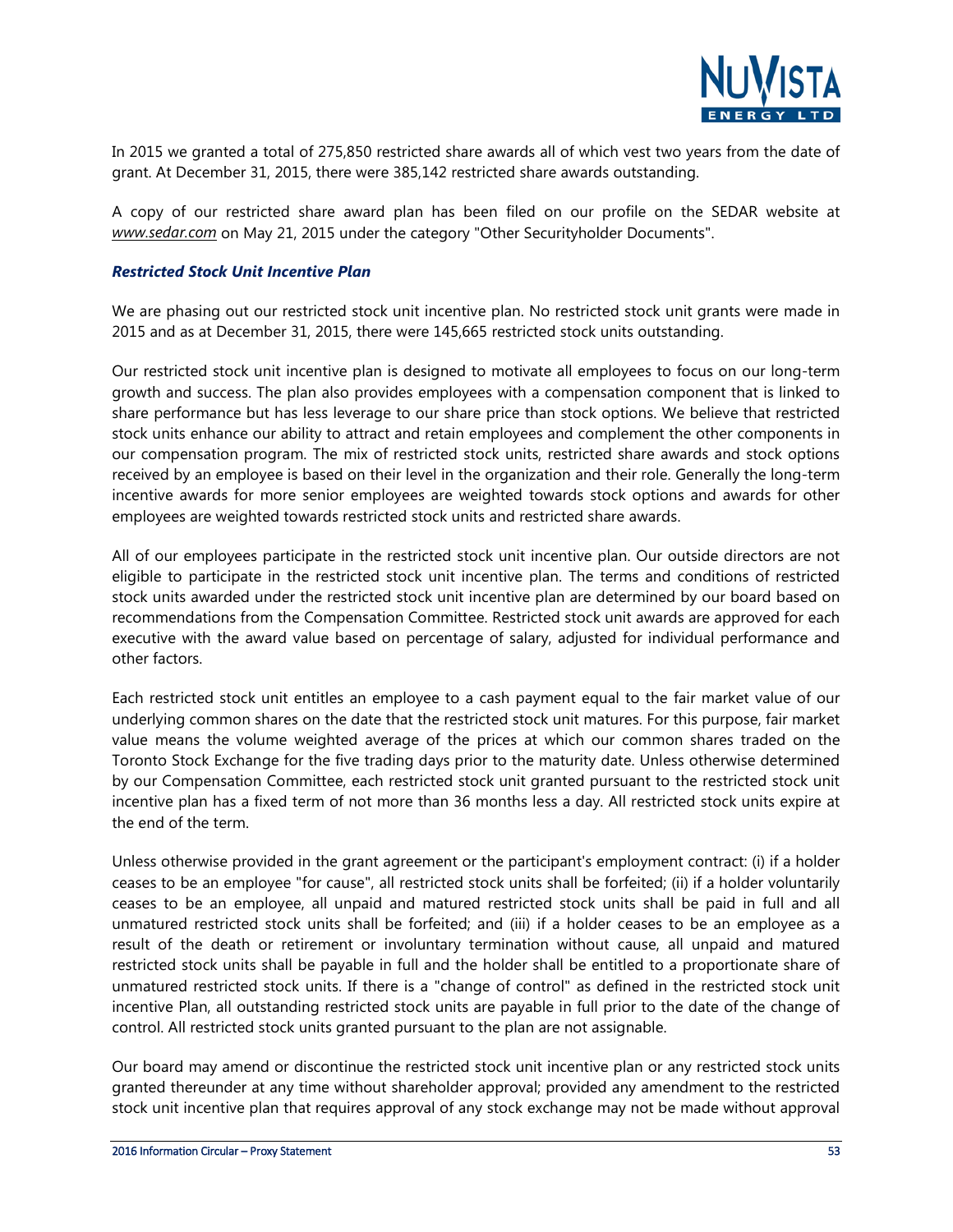In 2015 we granted a total of 275,850 restricted share awards all of which vest two years from the date of grant. At December 31, 2015, there were 385,142 restricted share awards outstanding.

A copy of our restricted share award plan has been filed on our profile on the SEDAR website at *www.sedar.com* on May 21, 2015 under the category "Other Securityholder Documents".

### *Restricted Stock Unit Incentive Plan*

We are phasing out our restricted stock unit incentive plan. No restricted stock unit grants were made in 2015 and as at December 31, 2015, there were 145,665 restricted stock units outstanding.

Our restricted stock unit incentive plan is designed to motivate all employees to focus on our long-term growth and success. The plan also provides employees with a compensation component that is linked to share performance but has less leverage to our share price than stock options. We believe that restricted stock units enhance our ability to attract and retain employees and complement the other components in our compensation program. The mix of restricted stock units, restricted share awards and stock options received by an employee is based on their level in the organization and their role. Generally the long-term incentive awards for more senior employees are weighted towards stock options and awards for other employees are weighted towards restricted stock units and restricted share awards.

All of our employees participate in the restricted stock unit incentive plan. Our outside directors are not eligible to participate in the restricted stock unit incentive plan. The terms and conditions of restricted stock units awarded under the restricted stock unit incentive plan are determined by our board based on recommendations from the Compensation Committee. Restricted stock unit awards are approved for each executive with the award value based on percentage of salary, adjusted for individual performance and other factors.

Each restricted stock unit entitles an employee to a cash payment equal to the fair market value of our underlying common shares on the date that the restricted stock unit matures. For this purpose, fair market value means the volume weighted average of the prices at which our common shares traded on the Toronto Stock Exchange for the five trading days prior to the maturity date. Unless otherwise determined by our Compensation Committee, each restricted stock unit granted pursuant to the restricted stock unit incentive plan has a fixed term of not more than 36 months less a day. All restricted stock units expire at the end of the term.

Unless otherwise provided in the grant agreement or the participant's employment contract: (i) if a holder ceases to be an employee "for cause", all restricted stock units shall be forfeited; (ii) if a holder voluntarily ceases to be an employee, all unpaid and matured restricted stock units shall be paid in full and all unmatured restricted stock units shall be forfeited; and (iii) if a holder ceases to be an employee as a result of the death or retirement or involuntary termination without cause, all unpaid and matured restricted stock units shall be payable in full and the holder shall be entitled to a proportionate share of unmatured restricted stock units. If there is a "change of control" as defined in the restricted stock unit incentive Plan, all outstanding restricted stock units are payable in full prior to the date of the change of control. All restricted stock units granted pursuant to the plan are not assignable.

Our board may amend or discontinue the restricted stock unit incentive plan or any restricted stock units granted thereunder at any time without shareholder approval; provided any amendment to the restricted stock unit incentive plan that requires approval of any stock exchange may not be made without approval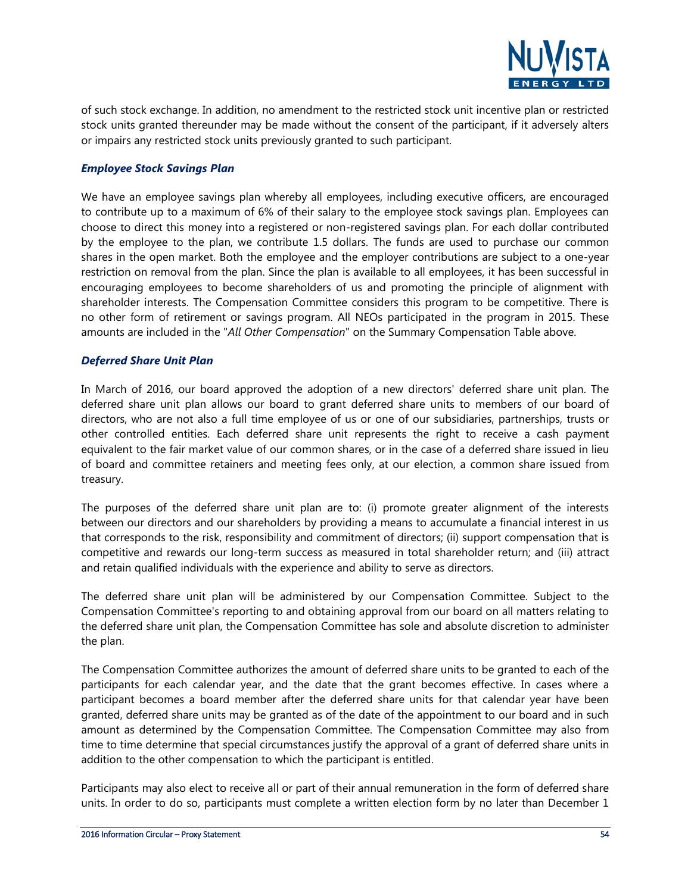of such stock exchange. In addition, no amendment to the restricted stock unit incentive plan or restricted stock units granted thereunder may be made without the consent of the participant, if it adversely alters or impairs any restricted stock units previously granted to such participant.

### *Employee Stock Savings Plan*

We have an employee savings plan whereby all employees, including executive officers, are encouraged to contribute up to a maximum of 6% of their salary to the employee stock savings plan. Employees can choose to direct this money into a registered or non-registered savings plan. For each dollar contributed by the employee to the plan, we contribute 1.5 dollars. The funds are used to purchase our common shares in the open market. Both the employee and the employer contributions are subject to a one-year restriction on removal from the plan. Since the plan is available to all employees, it has been successful in encouraging employees to become shareholders of us and promoting the principle of alignment with shareholder interests. The Compensation Committee considers this program to be competitive. There is no other form of retirement or savings program. All NEOs participated in the program in 2015. These amounts are included in the "*All Other Compensation*" on the Summary Compensation Table above.

### *Deferred Share Unit Plan*

In March of 2016, our board approved the adoption of a new directors' deferred share unit plan. The deferred share unit plan allows our board to grant deferred share units to members of our board of directors, who are not also a full time employee of us or one of our subsidiaries, partnerships, trusts or other controlled entities. Each deferred share unit represents the right to receive a cash payment equivalent to the fair market value of our common shares, or in the case of a deferred share issued in lieu of board and committee retainers and meeting fees only, at our election, a common share issued from treasury.

The purposes of the deferred share unit plan are to: (i) promote greater alignment of the interests between our directors and our shareholders by providing a means to accumulate a financial interest in us that corresponds to the risk, responsibility and commitment of directors; (ii) support compensation that is competitive and rewards our long-term success as measured in total shareholder return; and (iii) attract and retain qualified individuals with the experience and ability to serve as directors.

The deferred share unit plan will be administered by our Compensation Committee. Subject to the Compensation Committee's reporting to and obtaining approval from our board on all matters relating to the deferred share unit plan, the Compensation Committee has sole and absolute discretion to administer the plan.

The Compensation Committee authorizes the amount of deferred share units to be granted to each of the participants for each calendar year, and the date that the grant becomes effective. In cases where a participant becomes a board member after the deferred share units for that calendar year have been granted, deferred share units may be granted as of the date of the appointment to our board and in such amount as determined by the Compensation Committee. The Compensation Committee may also from time to time determine that special circumstances justify the approval of a grant of deferred share units in addition to the other compensation to which the participant is entitled.

Participants may also elect to receive all or part of their annual remuneration in the form of deferred share units. In order to do so, participants must complete a written election form by no later than December 1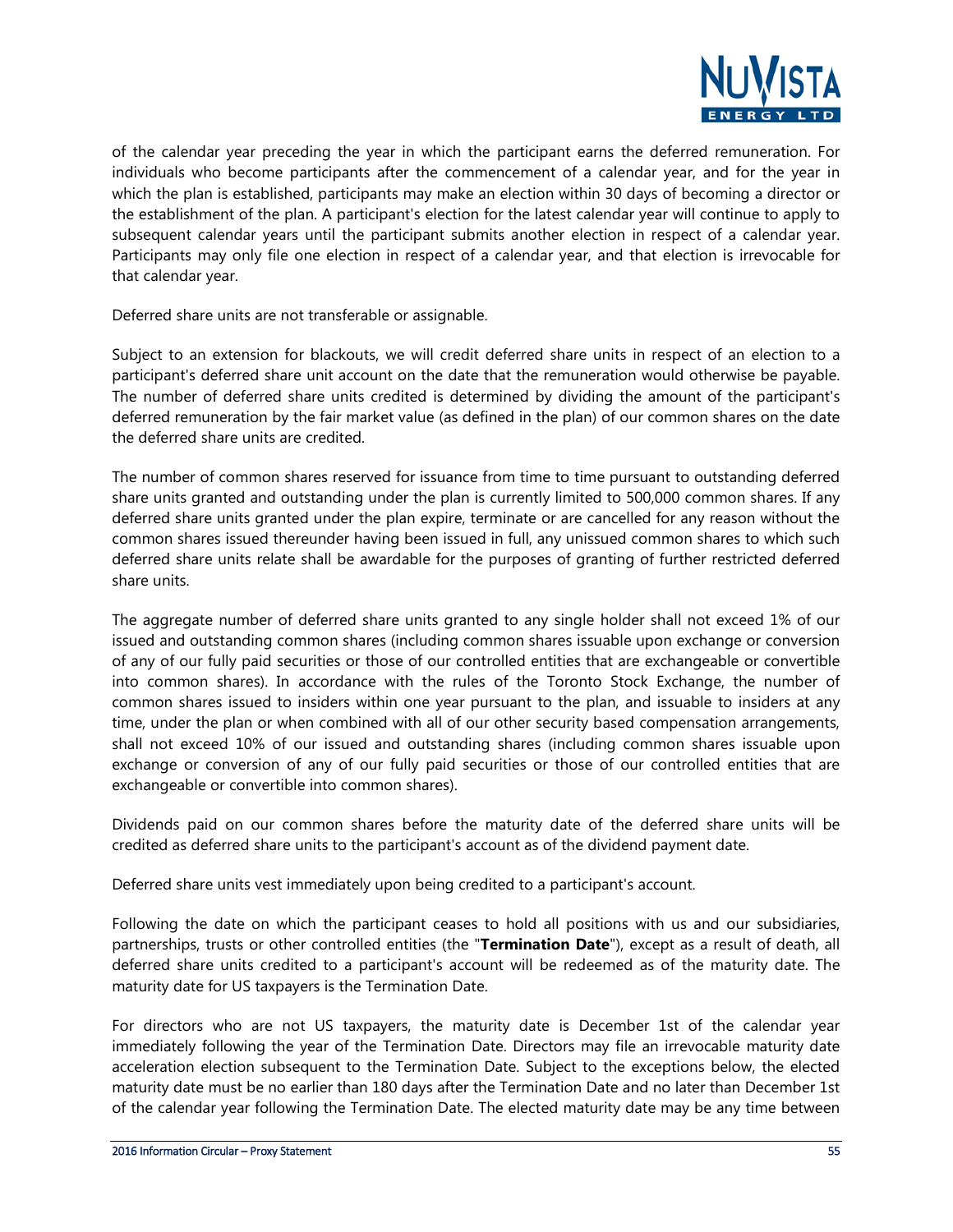of the calendar year preceding the year in which the participant earns the deferred remuneration. For individuals who become participants after the commencement of a calendar year, and for the year in which the plan is established, participants may make an election within 30 days of becoming a director or the establishment of the plan. A participant's election for the latest calendar year will continue to apply to subsequent calendar years until the participant submits another election in respect of a calendar year. Participants may only file one election in respect of a calendar year, and that election is irrevocable for that calendar year.

Deferred share units are not transferable or assignable.

Subject to an extension for blackouts, we will credit deferred share units in respect of an election to a participant's deferred share unit account on the date that the remuneration would otherwise be payable. The number of deferred share units credited is determined by dividing the amount of the participant's deferred remuneration by the fair market value (as defined in the plan) of our common shares on the date the deferred share units are credited.

The number of common shares reserved for issuance from time to time pursuant to outstanding deferred share units granted and outstanding under the plan is currently limited to 500,000 common shares. If any deferred share units granted under the plan expire, terminate or are cancelled for any reason without the common shares issued thereunder having been issued in full, any unissued common shares to which such deferred share units relate shall be awardable for the purposes of granting of further restricted deferred share units.

The aggregate number of deferred share units granted to any single holder shall not exceed 1% of our issued and outstanding common shares (including common shares issuable upon exchange or conversion of any of our fully paid securities or those of our controlled entities that are exchangeable or convertible into common shares). In accordance with the rules of the Toronto Stock Exchange, the number of common shares issued to insiders within one year pursuant to the plan, and issuable to insiders at any time, under the plan or when combined with all of our other security based compensation arrangements, shall not exceed 10% of our issued and outstanding shares (including common shares issuable upon exchange or conversion of any of our fully paid securities or those of our controlled entities that are exchangeable or convertible into common shares).

Dividends paid on our common shares before the maturity date of the deferred share units will be credited as deferred share units to the participant's account as of the dividend payment date.

Deferred share units vest immediately upon being credited to a participant's account.

Following the date on which the participant ceases to hold all positions with us and our subsidiaries, partnerships, trusts or other controlled entities (the "**Termination Date**"), except as a result of death, all deferred share units credited to a participant's account will be redeemed as of the maturity date. The maturity date for US taxpayers is the Termination Date.

For directors who are not US taxpayers, the maturity date is December 1st of the calendar year immediately following the year of the Termination Date. Directors may file an irrevocable maturity date acceleration election subsequent to the Termination Date. Subject to the exceptions below, the elected maturity date must be no earlier than 180 days after the Termination Date and no later than December 1st of the calendar year following the Termination Date. The elected maturity date may be any time between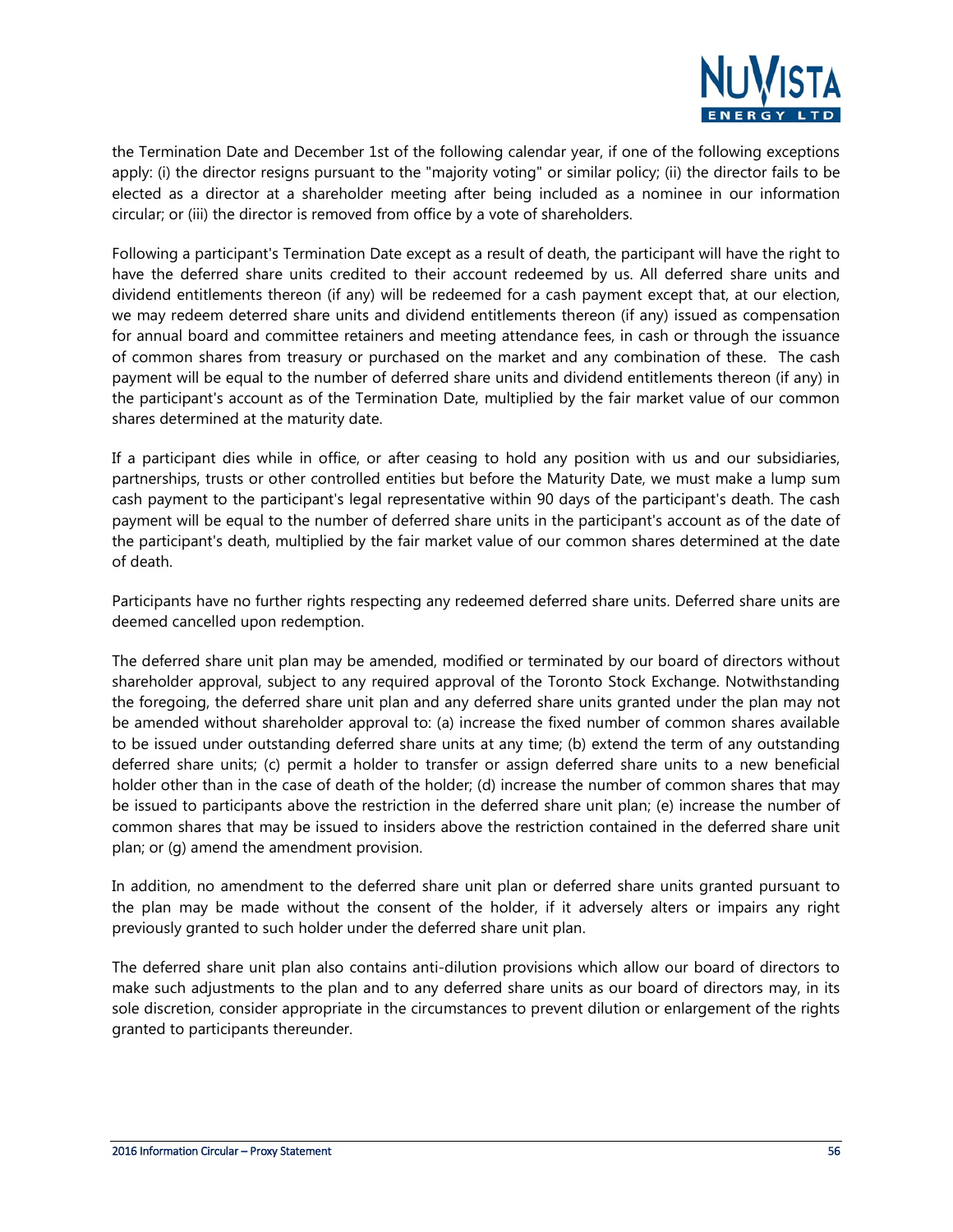the Termination Date and December 1st of the following calendar year, if one of the following exceptions apply: (i) the director resigns pursuant to the "majority voting" or similar policy; (ii) the director fails to be elected as a director at a shareholder meeting after being included as a nominee in our information circular; or (iii) the director is removed from office by a vote of shareholders.

Following a participant's Termination Date except as a result of death, the participant will have the right to have the deferred share units credited to their account redeemed by us. All deferred share units and dividend entitlements thereon (if any) will be redeemed for a cash payment except that, at our election, we may redeem deferred share units and dividend entitlements thereon (if any) issued as compensation for annual board and committee retainers and meeting attendance fees, in cash or through the issuance of common shares from treasury or purchased on the market and any combination of these. The cash payment will be equal to the number of deferred share units and dividend entitlements thereon (if any) in the participant's account as of the Termination Date, multiplied by the fair market value of our common shares determined at the maturity date.

If a participant dies while in office, or after ceasing to hold any position with us and our subsidiaries, partnerships, trusts or other controlled entities but before the Maturity Date, we must make a lump sum cash payment to the participant's legal representative within 90 days of the participant's death. The cash payment will be equal to the number of deferred share units in the participant's account as of the date of the participant's death, multiplied by the fair market value of our common shares determined at the date of death.

Participants have no further rights respecting any redeemed deferred share units. Deferred share units are deemed cancelled upon redemption.

The deferred share unit plan may be amended, modified or terminated by our board of directors without shareholder approval, subject to any required approval of the Toronto Stock Exchange. Notwithstanding the foregoing, the deferred share unit plan and any deferred share units granted under the plan may not be amended without shareholder approval to: (a) increase the fixed number of common shares available to be issued under outstanding deferred share units at any time; (b) extend the term of any outstanding deferred share units; (c) permit a holder to transfer or assign deferred share units to a new beneficial holder other than in the case of death of the holder; (d) increase the number of common shares that may be issued to participants above the restriction in the deferred share unit plan; (e) increase the number of common shares that may be issued to insiders above the restriction contained in the deferred share unit plan; or (g) amend the amendment provision.

In addition, no amendment to the deferred share unit plan or deferred share units granted pursuant to the plan may be made without the consent of the holder, if it adversely alters or impairs any right previously granted to such holder under the deferred share unit plan.

The deferred share unit plan also contains anti-dilution provisions which allow our board of directors to make such adjustments to the plan and to any deferred share units as our board of directors may, in its sole discretion, consider appropriate in the circumstances to prevent dilution or enlargement of the rights granted to participants thereunder.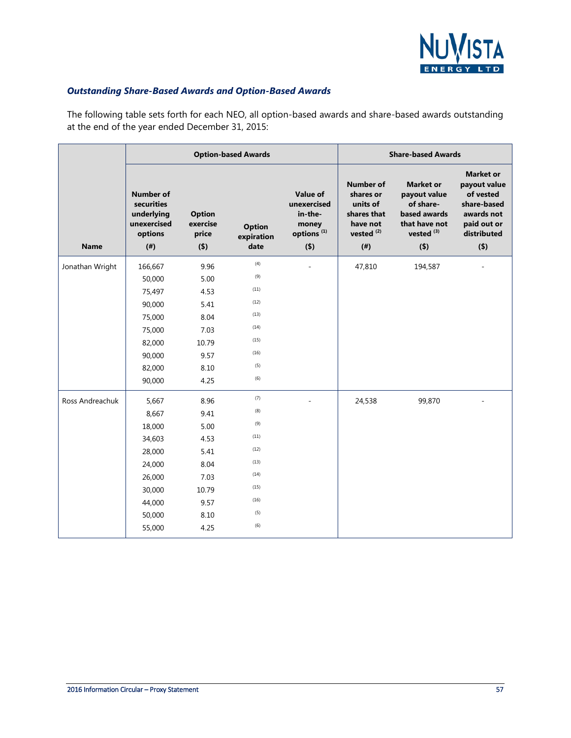### *Outstanding Share-Based Awards and Option-Based Awards*

The following table sets forth for each NEO, all option-based awards and share-based awards outstanding at the end of the year ended December 31, 2015:

| | Option-based Awards | | | | Share-based Awards | | |
|---|---|---|---|---|---|---|---|
| Name | Number of securities underlying unexercised options (#) | Option exercise price ($) | Option expiration date | Value of unexercised in-the-money options [1] ($) | Number of shares or units of shares that have not vested [2] (#) | Market or payout value of share-based awards that have not vested [3] ($) | Market or payout value of vested share-based awards not paid out or distributed ($) |
| Jonathan Wright | 166,667 | 9.96 | [4] | - | 47,810 | 194,587 | - |
| | 50,000 | 5.00 | [9] | | | | |
| | 75,497 | 4.53 | [11] | | | | |
| | 90,000 | 5.41 | [12] | | | | |
| | 75,000 | 8.04 | [13] | | | | |
| | 75,000 | 7.03 | [14] | | | | |
| | 82,000 | 10.79 | [15] | | | | |
| | 90,000 | 9.57 | [16] | | | | |
| | 82,000 | 8.10 | [5] | | | | |
| | 90,000 | 4.25 | [6] | | | | |
| Ross Andreachuk | 5,667 | 8.96 | [7] | - | 24,538 | 99,870 | - |
| | 8,667 | 9.41 | [8] | | | | |
| | 18,000 | 5.00 | [9] | | | | |
| | 34,603 | 4.53 | [11] | | | | |
| | 28,000 | 5.41 | [12] | | | | |
| | 24,000 | 8.04 | [13] | | | | |
| | 26,000 | 7.03 | [14] | | | | |
| | 30,000 | 10.79 | [15] | | | | |
| | 44,000 | 9.57 | [16] | | | | |
| | 50,000 | 8.10 | [5] | | | | |
| | 55,000 | 4.25 | [6] | | | | |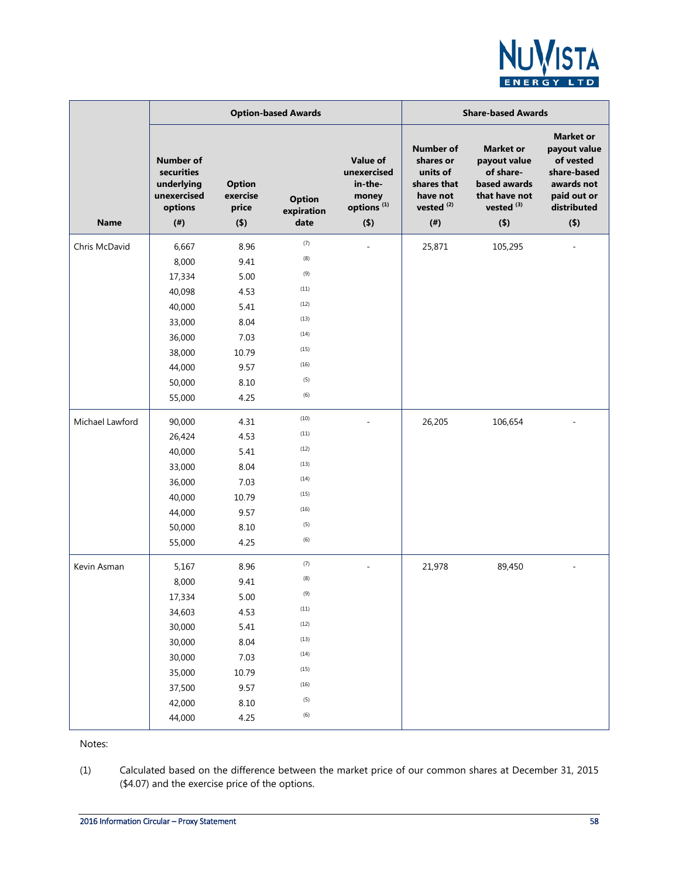| Name | Option-based Awards | | | | Share-based Awards | | |
|---|---|---|---|---|---|---|---|
| | Number of securities underlying unexercised options (#) | Option exercise price ($) | Option expiration date | Value of unexercised in-the-money options [1] ($) | Number of shares or units of shares that have not vested [2] (#) | Market or payout value of share-based awards that have not vested [3] ($) | Market or payout value of vested share-based awards not paid out or distributed ($) |
| Chris McDavid | 6,667 | 8.96 | (7) | - | 25,871 | 105,295 | - |
| | 8,000 | 9.41 | (8) | | | | |
| | 17,334 | 5.00 | (9) | | | | |
| | 40,098 | 4.53 | (11) | | | | |
| | 40,000 | 5.41 | (12) | | | | |
| | 33,000 | 8.04 | (13) | | | | |
| | 36,000 | 7.03 | (14) | | | | |
| | 38,000 | 10.79 | (15) | | | | |
| | 44,000 | 9.57 | (16) | | | | |
| | 50,000 | 8.10 | (5) | | | | |
| | 55,000 | 4.25 | (6) | | | | |
| Michael Lawford | 90,000 | 4.31 | (10) | - | 26,205 | 106,654 | - |
| | 26,424 | 4.53 | (11) | | | | |
| | 40,000 | 5.41 | (12) | | | | |
| | 33,000 | 8.04 | (13) | | | | |
| | 36,000 | 7.03 | (14) | | | | |
| | 40,000 | 10.79 | (15) | | | | |
| | 44,000 | 9.57 | (16) | | | | |
| | 50,000 | 8.10 | (5) | | | | |
| | 55,000 | 4.25 | (6) | | | | |
| Kevin Asman | 5,167 | 8.96 | (7) | - | 21,978 | 89,450 | - |
| | 8,000 | 9.41 | (8) | | | | |
| | 17,334 | 5.00 | (9) | | | | |
| | 34,603 | 4.53 | (11) | | | | |
| | 30,000 | 5.41 | (12) | | | | |
| | 30,000 | 8.04 | (13) | | | | |
| | 30,000 | 7.03 | (14) | | | | |
| | 35,000 | 10.79 | (15) | | | | |
| | 37,500 | 9.57 | (16) | | | | |
| | 42,000 | 8.10 | (5) | | | | |
| | 44,000 | 4.25 | (6) | | | | |

Notes:

(1) Calculated based on the difference between the market price of our common shares at December 31, 2015 ($4.07) and the exercise price of the options.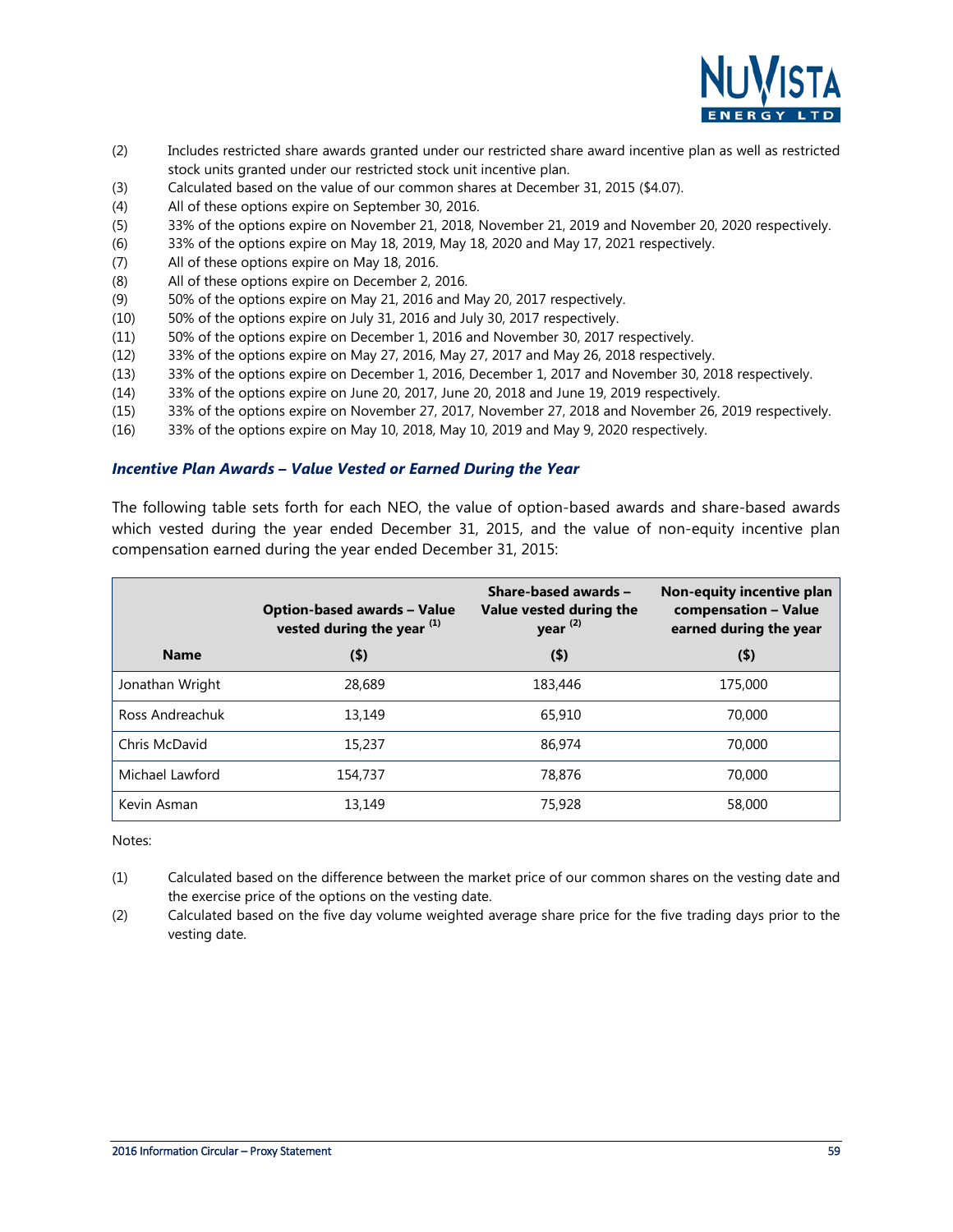(2) Includes restricted share awards granted under our restricted share award incentive plan as well as restricted stock units granted under our restricted stock unit incentive plan.
(3) Calculated based on the value of our common shares at December 31, 2015 ($4.07).
(4) All of these options expire on September 30, 2016.
(5) 33% of the options expire on November 21, 2018, November 21, 2019 and November 20, 2020 respectively.
(6) 33% of the options expire on May 18, 2019, May 18, 2020 and May 17, 2021 respectively.
(7) All of these options expire on May 18, 2016.
(8) All of these options expire on December 2, 2016.
(9) 50% of the options expire on May 21, 2016 and May 20, 2017 respectively.
(10) 50% of the options expire on July 31, 2016 and July 30, 2017 respectively.
(11) 50% of the options expire on December 1, 2016 and November 30, 2017 respectively.
(12) 33% of the options expire on May 27, 2016, May 27, 2017 and May 26, 2018 respectively.
(13) 33% of the options expire on December 1, 2016, December 1, 2017 and November 30, 2018 respectively.
(14) 33% of the options expire on June 20, 2017, June 20, 2018 and June 19, 2019 respectively.
(15) 33% of the options expire on November 27, 2017, November 27, 2018 and November 26, 2019 respectively.
(16) 33% of the options expire on May 10, 2018, May 10, 2019 and May 9, 2020 respectively.

### *Incentive Plan Awards – Value Vested or Earned During the Year*

The following table sets forth for each NEO, the value of option-based awards and share-based awards which vested during the year ended December 31, 2015, and the value of non-equity incentive plan compensation earned during the year ended December 31, 2015:

| Name | Option-based awards – Value vested during the year [(1)] ($) | Share-based awards – Value vested during the year [(2)] ($) | Non-equity incentive plan compensation – Value earned during the year ($) |
|---|---|---|---|
| Jonathan Wright | 28,689 | 183,446 | 175,000 |
| Ross Andreachuk | 13,149 | 65,910 | 70,000 |
| Chris McDavid | 15,237 | 86,974 | 70,000 |
| Michael Lawford | 154,737 | 78,876 | 70,000 |
| Kevin Asman | 13,149 | 75,928 | 58,000 |

Notes:

(1) Calculated based on the difference between the market price of our common shares on the vesting date and the exercise price of the options on the vesting date.
(2) Calculated based on the five day volume weighted average share price for the five trading days prior to the vesting date.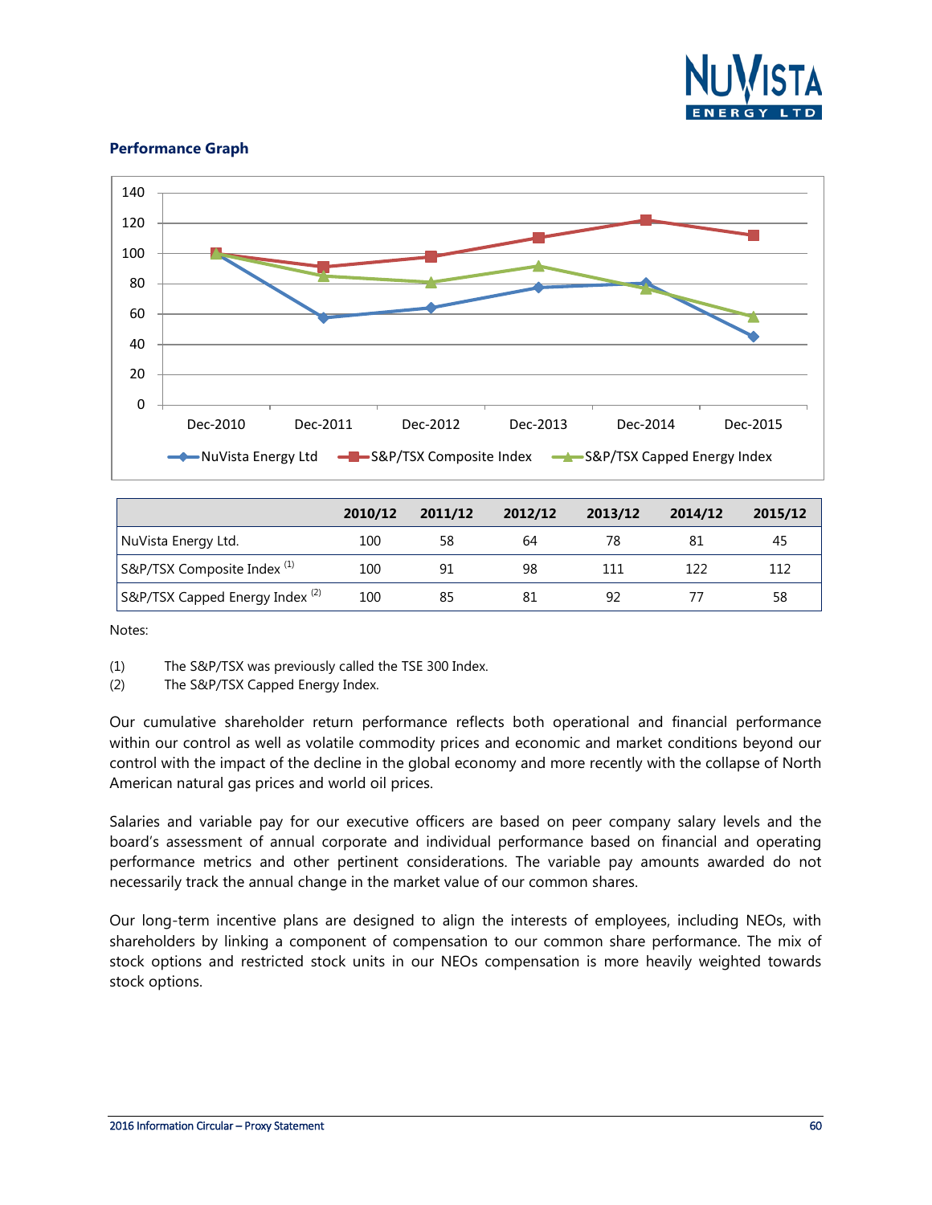### Performance Graph

| | 2010/12 | 2011/12 | 2012/12 | 2013/12 | 2014/12 | 2015/12 |
|---|---|---|---|---|---|---|
| NuVista Energy Ltd. | 100 | 58 | 64 | 78 | 81 | 45 |
| S&P/TSX Composite Index (1) | 100 | 91 | 98 | 111 | 122 | 112 |
| S&P/TSX Capped Energy Index (2) | 100 | 85 | 81 | 92 | 77 | 58 |

Notes:

(1) The S&P/TSX was previously called the TSE 300 Index.

(2) The S&P/TSX Capped Energy Index.

Our cumulative shareholder return performance reflects both operational and financial performance within our control as well as volatile commodity prices and economic and market conditions beyond our control with the impact of the decline in the global economy and more recently with the collapse of North American natural gas prices and world oil prices.

Salaries and variable pay for our executive officers are based on peer company salary levels and the board's assessment of annual corporate and individual performance based on financial and operating performance metrics and other pertinent considerations. The variable pay amounts awarded do not necessarily track the annual change in the market value of our common shares.

Our long-term incentive plans are designed to align the interests of employees, including NEOs, with shareholders by linking a component of compensation to our common share performance. The mix of stock options and restricted stock units in our NEOs compensation is more heavily weighted towards stock options.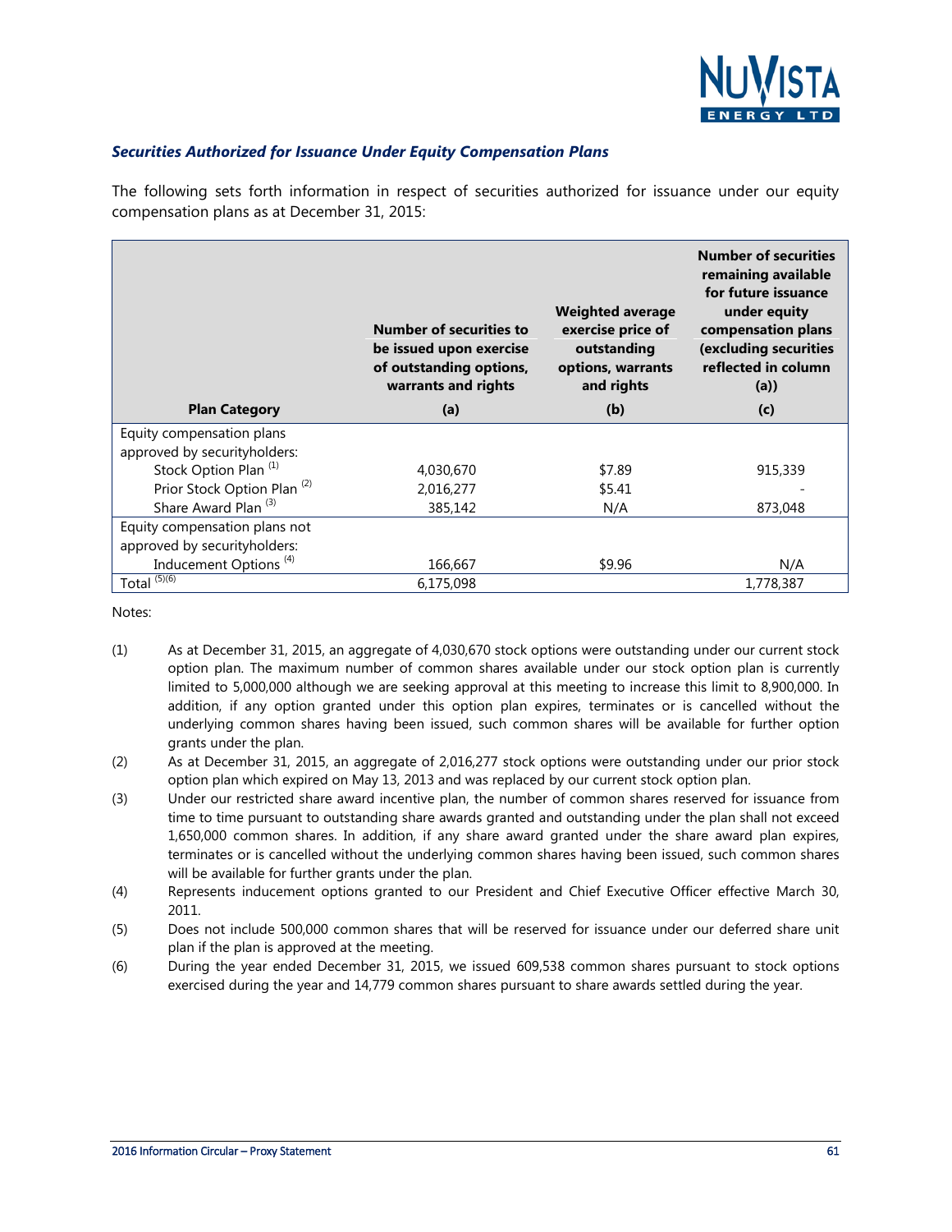### *Securities Authorized for Issuance Under Equity Compensation Plans*

The following sets forth information in respect of securities authorized for issuance under our equity compensation plans as at December 31, 2015:

| Plan Category | Number of securities to be issued upon exercise of outstanding options, warrants and rights (a) | Weighted average exercise price of outstanding options, warrants and rights (b) | Number of securities remaining available for future issuance under equity compensation plans (excluding securities reflected in column (a)) (c) |
|---|---|---|---|
| Equity compensation plans approved by securityholders: | | | |
| Stock Option Plan [(1)] | 4,030,670 | $7.89 | 915,339 |
| Prior Stock Option Plan [(2)] | 2,016,277 | $5.41 | - |
| Share Award Plan [(3)] | 385,142 | N/A | 873,048 |
| Equity compensation plans not approved by securityholders: | | | |
| Inducement Options [(4)] | 166,667 | $9.96 | N/A |
| Total [(5)(6)] | 6,175,098 | | 1,778,387 |

Notes:

(1) As at December 31, 2015, an aggregate of 4,030,670 stock options were outstanding under our current stock option plan. The maximum number of common shares available under our stock option plan is currently limited to 5,000,000 although we are seeking approval at this meeting to increase this limit to 8,900,000. In addition, if any option granted under this option plan expires, terminates or is cancelled without the underlying common shares having been issued, such common shares will be available for further option grants under the plan.

(2) As at December 31, 2015, an aggregate of 2,016,277 stock options were outstanding under our prior stock option plan which expired on May 13, 2013 and was replaced by our current stock option plan.

(3) Under our restricted share award incentive plan, the number of common shares reserved for issuance from time to time pursuant to outstanding share awards granted and outstanding under the plan shall not exceed 1,650,000 common shares. In addition, if any share award granted under the share award plan expires, terminates or is cancelled without the underlying common shares having been issued, such common shares will be available for further grants under the plan.

(4) Represents inducement options granted to our President and Chief Executive Officer effective March 30, 2011.

(5) Does not include 500,000 common shares that will be reserved for issuance under our deferred share unit plan if the plan is approved at the meeting.

(6) During the year ended December 31, 2015, we issued 609,538 common shares pursuant to stock options exercised during the year and 14,779 common shares pursuant to share awards settled during the year.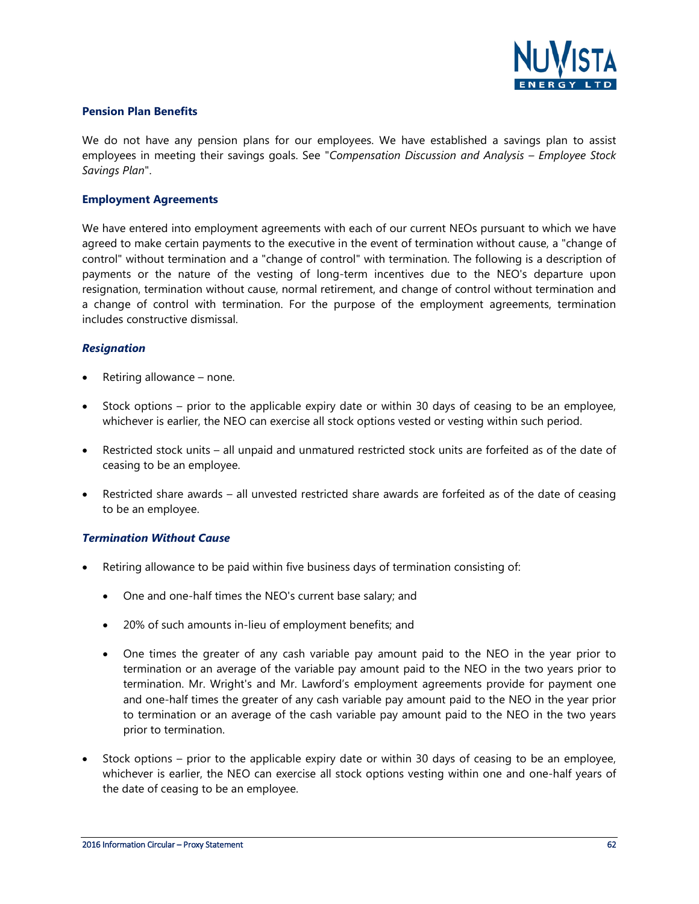### Pension Plan Benefits

We do not have any pension plans for our employees. We have established a savings plan to assist employees in meeting their savings goals. See "*Compensation Discussion and Analysis – Employee Stock Savings Plan*".

### Employment Agreements

We have entered into employment agreements with each of our current NEOs pursuant to which we have agreed to make certain payments to the executive in the event of termination without cause, a "change of control" without termination and a "change of control" with termination. The following is a description of payments or the nature of the vesting of long-term incentives due to the NEO's departure upon resignation, termination without cause, normal retirement, and change of control without termination and a change of control with termination. For the purpose of the employment agreements, termination includes constructive dismissal.

#### *Resignation*

- Retiring allowance – none.
- Stock options – prior to the applicable expiry date or within 30 days of ceasing to be an employee, whichever is earlier, the NEO can exercise all stock options vested or vesting within such period.
- Restricted stock units – all unpaid and unmatured restricted stock units are forfeited as of the date of ceasing to be an employee.
- Restricted share awards – all unvested restricted share awards are forfeited as of the date of ceasing to be an employee.

#### *Termination Without Cause*

- Retiring allowance to be paid within five business days of termination consisting of:
  - One and one-half times the NEO's current base salary; and
  - 20% of such amounts in-lieu of employment benefits; and
  - One times the greater of any cash variable pay amount paid to the NEO in the year prior to termination or an average of the variable pay amount paid to the NEO in the two years prior to termination. Mr. Wright's and Mr. Lawford's employment agreements provide for payment one and one-half times the greater of any cash variable pay amount paid to the NEO in the year prior to termination or an average of the cash variable pay amount paid to the NEO in the two years prior to termination.
- Stock options – prior to the applicable expiry date or within 30 days of ceasing to be an employee, whichever is earlier, the NEO can exercise all stock options vesting within one and one-half years of the date of ceasing to be an employee.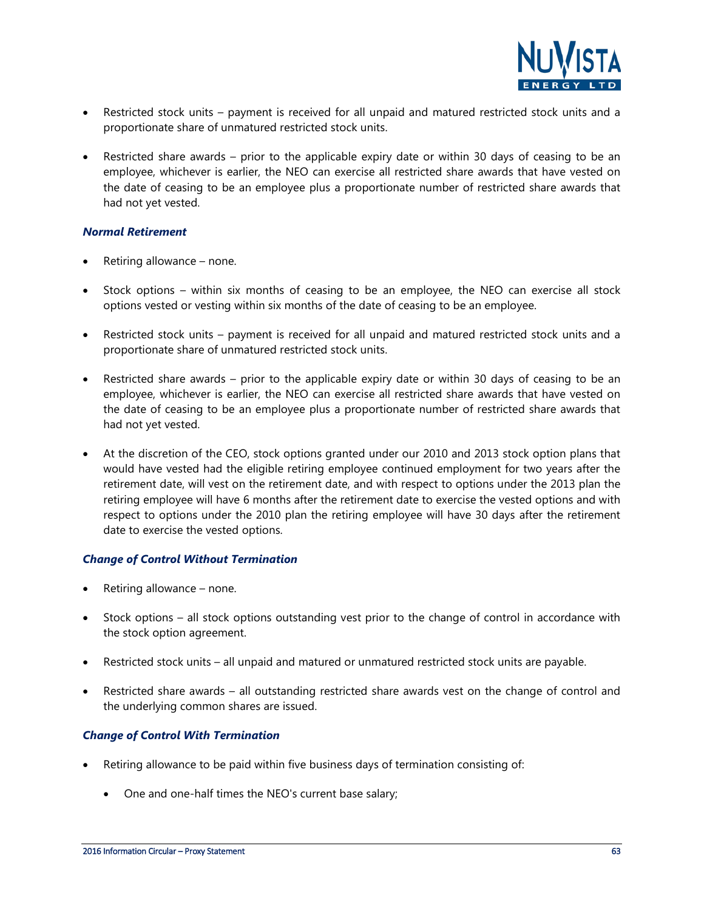- Restricted stock units – payment is received for all unpaid and matured restricted stock units and a proportionate share of unmatured restricted stock units.

- Restricted share awards – prior to the applicable expiry date or within 30 days of ceasing to be an employee, whichever is earlier, the NEO can exercise all restricted share awards that have vested on the date of ceasing to be an employee plus a proportionate number of restricted share awards that had not yet vested.

### *Normal Retirement*

- Retiring allowance – none.

- Stock options – within six months of ceasing to be an employee, the NEO can exercise all stock options vested or vesting within six months of the date of ceasing to be an employee.

- Restricted stock units – payment is received for all unpaid and matured restricted stock units and a proportionate share of unmatured restricted stock units.

- Restricted share awards – prior to the applicable expiry date or within 30 days of ceasing to be an employee, whichever is earlier, the NEO can exercise all restricted share awards that have vested on the date of ceasing to be an employee plus a proportionate number of restricted share awards that had not yet vested.

- At the discretion of the CEO, stock options granted under our 2010 and 2013 stock option plans that would have vested had the eligible retiring employee continued employment for two years after the retirement date, will vest on the retirement date, and with respect to options under the 2013 plan the retiring employee will have 6 months after the retirement date to exercise the vested options and with respect to options under the 2010 plan the retiring employee will have 30 days after the retirement date to exercise the vested options.

### *Change of Control Without Termination*

- Retiring allowance – none.

- Stock options – all stock options outstanding vest prior to the change of control in accordance with the stock option agreement.

- Restricted stock units – all unpaid and matured or unmatured restricted stock units are payable.

- Restricted share awards – all outstanding restricted share awards vest on the change of control and the underlying common shares are issued.

### *Change of Control With Termination*

- Retiring allowance to be paid within five business days of termination consisting of:

  - One and one-half times the NEO's current base salary;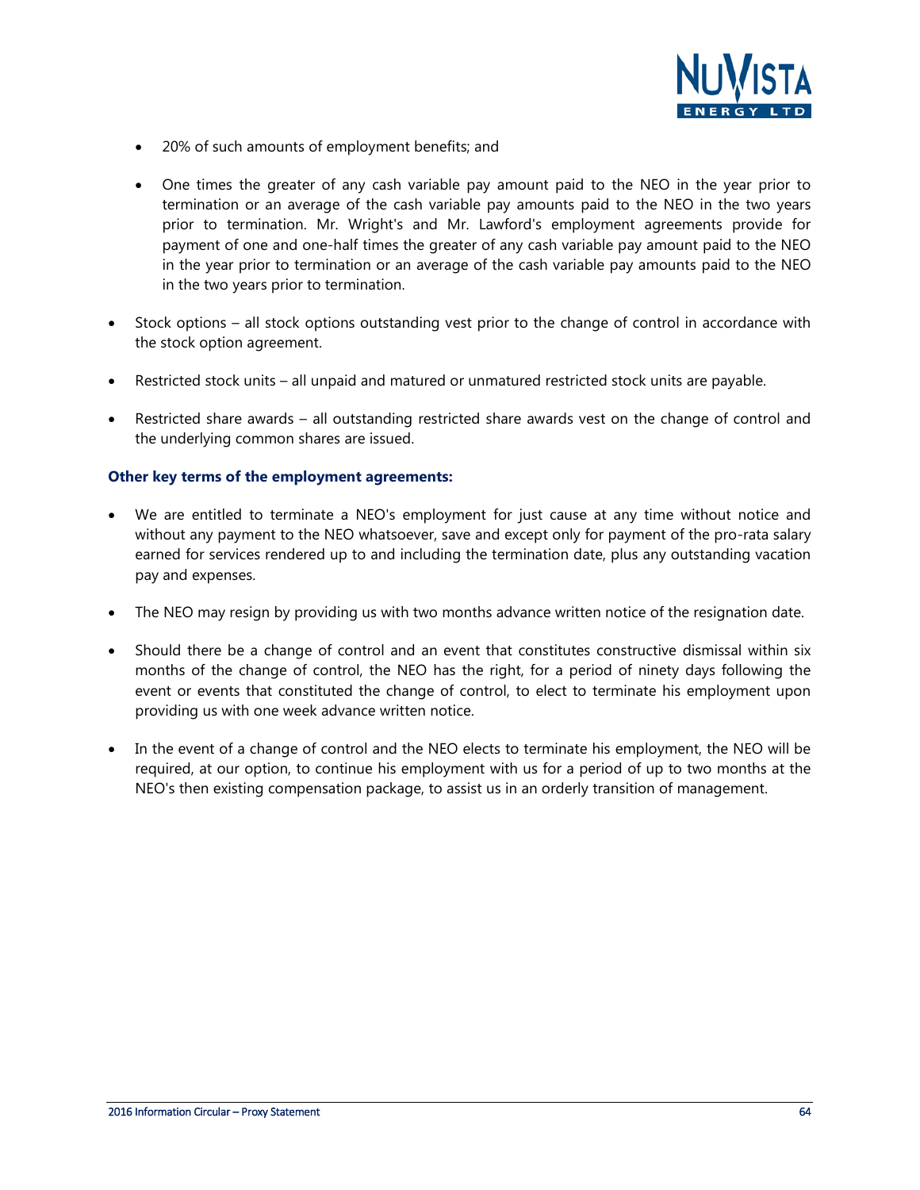- 20% of such amounts of employment benefits; and

  - One times the greater of any cash variable pay amount paid to the NEO in the year prior to termination or an average of the cash variable pay amounts paid to the NEO in the two years prior to termination. Mr. Wright's and Mr. Lawford's employment agreements provide for payment of one and one-half times the greater of any cash variable pay amount paid to the NEO in the year prior to termination or an average of the cash variable pay amounts paid to the NEO in the two years prior to termination.

- Stock options – all stock options outstanding vest prior to the change of control in accordance with the stock option agreement.

- Restricted stock units – all unpaid and matured or unmatured restricted stock units are payable.

- Restricted share awards – all outstanding restricted share awards vest on the change of control and the underlying common shares are issued.

**Other key terms of the employment agreements:**

- We are entitled to terminate a NEO's employment for just cause at any time without notice and without any payment to the NEO whatsoever, save and except only for payment of the pro-rata salary earned for services rendered up to and including the termination date, plus any outstanding vacation pay and expenses.

- The NEO may resign by providing us with two months advance written notice of the resignation date.

- Should there be a change of control and an event that constitutes constructive dismissal within six months of the change of control, the NEO has the right, for a period of ninety days following the event or events that constituted the change of control, to elect to terminate his employment upon providing us with one week advance written notice.

- In the event of a change of control and the NEO elects to terminate his employment, the NEO will be required, at our option, to continue his employment with us for a period of up to two months at the NEO's then existing compensation package, to assist us in an orderly transition of management.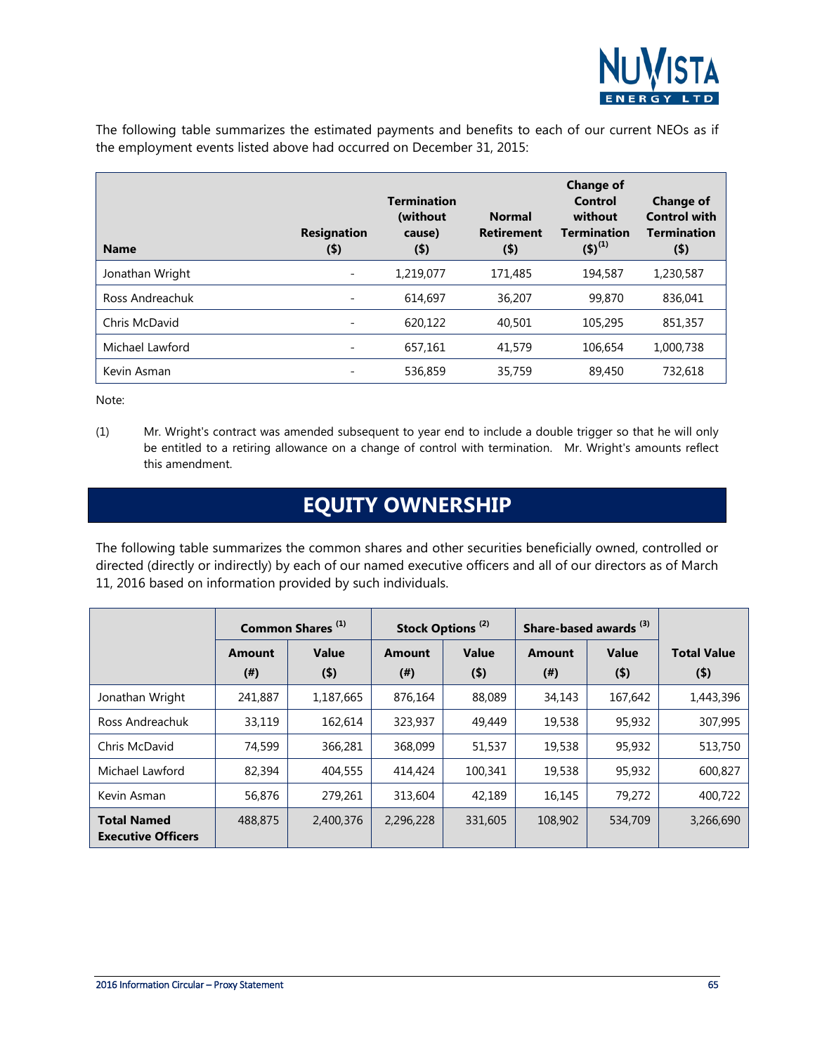The following table summarizes the estimated payments and benefits to each of our current NEOs as if the employment events listed above had occurred on December 31, 2015:

| Name | Resignation ($) | Termination (without cause) ($) | Normal Retirement ($) | Change of Control without Termination ($)[1] | Change of Control with Termination ($) |
|---|---|---|---|---|---|
| Jonathan Wright | - | 1,219,077 | 171,485 | 194,587 | 1,230,587 |
| Ross Andreachuk | - | 614,697 | 36,207 | 99,870 | 836,041 |
| Chris McDavid | - | 620,122 | 40,501 | 105,295 | 851,357 |
| Michael Lawford | - | 657,161 | 41,579 | 106,654 | 1,000,738 |
| Kevin Asman | - | 536,859 | 35,759 | 89,450 | 732,618 |

Note:

(1) Mr. Wright's contract was amended subsequent to year end to include a double trigger so that he will only be entitled to a retiring allowance on a change of control with termination. Mr. Wright's amounts reflect this amendment.

# EQUITY OWNERSHIP

The following table summarizes the common shares and other securities beneficially owned, controlled or directed (directly or indirectly) by each of our named executive officers and all of our directors as of March 11, 2016 based on information provided by such individuals.

| | Common Shares [1] | | Stock Options [2] | | Share-based awards [3] | | |
|---|---|---|---|---|---|---|---|
| | Amount (#) | Value ($) | Amount (#) | Value ($) | Amount (#) | Value ($) | Total Value ($) |
| Jonathan Wright | 241,887 | 1,187,665 | 876,164 | 88,089 | 34,143 | 167,642 | 1,443,396 |
| Ross Andreachuk | 33,119 | 162,614 | 323,937 | 49,449 | 19,538 | 95,932 | 307,995 |
| Chris McDavid | 74,599 | 366,281 | 368,099 | 51,537 | 19,538 | 95,932 | 513,750 |
| Michael Lawford | 82,394 | 404,555 | 414,424 | 100,341 | 19,538 | 95,932 | 600,827 |
| Kevin Asman | 56,876 | 279,261 | 313,604 | 42,189 | 16,145 | 79,272 | 400,722 |
| **Total Named Executive Officers** | 488,875 | 2,400,376 | 2,296,228 | 331,605 | 108,902 | 534,709 | 3,266,690 |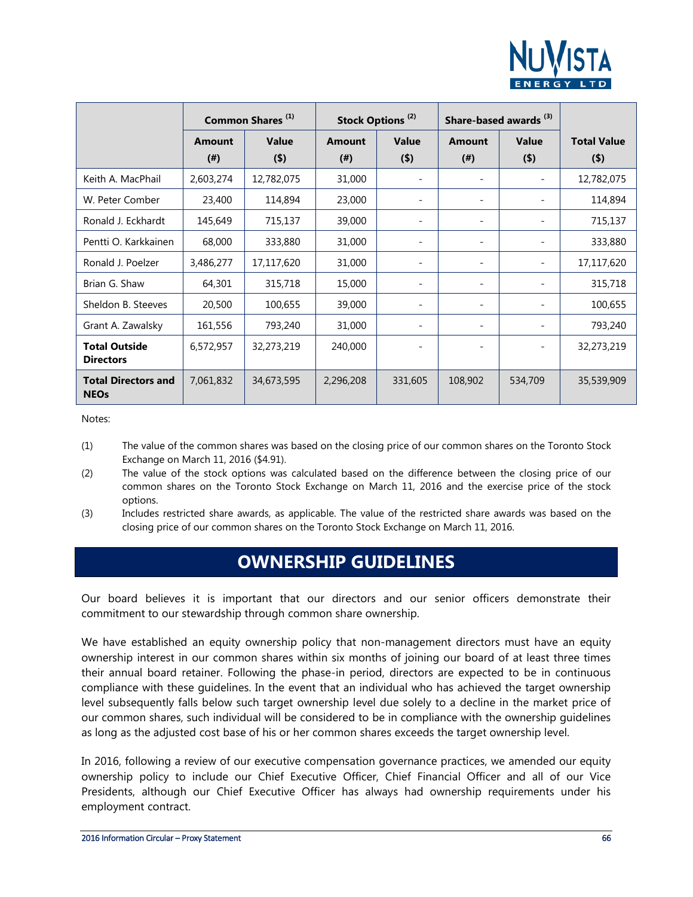| | Common Shares [(1)] | | Stock Options [(2)] | | Share-based awards [(3)] | | |
|---|---|---|---|---|---|---|---|
| | Amount (#) | Value ($) | Amount (#) | Value ($) | Amount (#) | Value ($) | Total Value ($) |
| Keith A. MacPhail | 2,603,274 | 12,782,075 | 31,000 | - | - | - | 12,782,075 |
| W. Peter Comber | 23,400 | 114,894 | 23,000 | - | - | - | 114,894 |
| Ronald J. Eckhardt | 145,649 | 715,137 | 39,000 | - | - | - | 715,137 |
| Pentti O. Karkkainen | 68,000 | 333,880 | 31,000 | - | - | - | 333,880 |
| Ronald J. Poelzer | 3,486,277 | 17,117,620 | 31,000 | - | - | - | 17,117,620 |
| Brian G. Shaw | 64,301 | 315,718 | 15,000 | - | - | - | 315,718 |
| Sheldon B. Steeves | 20,500 | 100,655 | 39,000 | - | - | - | 100,655 |
| Grant A. Zawalsky | 161,556 | 793,240 | 31,000 | - | - | - | 793,240 |
| **Total Outside Directors** | 6,572,957 | 32,273,219 | 240,000 | - | - | - | 32,273,219 |
| **Total Directors and NEOs** | 7,061,832 | 34,673,595 | 2,296,208 | 331,605 | 108,902 | 534,709 | 35,539,909 |

Notes:

(1) The value of the common shares was based on the closing price of our common shares on the Toronto Stock Exchange on March 11, 2016 ($4.91).

(2) The value of the stock options was calculated based on the difference between the closing price of our common shares on the Toronto Stock Exchange on March 11, 2016 and the exercise price of the stock options.

(3) Includes restricted share awards, as applicable. The value of the restricted share awards was based on the closing price of our common shares on the Toronto Stock Exchange on March 11, 2016.

# OWNERSHIP GUIDELINES

Our board believes it is important that our directors and our senior officers demonstrate their commitment to our stewardship through common share ownership.

We have established an equity ownership policy that non-management directors must have an equity ownership interest in our common shares within six months of joining our board of at least three times their annual board retainer. Following the phase-in period, directors are expected to be in continuous compliance with these guidelines. In the event that an individual who has achieved the target ownership level subsequently falls below such target ownership level due solely to a decline in the market price of our common shares, such individual will be considered to be in compliance with the ownership guidelines as long as the adjusted cost base of his or her common shares exceeds the target ownership level.

In 2016, following a review of our executive compensation governance practices, we amended our equity ownership policy to include our Chief Executive Officer, Chief Financial Officer and all of our Vice Presidents, although our Chief Executive Officer has always had ownership requirements under his employment contract.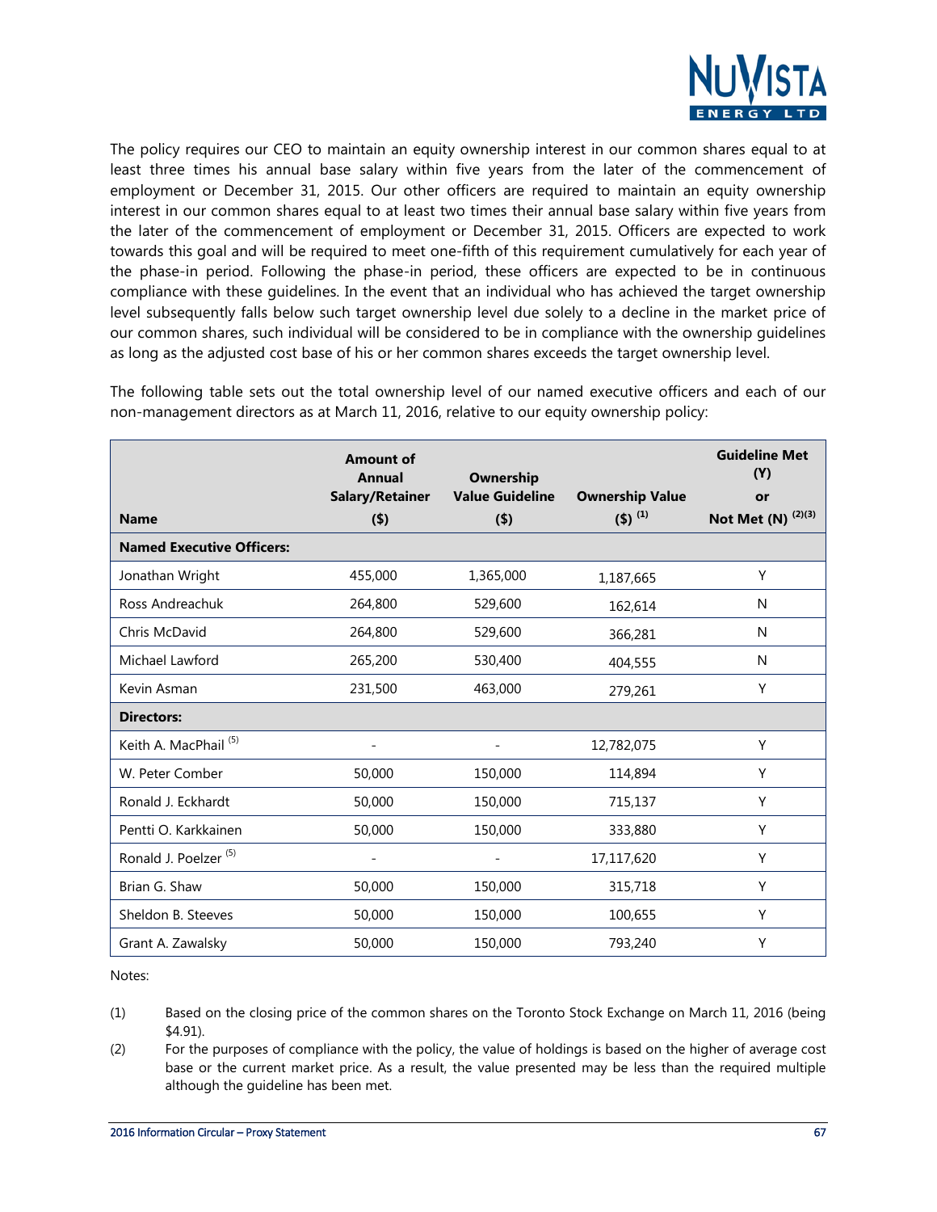The policy requires our CEO to maintain an equity ownership interest in our common shares equal to at least three times his annual base salary within five years from the later of the commencement of employment or December 31, 2015. Our other officers are required to maintain an equity ownership interest in our common shares equal to at least two times their annual base salary within five years from the later of the commencement of employment or December 31, 2015. Officers are expected to work towards this goal and will be required to meet one-fifth of this requirement cumulatively for each year of the phase-in period. Following the phase-in period, these officers are expected to be in continuous compliance with these guidelines. In the event that an individual who has achieved the target ownership level subsequently falls below such target ownership level due solely to a decline in the market price of our common shares, such individual will be considered to be in compliance with the ownership guidelines as long as the adjusted cost base of his or her common shares exceeds the target ownership level.

The following table sets out the total ownership level of our named executive officers and each of our non-management directors as at March 11, 2016, relative to our equity ownership policy:

| Name | Amount of Annual Salary/Retainer ($) | Ownership Value Guideline ($) | Ownership Value ($) (1) | Guideline Met (Y) or Not Met (N) (2)(3) |
|---|---|---|---|---|
| **Named Executive Officers:** | | | | |
| Jonathan Wright | 455,000 | 1,365,000 | 1,187,665 | Y |
| Ross Andreachuk | 264,800 | 529,600 | 162,614 | N |
| Chris McDavid | 264,800 | 529,600 | 366,281 | N |
| Michael Lawford | 265,200 | 530,400 | 404,555 | N |
| Kevin Asman | 231,500 | 463,000 | 279,261 | Y |
| **Directors:** | | | | |
| Keith A. MacPhail (5) | - | - | 12,782,075 | Y |
| W. Peter Comber | 50,000 | 150,000 | 114,894 | Y |
| Ronald J. Eckhardt | 50,000 | 150,000 | 715,137 | Y |
| Pentti O. Karkkainen | 50,000 | 150,000 | 333,880 | Y |
| Ronald J. Poelzer (5) | - | - | 17,117,620 | Y |
| Brian G. Shaw | 50,000 | 150,000 | 315,718 | Y |
| Sheldon B. Steeves | 50,000 | 150,000 | 100,655 | Y |
| Grant A. Zawalsky | 50,000 | 150,000 | 793,240 | Y |

Notes:

(1) Based on the closing price of the common shares on the Toronto Stock Exchange on March 11, 2016 (being $4.91).

(2) For the purposes of compliance with the policy, the value of holdings is based on the higher of average cost base or the current market price. As a result, the value presented may be less than the required multiple although the guideline has been met.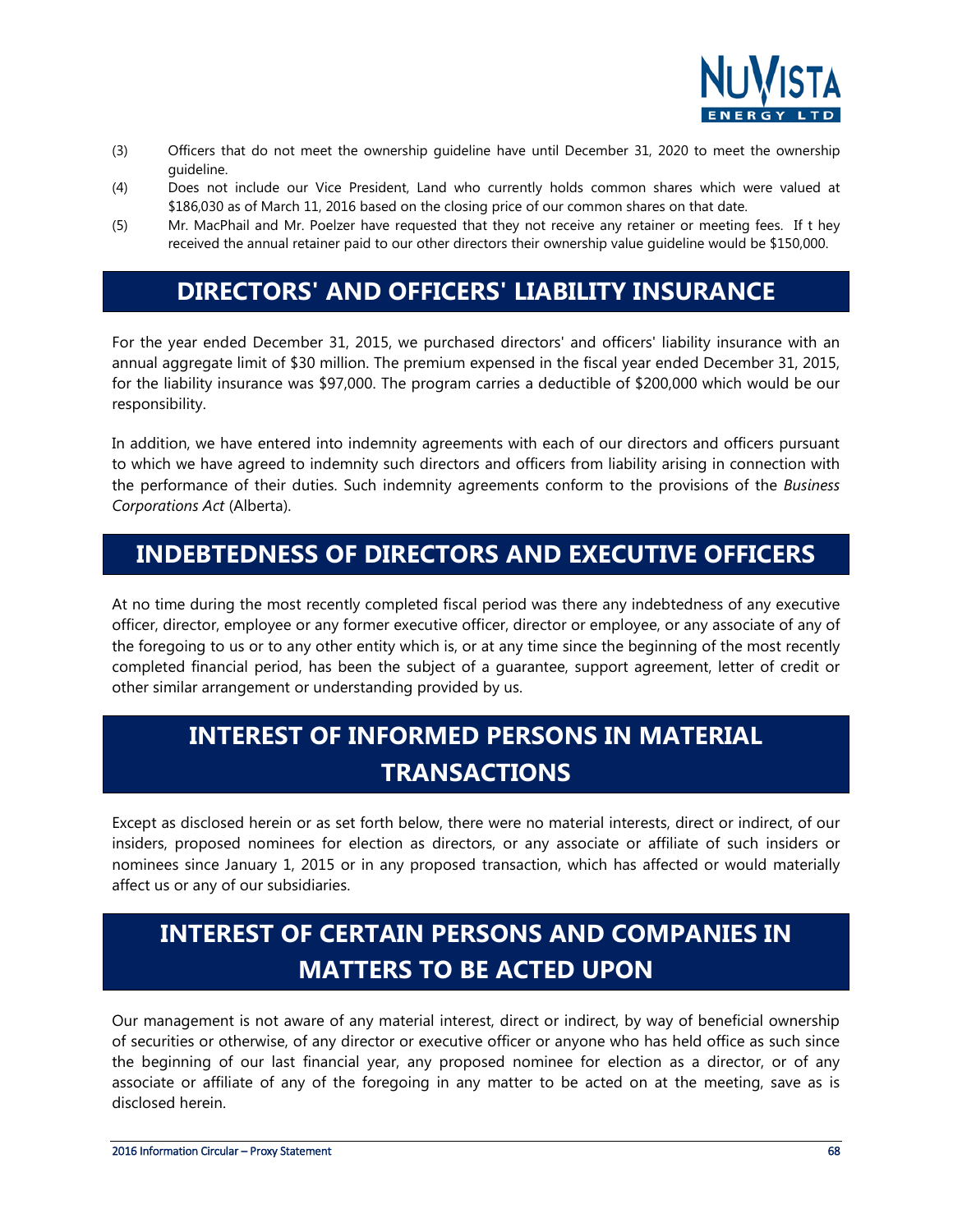(3) Officers that do not meet the ownership guideline have until December 31, 2020 to meet the ownership guideline.

(4) Does not include our Vice President, Land who currently holds common shares which were valued at $186,030 as of March 11, 2016 based on the closing price of our common shares on that date.

(5) Mr. MacPhail and Mr. Poelzer have requested that they not receive any retainer or meeting fees. If t hey received the annual retainer paid to our other directors their ownership value guideline would be $150,000.

# DIRECTORS' AND OFFICERS' LIABILITY INSURANCE

For the year ended December 31, 2015, we purchased directors' and officers' liability insurance with an annual aggregate limit of $30 million. The premium expensed in the fiscal year ended December 31, 2015, for the liability insurance was $97,000. The program carries a deductible of $200,000 which would be our responsibility.

In addition, we have entered into indemnity agreements with each of our directors and officers pursuant to which we have agreed to indemnity such directors and officers from liability arising in connection with the performance of their duties. Such indemnity agreements conform to the provisions of the *Business Corporations Act* (Alberta).

# INDEBTEDNESS OF DIRECTORS AND EXECUTIVE OFFICERS

At no time during the most recently completed fiscal period was there any indebtedness of any executive officer, director, employee or any former executive officer, director or employee, or any associate of any of the foregoing to us or to any other entity which is, or at any time since the beginning of the most recently completed financial period, has been the subject of a guarantee, support agreement, letter of credit or other similar arrangement or understanding provided by us.

# INTEREST OF INFORMED PERSONS IN MATERIAL TRANSACTIONS

Except as disclosed herein or as set forth below, there were no material interests, direct or indirect, of our insiders, proposed nominees for election as directors, or any associate or affiliate of such insiders or nominees since January 1, 2015 or in any proposed transaction, which has affected or would materially affect us or any of our subsidiaries.

# INTEREST OF CERTAIN PERSONS AND COMPANIES IN MATTERS TO BE ACTED UPON

Our management is not aware of any material interest, direct or indirect, by way of beneficial ownership of securities or otherwise, of any director or executive officer or anyone who has held office as such since the beginning of our last financial year, any proposed nominee for election as a director, or of any associate or affiliate of any of the foregoing in any matter to be acted on at the meeting, save as is disclosed herein.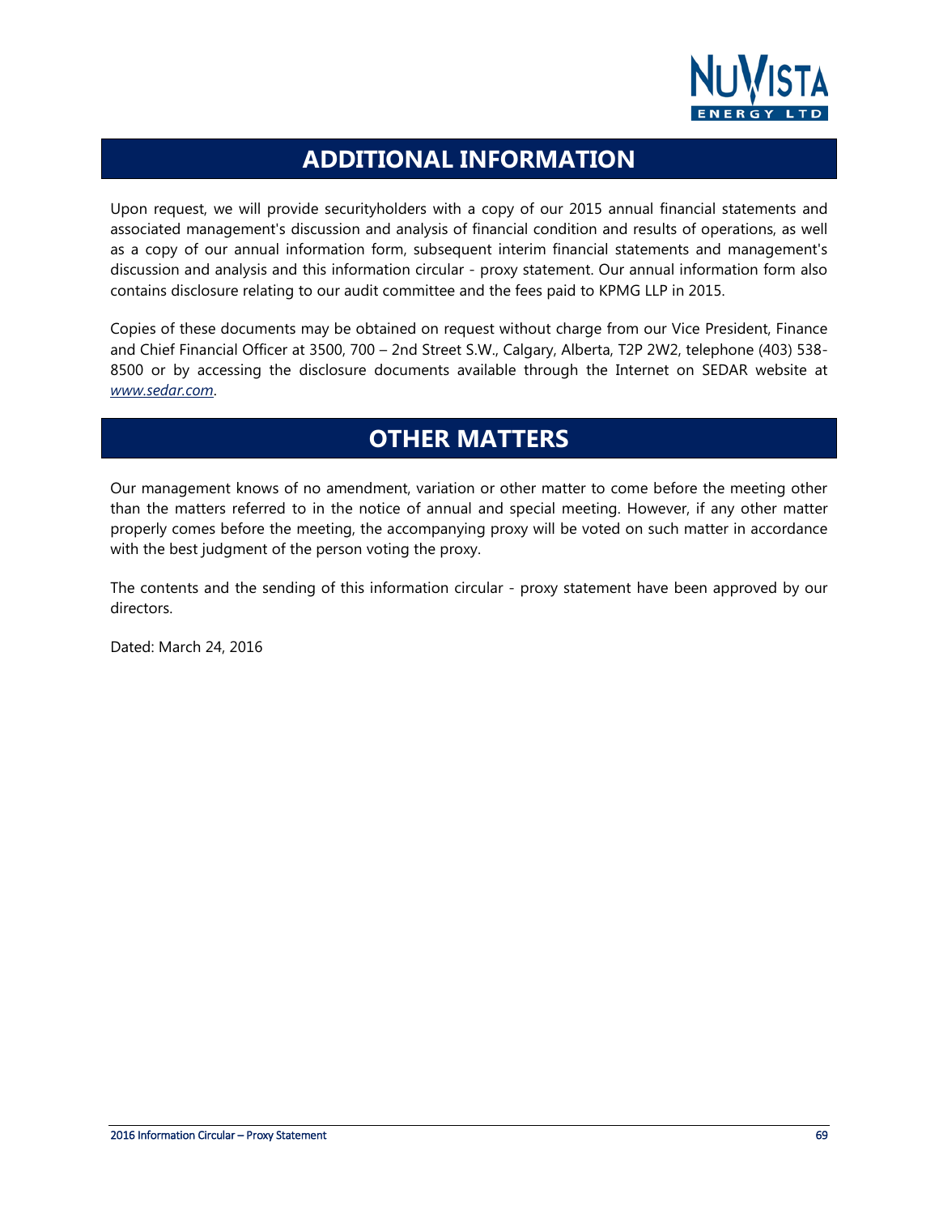# ADDITIONAL INFORMATION

Upon request, we will provide securityholders with a copy of our 2015 annual financial statements and associated management's discussion and analysis of financial condition and results of operations, as well as a copy of our annual information form, subsequent interim financial statements and management's discussion and analysis and this information circular - proxy statement. Our annual information form also contains disclosure relating to our audit committee and the fees paid to KPMG LLP in 2015.

Copies of these documents may be obtained on request without charge from our Vice President, Finance and Chief Financial Officer at 3500, 700 – 2nd Street S.W., Calgary, Alberta, T2P 2W2, telephone (403) 538-8500 or by accessing the disclosure documents available through the Internet on SEDAR website at *www.sedar.com*.

# OTHER MATTERS

Our management knows of no amendment, variation or other matter to come before the meeting other than the matters referred to in the notice of annual and special meeting. However, if any other matter properly comes before the meeting, the accompanying proxy will be voted on such matter in accordance with the best judgment of the person voting the proxy.

The contents and the sending of this information circular - proxy statement have been approved by our directors.

Dated: March 24, 2016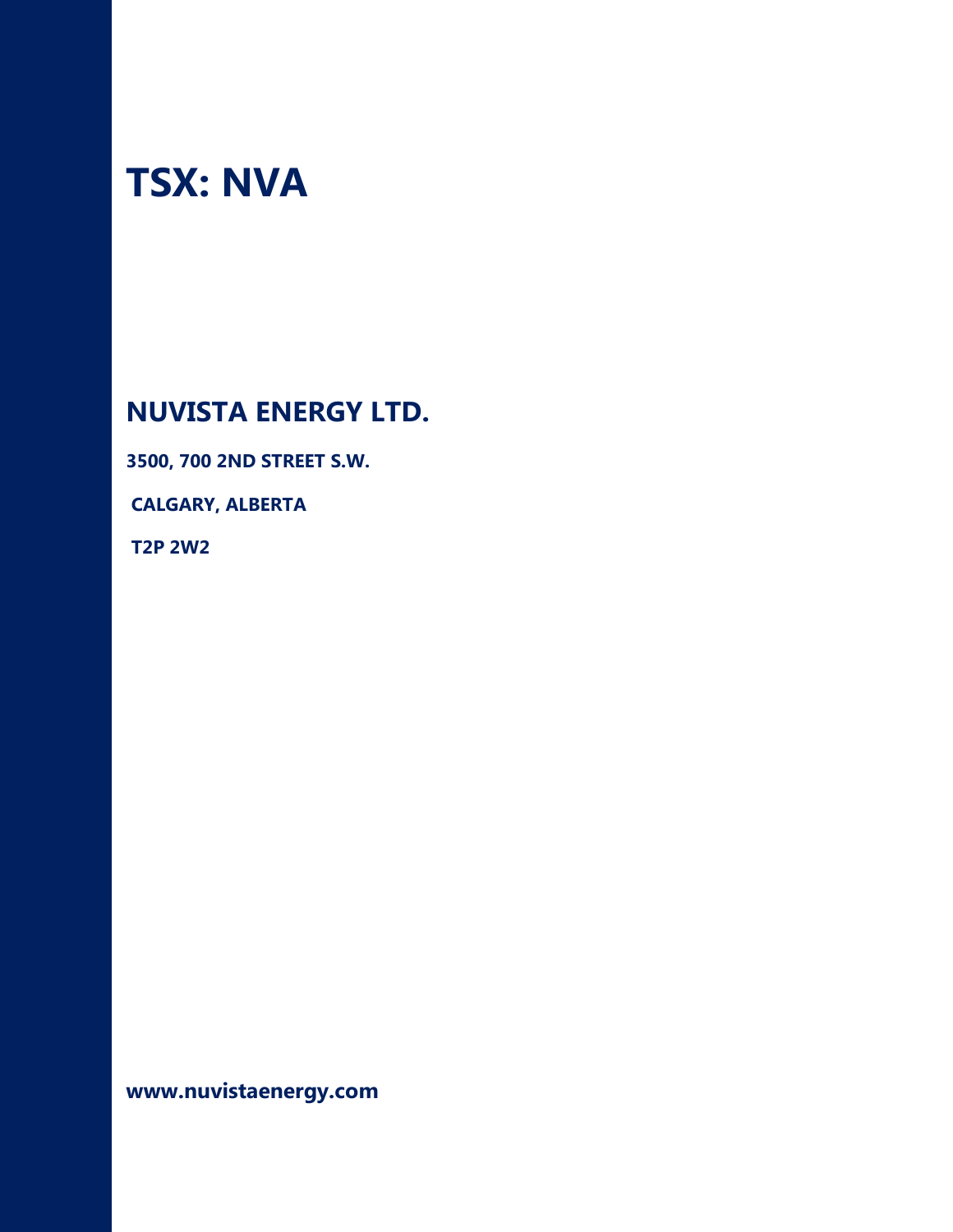# TSX: NVA

## NUVISTA ENERGY LTD.

**3500, 700 2ND STREET S.W.**

**CALGARY, ALBERTA**

**T2P 2W2**

**www.nuvistaenergy.com**